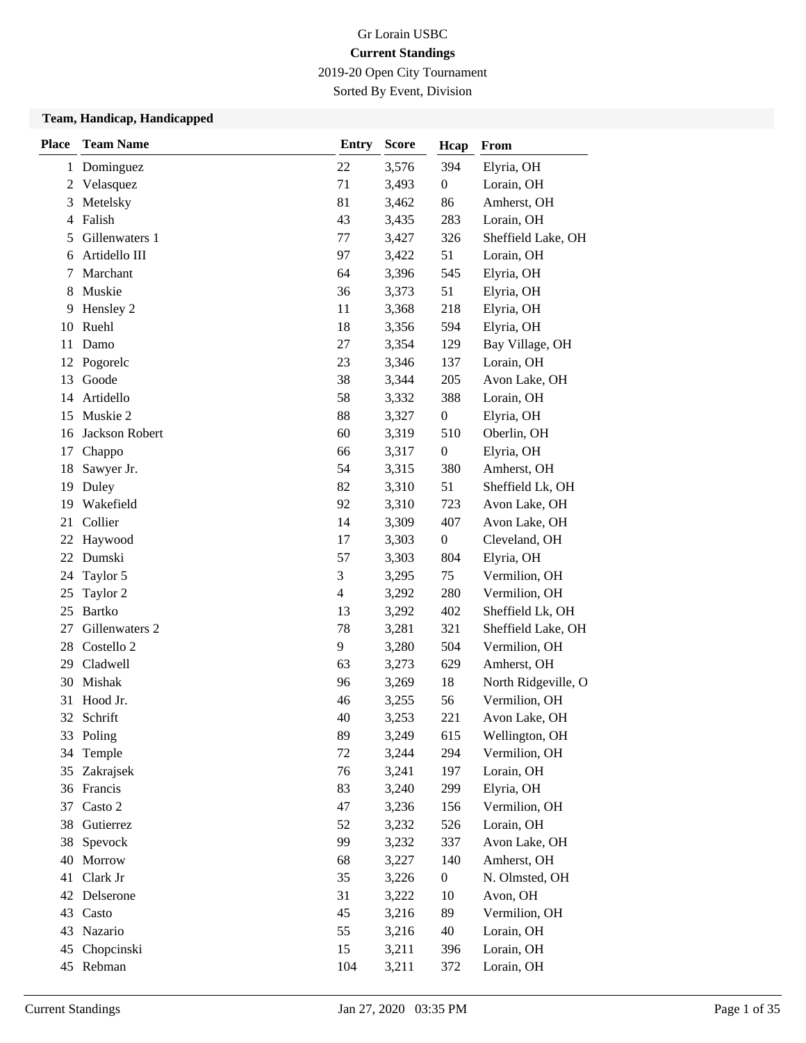Gr Lorain USBC

**Current Standings**

2019-20 Open City Tournament

Sorted By Event, Division

### Team, Handicap, Handicapped

| Place | Team Name | Entry | Score | Hcap | From |
|---|---|---|---|---|---|
| 1 | Dominguez | 22 | 3,576 | 394 | Elyria, OH |
| 2 | Velasquez | 71 | 3,493 | 0 | Lorain, OH |
| 3 | Metelsky | 81 | 3,462 | 86 | Amherst, OH |
| 4 | Falish | 43 | 3,435 | 283 | Lorain, OH |
| 5 | Gillenwaters 1 | 77 | 3,427 | 326 | Sheffield Lake, OH |
| 6 | Artidello III | 97 | 3,422 | 51 | Lorain, OH |
| 7 | Marchant | 64 | 3,396 | 545 | Elyria, OH |
| 8 | Muskie | 36 | 3,373 | 51 | Elyria, OH |
| 9 | Hensley 2 | 11 | 3,368 | 218 | Elyria, OH |
| 10 | Ruehl | 18 | 3,356 | 594 | Elyria, OH |
| 11 | Damo | 27 | 3,354 | 129 | Bay Village, OH |
| 12 | Pogorelc | 23 | 3,346 | 137 | Lorain, OH |
| 13 | Goode | 38 | 3,344 | 205 | Avon Lake, OH |
| 14 | Artidello | 58 | 3,332 | 388 | Lorain, OH |
| 15 | Muskie 2 | 88 | 3,327 | 0 | Elyria, OH |
| 16 | Jackson Robert | 60 | 3,319 | 510 | Oberlin, OH |
| 17 | Chappo | 66 | 3,317 | 0 | Elyria, OH |
| 18 | Sawyer Jr. | 54 | 3,315 | 380 | Amherst, OH |
| 19 | Duley | 82 | 3,310 | 51 | Sheffield Lk, OH |
| 19 | Wakefield | 92 | 3,310 | 723 | Avon Lake, OH |
| 21 | Collier | 14 | 3,309 | 407 | Avon Lake, OH |
| 22 | Haywood | 17 | 3,303 | 0 | Cleveland, OH |
| 22 | Dumski | 57 | 3,303 | 804 | Elyria, OH |
| 24 | Taylor 5 | 3 | 3,295 | 75 | Vermilion, OH |
| 25 | Taylor 2 | 4 | 3,292 | 280 | Vermilion, OH |
| 25 | Bartko | 13 | 3,292 | 402 | Sheffield Lk, OH |
| 27 | Gillenwaters 2 | 78 | 3,281 | 321 | Sheffield Lake, OH |
| 28 | Costello 2 | 9 | 3,280 | 504 | Vermilion, OH |
| 29 | Cladwell | 63 | 3,273 | 629 | Amherst, OH |
| 30 | Mishak | 96 | 3,269 | 18 | North Ridgeville, O |
| 31 | Hood Jr. | 46 | 3,255 | 56 | Vermilion, OH |
| 32 | Schrift | 40 | 3,253 | 221 | Avon Lake, OH |
| 33 | Poling | 89 | 3,249 | 615 | Wellington, OH |
| 34 | Temple | 72 | 3,244 | 294 | Vermilion, OH |
| 35 | Zakrajsek | 76 | 3,241 | 197 | Lorain, OH |
| 36 | Francis | 83 | 3,240 | 299 | Elyria, OH |
| 37 | Casto 2 | 47 | 3,236 | 156 | Vermilion, OH |
| 38 | Gutierrez | 52 | 3,232 | 526 | Lorain, OH |
| 38 | Spevock | 99 | 3,232 | 337 | Avon Lake, OH |
| 40 | Morrow | 68 | 3,227 | 140 | Amherst, OH |
| 41 | Clark Jr | 35 | 3,226 | 0 | N. Olmsted, OH |
| 42 | Delserone | 31 | 3,222 | 10 | Avon, OH |
| 43 | Casto | 45 | 3,216 | 89 | Vermilion, OH |
| 43 | Nazario | 55 | 3,216 | 40 | Lorain, OH |
| 45 | Chopcinski | 15 | 3,211 | 396 | Lorain, OH |
| 45 | Rebman | 104 | 3,211 | 372 | Lorain, OH |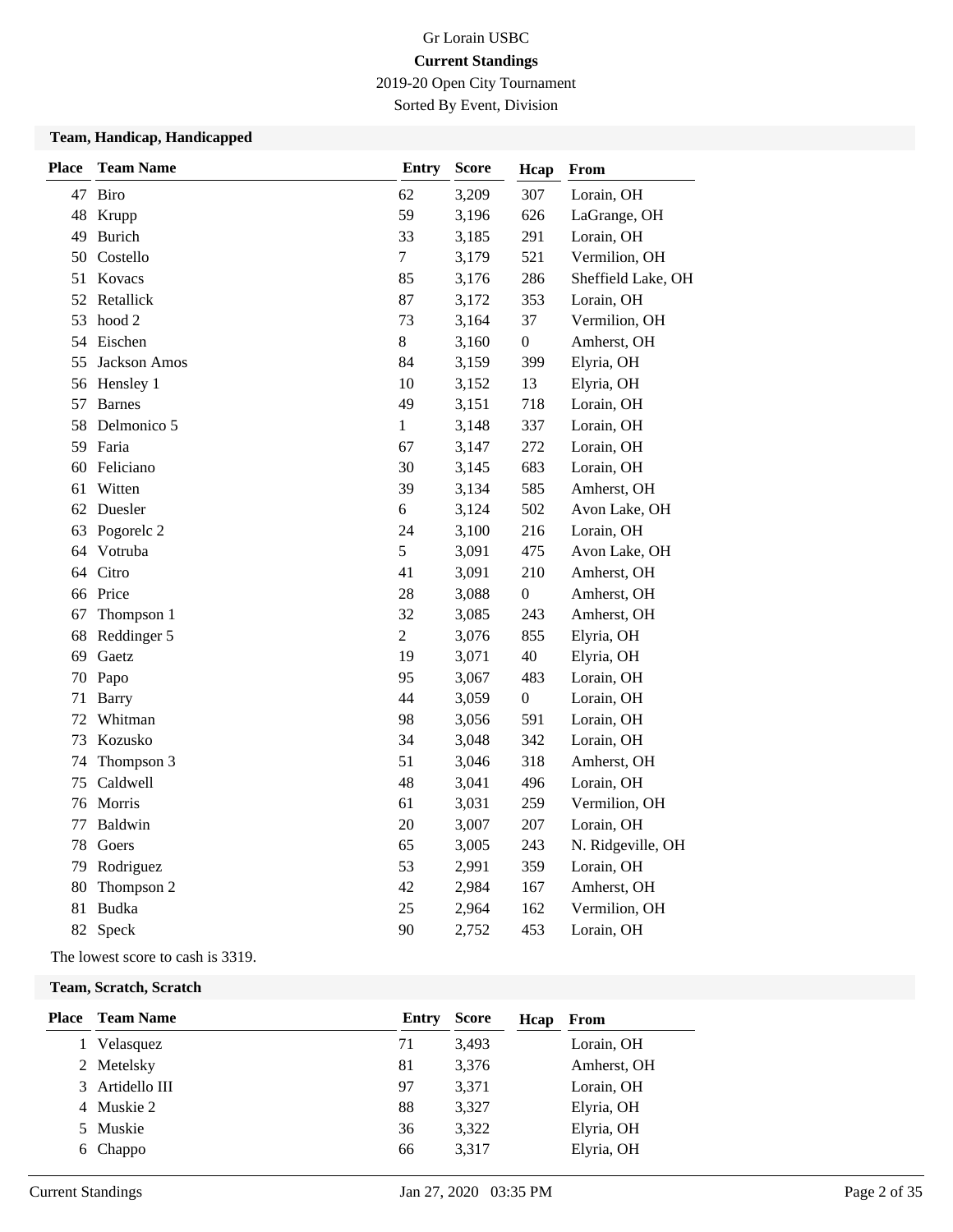Gr Lorain USBC

**Current Standings**

2019-20 Open City Tournament

Sorted By Event, Division

### Team, Handicap, Handicapped

| Place | Team Name | Entry | Score | Hcap | From |
|---|---|---|---|---|---|
| 47 | Biro | 62 | 3,209 | 307 | Lorain, OH |
| 48 | Krupp | 59 | 3,196 | 626 | LaGrange, OH |
| 49 | Burich | 33 | 3,185 | 291 | Lorain, OH |
| 50 | Costello | 7 | 3,179 | 521 | Vermilion, OH |
| 51 | Kovacs | 85 | 3,176 | 286 | Sheffield Lake, OH |
| 52 | Retallick | 87 | 3,172 | 353 | Lorain, OH |
| 53 | hood 2 | 73 | 3,164 | 37 | Vermilion, OH |
| 54 | Eischen | 8 | 3,160 | 0 | Amherst, OH |
| 55 | Jackson Amos | 84 | 3,159 | 399 | Elyria, OH |
| 56 | Hensley 1 | 10 | 3,152 | 13 | Elyria, OH |
| 57 | Barnes | 49 | 3,151 | 718 | Lorain, OH |
| 58 | Delmonico 5 | 1 | 3,148 | 337 | Lorain, OH |
| 59 | Faria | 67 | 3,147 | 272 | Lorain, OH |
| 60 | Feliciano | 30 | 3,145 | 683 | Lorain, OH |
| 61 | Witten | 39 | 3,134 | 585 | Amherst, OH |
| 62 | Duesler | 6 | 3,124 | 502 | Avon Lake, OH |
| 63 | Pogorelc 2 | 24 | 3,100 | 216 | Lorain, OH |
| 64 | Votruba | 5 | 3,091 | 475 | Avon Lake, OH |
| 64 | Citro | 41 | 3,091 | 210 | Amherst, OH |
| 66 | Price | 28 | 3,088 | 0 | Amherst, OH |
| 67 | Thompson 1 | 32 | 3,085 | 243 | Amherst, OH |
| 68 | Reddinger 5 | 2 | 3,076 | 855 | Elyria, OH |
| 69 | Gaetz | 19 | 3,071 | 40 | Elyria, OH |
| 70 | Papo | 95 | 3,067 | 483 | Lorain, OH |
| 71 | Barry | 44 | 3,059 | 0 | Lorain, OH |
| 72 | Whitman | 98 | 3,056 | 591 | Lorain, OH |
| 73 | Kozusko | 34 | 3,048 | 342 | Lorain, OH |
| 74 | Thompson 3 | 51 | 3,046 | 318 | Amherst, OH |
| 75 | Caldwell | 48 | 3,041 | 496 | Lorain, OH |
| 76 | Morris | 61 | 3,031 | 259 | Vermilion, OH |
| 77 | Baldwin | 20 | 3,007 | 207 | Lorain, OH |
| 78 | Goers | 65 | 3,005 | 243 | N. Ridgeville, OH |
| 79 | Rodriguez | 53 | 2,991 | 359 | Lorain, OH |
| 80 | Thompson 2 | 42 | 2,984 | 167 | Amherst, OH |
| 81 | Budka | 25 | 2,964 | 162 | Vermilion, OH |
| 82 | Speck | 90 | 2,752 | 453 | Lorain, OH |

The lowest score to cash is 3319.

### Team, Scratch, Scratch

| Place | Team Name | Entry | Score | Hcap | From |
|---|---|---|---|---|---|
| 1 | Velasquez | 71 | 3,493 | | Lorain, OH |
| 2 | Metelsky | 81 | 3,376 | | Amherst, OH |
| 3 | Artidello III | 97 | 3,371 | | Lorain, OH |
| 4 | Muskie 2 | 88 | 3,327 | | Elyria, OH |
| 5 | Muskie | 36 | 3,322 | | Elyria, OH |
| 6 | Chappo | 66 | 3,317 | | Elyria, OH |

Current Standings Jan 27, 2020 03:35 PM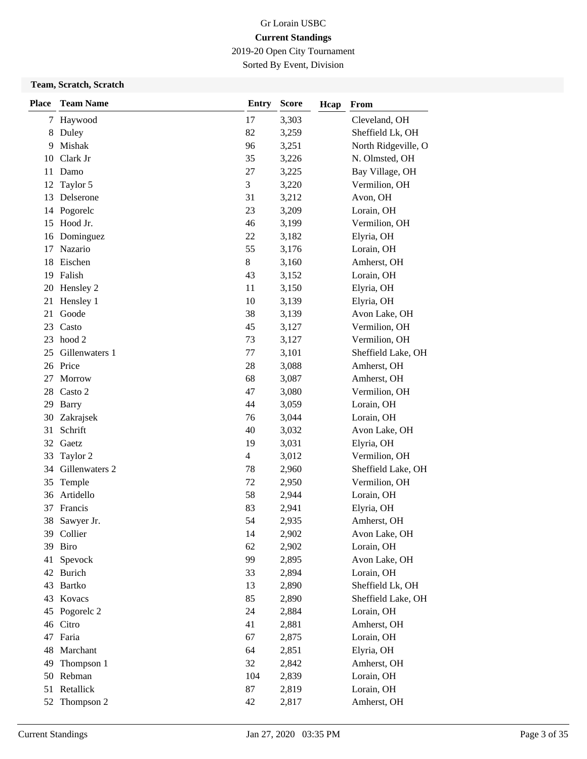Gr Lorain USBC

**Current Standings**

2019-20 Open City Tournament

Sorted By Event, Division

**Team, Scratch, Scratch**

| Place | Team Name | Entry | Score | Hcap | From |
|---|---|---|---|---|---|
| 7 | Haywood | 17 | 3,303 | | Cleveland, OH |
| 8 | Duley | 82 | 3,259 | | Sheffield Lk, OH |
| 9 | Mishak | 96 | 3,251 | | North Ridgeville, O |
| 10 | Clark Jr | 35 | 3,226 | | N. Olmsted, OH |
| 11 | Damo | 27 | 3,225 | | Bay Village, OH |
| 12 | Taylor 5 | 3 | 3,220 | | Vermilion, OH |
| 13 | Delserone | 31 | 3,212 | | Avon, OH |
| 14 | Pogorelc | 23 | 3,209 | | Lorain, OH |
| 15 | Hood Jr. | 46 | 3,199 | | Vermilion, OH |
| 16 | Dominguez | 22 | 3,182 | | Elyria, OH |
| 17 | Nazario | 55 | 3,176 | | Lorain, OH |
| 18 | Eischen | 8 | 3,160 | | Amherst, OH |
| 19 | Falish | 43 | 3,152 | | Lorain, OH |
| 20 | Hensley 2 | 11 | 3,150 | | Elyria, OH |
| 21 | Hensley 1 | 10 | 3,139 | | Elyria, OH |
| 21 | Goode | 38 | 3,139 | | Avon Lake, OH |
| 23 | Casto | 45 | 3,127 | | Vermilion, OH |
| 23 | hood 2 | 73 | 3,127 | | Vermilion, OH |
| 25 | Gillenwaters 1 | 77 | 3,101 | | Sheffield Lake, OH |
| 26 | Price | 28 | 3,088 | | Amherst, OH |
| 27 | Morrow | 68 | 3,087 | | Amherst, OH |
| 28 | Casto 2 | 47 | 3,080 | | Vermilion, OH |
| 29 | Barry | 44 | 3,059 | | Lorain, OH |
| 30 | Zakrajsek | 76 | 3,044 | | Lorain, OH |
| 31 | Schrift | 40 | 3,032 | | Avon Lake, OH |
| 32 | Gaetz | 19 | 3,031 | | Elyria, OH |
| 33 | Taylor 2 | 4 | 3,012 | | Vermilion, OH |
| 34 | Gillenwaters 2 | 78 | 2,960 | | Sheffield Lake, OH |
| 35 | Temple | 72 | 2,950 | | Vermilion, OH |
| 36 | Artidello | 58 | 2,944 | | Lorain, OH |
| 37 | Francis | 83 | 2,941 | | Elyria, OH |
| 38 | Sawyer Jr. | 54 | 2,935 | | Amherst, OH |
| 39 | Collier | 14 | 2,902 | | Avon Lake, OH |
| 39 | Biro | 62 | 2,902 | | Lorain, OH |
| 41 | Spevock | 99 | 2,895 | | Avon Lake, OH |
| 42 | Burich | 33 | 2,894 | | Lorain, OH |
| 43 | Bartko | 13 | 2,890 | | Sheffield Lk, OH |
| 43 | Kovacs | 85 | 2,890 | | Sheffield Lake, OH |
| 45 | Pogorelc 2 | 24 | 2,884 | | Lorain, OH |
| 46 | Citro | 41 | 2,881 | | Amherst, OH |
| 47 | Faria | 67 | 2,875 | | Lorain, OH |
| 48 | Marchant | 64 | 2,851 | | Elyria, OH |
| 49 | Thompson 1 | 32 | 2,842 | | Amherst, OH |
| 50 | Rebman | 104 | 2,839 | | Lorain, OH |
| 51 | Retallick | 87 | 2,819 | | Lorain, OH |
| 52 | Thompson 2 | 42 | 2,817 | | Amherst, OH |

Current Standings Jan 27, 2020 03:35 PM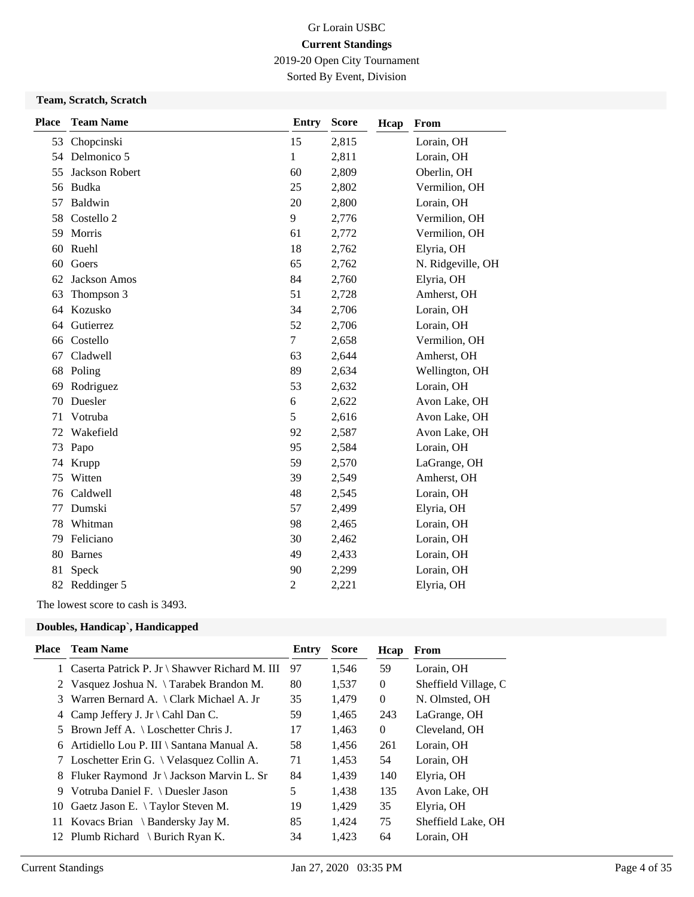# Gr Lorain USBC

**Current Standings**

2019-20 Open City Tournament

Sorted By Event, Division

### Team, Scratch, Scratch

| Place | Team Name | Entry | Score | Hcap | From |
|---|---|---|---|---|---|
| 53 | Chopcinski | 15 | 2,815 | | Lorain, OH |
| 54 | Delmonico 5 | 1 | 2,811 | | Lorain, OH |
| 55 | Jackson Robert | 60 | 2,809 | | Oberlin, OH |
| 56 | Budka | 25 | 2,802 | | Vermilion, OH |
| 57 | Baldwin | 20 | 2,800 | | Lorain, OH |
| 58 | Costello 2 | 9 | 2,776 | | Vermilion, OH |
| 59 | Morris | 61 | 2,772 | | Vermilion, OH |
| 60 | Ruehl | 18 | 2,762 | | Elyria, OH |
| 60 | Goers | 65 | 2,762 | | N. Ridgeville, OH |
| 62 | Jackson Amos | 84 | 2,760 | | Elyria, OH |
| 63 | Thompson 3 | 51 | 2,728 | | Amherst, OH |
| 64 | Kozusko | 34 | 2,706 | | Lorain, OH |
| 64 | Gutierrez | 52 | 2,706 | | Lorain, OH |
| 66 | Costello | 7 | 2,658 | | Vermilion, OH |
| 67 | Cladwell | 63 | 2,644 | | Amherst, OH |
| 68 | Poling | 89 | 2,634 | | Wellington, OH |
| 69 | Rodriguez | 53 | 2,632 | | Lorain, OH |
| 70 | Duesler | 6 | 2,622 | | Avon Lake, OH |
| 71 | Votruba | 5 | 2,616 | | Avon Lake, OH |
| 72 | Wakefield | 92 | 2,587 | | Avon Lake, OH |
| 73 | Papo | 95 | 2,584 | | Lorain, OH |
| 74 | Krupp | 59 | 2,570 | | LaGrange, OH |
| 75 | Witten | 39 | 2,549 | | Amherst, OH |
| 76 | Caldwell | 48 | 2,545 | | Lorain, OH |
| 77 | Dumski | 57 | 2,499 | | Elyria, OH |
| 78 | Whitman | 98 | 2,465 | | Lorain, OH |
| 79 | Feliciano | 30 | 2,462 | | Lorain, OH |
| 80 | Barnes | 49 | 2,433 | | Lorain, OH |
| 81 | Speck | 90 | 2,299 | | Lorain, OH |
| 82 | Reddinger 5 | 2 | 2,221 | | Elyria, OH |

The lowest score to cash is 3493.

### Doubles, Handicap`, Handicapped

| Place | Team Name | Entry | Score | Hcap | From |
|---|---|---|---|---|---|
| 1 | Caserta Patrick P. Jr \ Shawver Richard M. III | 97 | 1,546 | 59 | Lorain, OH |
| 2 | Vasquez Joshua N. \ Tarabek Brandon M. | 80 | 1,537 | 0 | Sheffield Village, C |
| 3 | Warren Bernard A. \ Clark Michael A. Jr | 35 | 1,479 | 0 | N. Olmsted, OH |
| 4 | Camp Jeffery J. Jr \ Cahl Dan C. | 59 | 1,465 | 243 | LaGrange, OH |
| 5 | Brown Jeff A. \ Loschetter Chris J. | 17 | 1,463 | 0 | Cleveland, OH |
| 6 | Artidiello Lou P. III \ Santana Manual A. | 58 | 1,456 | 261 | Lorain, OH |
| 7 | Loschetter Erin G. \ Velasquez Collin A. | 71 | 1,453 | 54 | Lorain, OH |
| 8 | Fluker Raymond Jr \ Jackson Marvin L. Sr | 84 | 1,439 | 140 | Elyria, OH |
| 9 | Votruba Daniel F. \ Duesler Jason | 5 | 1,438 | 135 | Avon Lake, OH |
| 10 | Gaetz Jason E. \ Taylor Steven M. | 19 | 1,429 | 35 | Elyria, OH |
| 11 | Kovacs Brian \ Bandersky Jay M. | 85 | 1,424 | 75 | Sheffield Lake, OH |
| 12 | Plumb Richard \ Burich Ryan K. | 34 | 1,423 | 64 | Lorain, OH |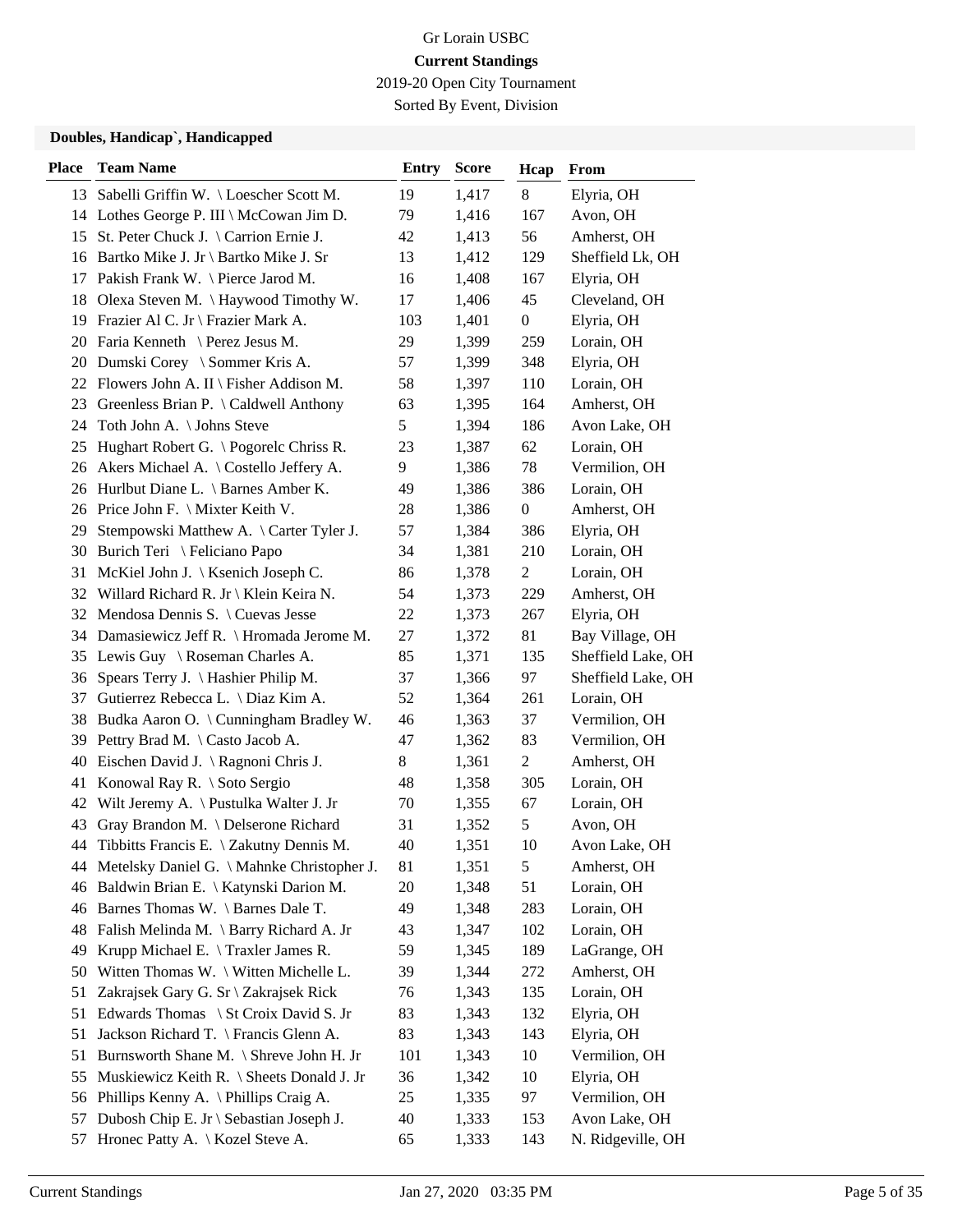Gr Lorain USBC

**Current Standings**

2019-20 Open City Tournament

Sorted By Event, Division

### Doubles, Handicap`, Handicapped

| Place | Team Name | Entry | Score | Hcap | From |
|---|---|---|---|---|---|
| 13 | Sabelli Griffin W. \ Loescher Scott M. | 19 | 1,417 | 8 | Elyria, OH |
| 14 | Lothes George P. III \ McCowan Jim D. | 79 | 1,416 | 167 | Avon, OH |
| 15 | St. Peter Chuck J. \ Carrion Ernie J. | 42 | 1,413 | 56 | Amherst, OH |
| 16 | Bartko Mike J. Jr \ Bartko Mike J. Sr | 13 | 1,412 | 129 | Sheffield Lk, OH |
| 17 | Pakish Frank W. \ Pierce Jarod M. | 16 | 1,408 | 167 | Elyria, OH |
| 18 | Olexa Steven M. \ Haywood Timothy W. | 17 | 1,406 | 45 | Cleveland, OH |
| 19 | Frazier Al C. Jr \ Frazier Mark A. | 103 | 1,401 | 0 | Elyria, OH |
| 20 | Faria Kenneth \ Perez Jesus M. | 29 | 1,399 | 259 | Lorain, OH |
| 20 | Dumski Corey \ Sommer Kris A. | 57 | 1,399 | 348 | Elyria, OH |
| 22 | Flowers John A. II \ Fisher Addison M. | 58 | 1,397 | 110 | Lorain, OH |
| 23 | Greenless Brian P. \ Caldwell Anthony | 63 | 1,395 | 164 | Amherst, OH |
| 24 | Toth John A. \ Johns Steve | 5 | 1,394 | 186 | Avon Lake, OH |
| 25 | Hughart Robert G. \ Pogorelc Chriss R. | 23 | 1,387 | 62 | Lorain, OH |
| 26 | Akers Michael A. \ Costello Jeffery A. | 9 | 1,386 | 78 | Vermilion, OH |
| 26 | Hurlbut Diane L. \ Barnes Amber K. | 49 | 1,386 | 386 | Lorain, OH |
| 26 | Price John F. \ Mixter Keith V. | 28 | 1,386 | 0 | Amherst, OH |
| 29 | Stempowski Matthew A. \ Carter Tyler J. | 57 | 1,384 | 386 | Elyria, OH |
| 30 | Burich Teri \ Feliciano Papo | 34 | 1,381 | 210 | Lorain, OH |
| 31 | McKiel John J. \ Ksenich Joseph C. | 86 | 1,378 | 2 | Lorain, OH |
| 32 | Willard Richard R. Jr \ Klein Keira N. | 54 | 1,373 | 229 | Amherst, OH |
| 32 | Mendosa Dennis S. \ Cuevas Jesse | 22 | 1,373 | 267 | Elyria, OH |
| 34 | Damasiewicz Jeff R. \ Hromada Jerome M. | 27 | 1,372 | 81 | Bay Village, OH |
| 35 | Lewis Guy \ Roseman Charles A. | 85 | 1,371 | 135 | Sheffield Lake, OH |
| 36 | Spears Terry J. \ Hashier Philip M. | 37 | 1,366 | 97 | Sheffield Lake, OH |
| 37 | Gutierrez Rebecca L. \ Diaz Kim A. | 52 | 1,364 | 261 | Lorain, OH |
| 38 | Budka Aaron O. \ Cunningham Bradley W. | 46 | 1,363 | 37 | Vermilion, OH |
| 39 | Pettry Brad M. \ Casto Jacob A. | 47 | 1,362 | 83 | Vermilion, OH |
| 40 | Eischen David J. \ Ragnoni Chris J. | 8 | 1,361 | 2 | Amherst, OH |
| 41 | Konowal Ray R. \ Soto Sergio | 48 | 1,358 | 305 | Lorain, OH |
| 42 | Wilt Jeremy A. \ Pustulka Walter J. Jr | 70 | 1,355 | 67 | Lorain, OH |
| 43 | Gray Brandon M. \ Delserone Richard | 31 | 1,352 | 5 | Avon, OH |
| 44 | Tibbitts Francis E. \ Zakutny Dennis M. | 40 | 1,351 | 10 | Avon Lake, OH |
| 44 | Metelsky Daniel G. \ Mahnke Christopher J. | 81 | 1,351 | 5 | Amherst, OH |
| 46 | Baldwin Brian E. \ Katynski Darion M. | 20 | 1,348 | 51 | Lorain, OH |
| 46 | Barnes Thomas W. \ Barnes Dale T. | 49 | 1,348 | 283 | Lorain, OH |
| 48 | Falish Melinda M. \ Barry Richard A. Jr | 43 | 1,347 | 102 | Lorain, OH |
| 49 | Krupp Michael E. \ Traxler James R. | 59 | 1,345 | 189 | LaGrange, OH |
| 50 | Witten Thomas W. \ Witten Michelle L. | 39 | 1,344 | 272 | Amherst, OH |
| 51 | Zakrajsek Gary G. Sr \ Zakrajsek Rick | 76 | 1,343 | 135 | Lorain, OH |
| 51 | Edwards Thomas \ St Croix David S. Jr | 83 | 1,343 | 132 | Elyria, OH |
| 51 | Jackson Richard T. \ Francis Glenn A. | 83 | 1,343 | 143 | Elyria, OH |
| 51 | Burnsworth Shane M. \ Shreve John H. Jr | 101 | 1,343 | 10 | Vermilion, OH |
| 55 | Muskiewicz Keith R. \ Sheets Donald J. Jr | 36 | 1,342 | 10 | Elyria, OH |
| 56 | Phillips Kenny A. \ Phillips Craig A. | 25 | 1,335 | 97 | Vermilion, OH |
| 57 | Dubosh Chip E. Jr \ Sebastian Joseph J. | 40 | 1,333 | 153 | Avon Lake, OH |
| 57 | Hronec Patty A. \ Kozel Steve A. | 65 | 1,333 | 143 | N. Ridgeville, OH |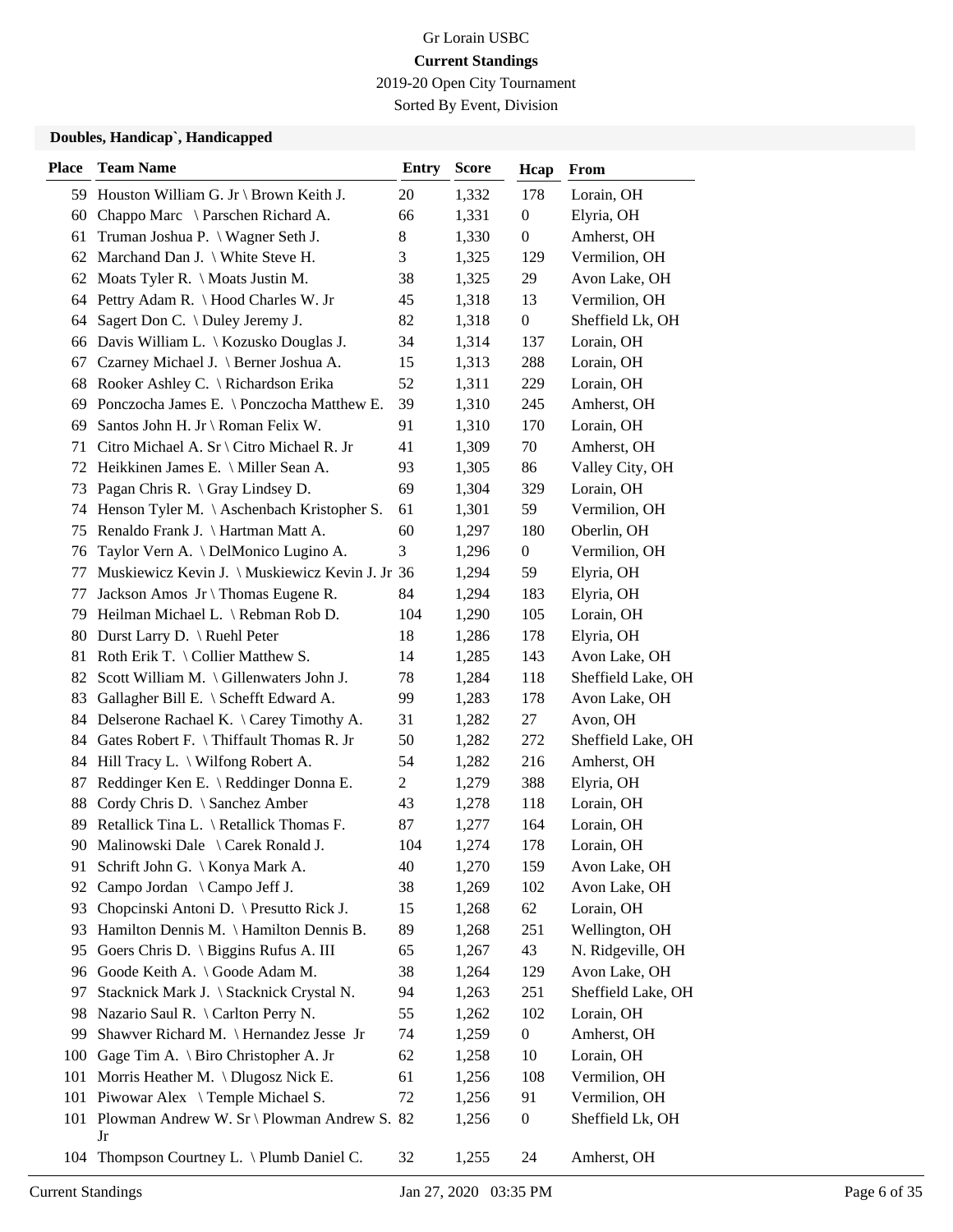Gr Lorain USBC

**Current Standings**

2019-20 Open City Tournament

Sorted By Event, Division

### Doubles, Handicap`, Handicapped

| Place | Team Name | Entry | Score | Hcap | From |
|---|---|---|---|---|---|
| 59 | Houston William G. Jr \ Brown Keith J. | 20 | 1,332 | 178 | Lorain, OH |
| 60 | Chappo Marc \ Parschen Richard A. | 66 | 1,331 | 0 | Elyria, OH |
| 61 | Truman Joshua P. \ Wagner Seth J. | 8 | 1,330 | 0 | Amherst, OH |
| 62 | Marchand Dan J. \ White Steve H. | 3 | 1,325 | 129 | Vermilion, OH |
| 62 | Moats Tyler R. \ Moats Justin M. | 38 | 1,325 | 29 | Avon Lake, OH |
| 64 | Pettry Adam R. \ Hood Charles W. Jr | 45 | 1,318 | 13 | Vermilion, OH |
| 64 | Sagert Don C. \ Duley Jeremy J. | 82 | 1,318 | 0 | Sheffield Lk, OH |
| 66 | Davis William L. \ Kozusko Douglas J. | 34 | 1,314 | 137 | Lorain, OH |
| 67 | Czarney Michael J. \ Berner Joshua A. | 15 | 1,313 | 288 | Lorain, OH |
| 68 | Rooker Ashley C. \ Richardson Erika | 52 | 1,311 | 229 | Lorain, OH |
| 69 | Ponczocha James E. \ Ponczocha Matthew E. | 39 | 1,310 | 245 | Amherst, OH |
| 69 | Santos John H. Jr \ Roman Felix W. | 91 | 1,310 | 170 | Lorain, OH |
| 71 | Citro Michael A. Sr \ Citro Michael R. Jr | 41 | 1,309 | 70 | Amherst, OH |
| 72 | Heikkinen James E. \ Miller Sean A. | 93 | 1,305 | 86 | Valley City, OH |
| 73 | Pagan Chris R. \ Gray Lindsey D. | 69 | 1,304 | 329 | Lorain, OH |
| 74 | Henson Tyler M. \ Aschenbach Kristopher S. | 61 | 1,301 | 59 | Vermilion, OH |
| 75 | Renaldo Frank J. \ Hartman Matt A. | 60 | 1,297 | 180 | Oberlin, OH |
| 76 | Taylor Vern A. \ DelMonico Lugino A. | 3 | 1,296 | 0 | Vermilion, OH |
| 77 | Muskiewicz Kevin J. \ Muskiewicz Kevin J. Jr | 36 | 1,294 | 59 | Elyria, OH |
| 77 | Jackson Amos Jr \ Thomas Eugene R. | 84 | 1,294 | 183 | Elyria, OH |
| 79 | Heilman Michael L. \ Rebman Rob D. | 104 | 1,290 | 105 | Lorain, OH |
| 80 | Durst Larry D. \ Ruehl Peter | 18 | 1,286 | 178 | Elyria, OH |
| 81 | Roth Erik T. \ Collier Matthew S. | 14 | 1,285 | 143 | Avon Lake, OH |
| 82 | Scott William M. \ Gillenwaters John J. | 78 | 1,284 | 118 | Sheffield Lake, OH |
| 83 | Gallagher Bill E. \ Schefft Edward A. | 99 | 1,283 | 178 | Avon Lake, OH |
| 84 | Delserone Rachael K. \ Carey Timothy A. | 31 | 1,282 | 27 | Avon, OH |
| 84 | Gates Robert F. \ Thiffault Thomas R. Jr | 50 | 1,282 | 272 | Sheffield Lake, OH |
| 84 | Hill Tracy L. \ Wilfong Robert A. | 54 | 1,282 | 216 | Amherst, OH |
| 87 | Reddinger Ken E. \ Reddinger Donna E. | 2 | 1,279 | 388 | Elyria, OH |
| 88 | Cordy Chris D. \ Sanchez Amber | 43 | 1,278 | 118 | Lorain, OH |
| 89 | Retallick Tina L. \ Retallick Thomas F. | 87 | 1,277 | 164 | Lorain, OH |
| 90 | Malinowski Dale \ Carek Ronald J. | 104 | 1,274 | 178 | Lorain, OH |
| 91 | Schrift John G. \ Konya Mark A. | 40 | 1,270 | 159 | Avon Lake, OH |
| 92 | Campo Jordan \ Campo Jeff J. | 38 | 1,269 | 102 | Avon Lake, OH |
| 93 | Chopcinski Antoni D. \ Presutto Rick J. | 15 | 1,268 | 62 | Lorain, OH |
| 93 | Hamilton Dennis M. \ Hamilton Dennis B. | 89 | 1,268 | 251 | Wellington, OH |
| 95 | Goers Chris D. \ Biggins Rufus A. III | 65 | 1,267 | 43 | N. Ridgeville, OH |
| 96 | Goode Keith A. \ Goode Adam M. | 38 | 1,264 | 129 | Avon Lake, OH |
| 97 | Stacknick Mark J. \ Stacknick Crystal N. | 94 | 1,263 | 251 | Sheffield Lake, OH |
| 98 | Nazario Saul R. \ Carlton Perry N. | 55 | 1,262 | 102 | Lorain, OH |
| 99 | Shawver Richard M. \ Hernandez Jesse Jr | 74 | 1,259 | 0 | Amherst, OH |
| 100 | Gage Tim A. \ Biro Christopher A. Jr | 62 | 1,258 | 10 | Lorain, OH |
| 101 | Morris Heather M. \ Dlugosz Nick E. | 61 | 1,256 | 108 | Vermilion, OH |
| 101 | Piwowar Alex \ Temple Michael S. | 72 | 1,256 | 91 | Vermilion, OH |
| 101 | Plowman Andrew W. Sr \ Plowman Andrew S. Jr | 82 | 1,256 | 0 | Sheffield Lk, OH |
| 104 | Thompson Courtney L. \ Plumb Daniel C. | 32 | 1,255 | 24 | Amherst, OH |

Current Standings Jan 27, 2020 03:35 PM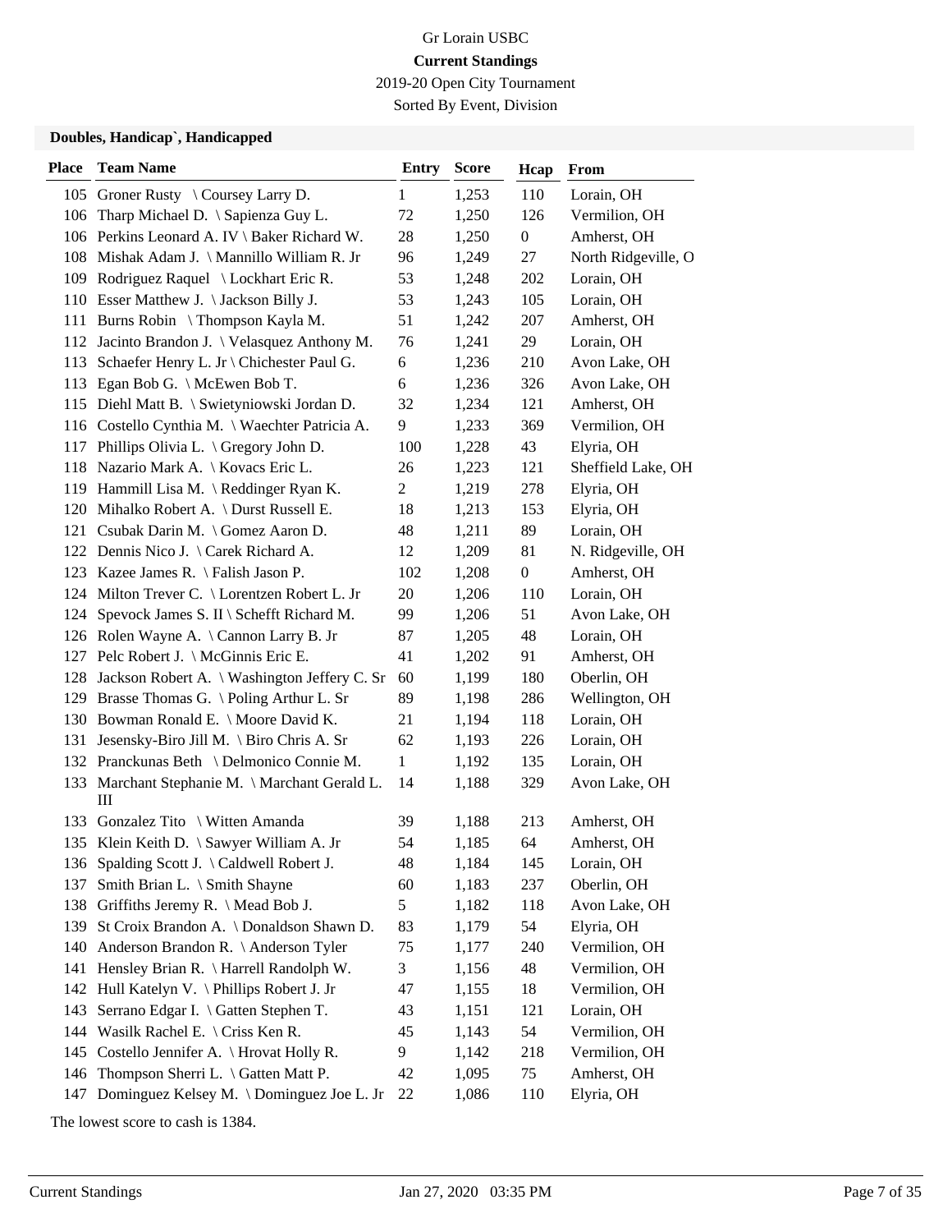Gr Lorain USBC

**Current Standings**

2019-20 Open City Tournament

Sorted By Event, Division

**Doubles, Handicap`, Handicapped**

| Place | Team Name | Entry | Score | Hcap | From |
|---|---|---|---|---|---|
| 105 | Groner Rusty \ Coursey Larry D. | 1 | 1,253 | 110 | Lorain, OH |
| 106 | Tharp Michael D. \ Sapienza Guy L. | 72 | 1,250 | 126 | Vermilion, OH |
| 106 | Perkins Leonard A. IV \ Baker Richard W. | 28 | 1,250 | 0 | Amherst, OH |
| 108 | Mishak Adam J. \ Mannillo William R. Jr | 96 | 1,249 | 27 | North Ridgeville, O |
| 109 | Rodriguez Raquel \ Lockhart Eric R. | 53 | 1,248 | 202 | Lorain, OH |
| 110 | Esser Matthew J. \ Jackson Billy J. | 53 | 1,243 | 105 | Lorain, OH |
| 111 | Burns Robin \ Thompson Kayla M. | 51 | 1,242 | 207 | Amherst, OH |
| 112 | Jacinto Brandon J. \ Velasquez Anthony M. | 76 | 1,241 | 29 | Lorain, OH |
| 113 | Schaefer Henry L. Jr \ Chichester Paul G. | 6 | 1,236 | 210 | Avon Lake, OH |
| 113 | Egan Bob G. \ McEwen Bob T. | 6 | 1,236 | 326 | Avon Lake, OH |
| 115 | Diehl Matt B. \ Swietyniowski Jordan D. | 32 | 1,234 | 121 | Amherst, OH |
| 116 | Costello Cynthia M. \ Waechter Patricia A. | 9 | 1,233 | 369 | Vermilion, OH |
| 117 | Phillips Olivia L. \ Gregory John D. | 100 | 1,228 | 43 | Elyria, OH |
| 118 | Nazario Mark A. \ Kovacs Eric L. | 26 | 1,223 | 121 | Sheffield Lake, OH |
| 119 | Hammill Lisa M. \ Reddinger Ryan K. | 2 | 1,219 | 278 | Elyria, OH |
| 120 | Mihalko Robert A. \ Durst Russell E. | 18 | 1,213 | 153 | Elyria, OH |
| 121 | Csubak Darin M. \ Gomez Aaron D. | 48 | 1,211 | 89 | Lorain, OH |
| 122 | Dennis Nico J. \ Carek Richard A. | 12 | 1,209 | 81 | N. Ridgeville, OH |
| 123 | Kazee James R. \ Falish Jason P. | 102 | 1,208 | 0 | Amherst, OH |
| 124 | Milton Trever C. \ Lorentzen Robert L. Jr | 20 | 1,206 | 110 | Lorain, OH |
| 124 | Spevock James S. II \ Schefft Richard M. | 99 | 1,206 | 51 | Avon Lake, OH |
| 126 | Rolen Wayne A. \ Cannon Larry B. Jr | 87 | 1,205 | 48 | Lorain, OH |
| 127 | Pelc Robert J. \ McGinnis Eric E. | 41 | 1,202 | 91 | Amherst, OH |
| 128 | Jackson Robert A. \ Washington Jeffery C. Sr | 60 | 1,199 | 180 | Oberlin, OH |
| 129 | Brasse Thomas G. \ Poling Arthur L. Sr | 89 | 1,198 | 286 | Wellington, OH |
| 130 | Bowman Ronald E. \ Moore David K. | 21 | 1,194 | 118 | Lorain, OH |
| 131 | Jesensky-Biro Jill M. \ Biro Chris A. Sr | 62 | 1,193 | 226 | Lorain, OH |
| 132 | Pranckunas Beth \ Delmonico Connie M. | 1 | 1,192 | 135 | Lorain, OH |
| 133 | Marchant Stephanie M. \ Marchant Gerald L. III | 14 | 1,188 | 329 | Avon Lake, OH |
| 133 | Gonzalez Tito \ Witten Amanda | 39 | 1,188 | 213 | Amherst, OH |
| 135 | Klein Keith D. \ Sawyer William A. Jr | 54 | 1,185 | 64 | Amherst, OH |
| 136 | Spalding Scott J. \ Caldwell Robert J. | 48 | 1,184 | 145 | Lorain, OH |
| 137 | Smith Brian L. \ Smith Shayne | 60 | 1,183 | 237 | Oberlin, OH |
| 138 | Griffiths Jeremy R. \ Mead Bob J. | 5 | 1,182 | 118 | Avon Lake, OH |
| 139 | St Croix Brandon A. \ Donaldson Shawn D. | 83 | 1,179 | 54 | Elyria, OH |
| 140 | Anderson Brandon R. \ Anderson Tyler | 75 | 1,177 | 240 | Vermilion, OH |
| 141 | Hensley Brian R. \ Harrell Randolph W. | 3 | 1,156 | 48 | Vermilion, OH |
| 142 | Hull Katelyn V. \ Phillips Robert J. Jr | 47 | 1,155 | 18 | Vermilion, OH |
| 143 | Serrano Edgar I. \ Gatten Stephen T. | 43 | 1,151 | 121 | Lorain, OH |
| 144 | Wasilk Rachel E. \ Criss Ken R. | 45 | 1,143 | 54 | Vermilion, OH |
| 145 | Costello Jennifer A. \ Hrovat Holly R. | 9 | 1,142 | 218 | Vermilion, OH |
| 146 | Thompson Sherri L. \ Gatten Matt P. | 42 | 1,095 | 75 | Amherst, OH |
| 147 | Dominguez Kelsey M. \ Dominguez Joe L. Jr | 22 | 1,086 | 110 | Elyria, OH |

The lowest score to cash is 1384.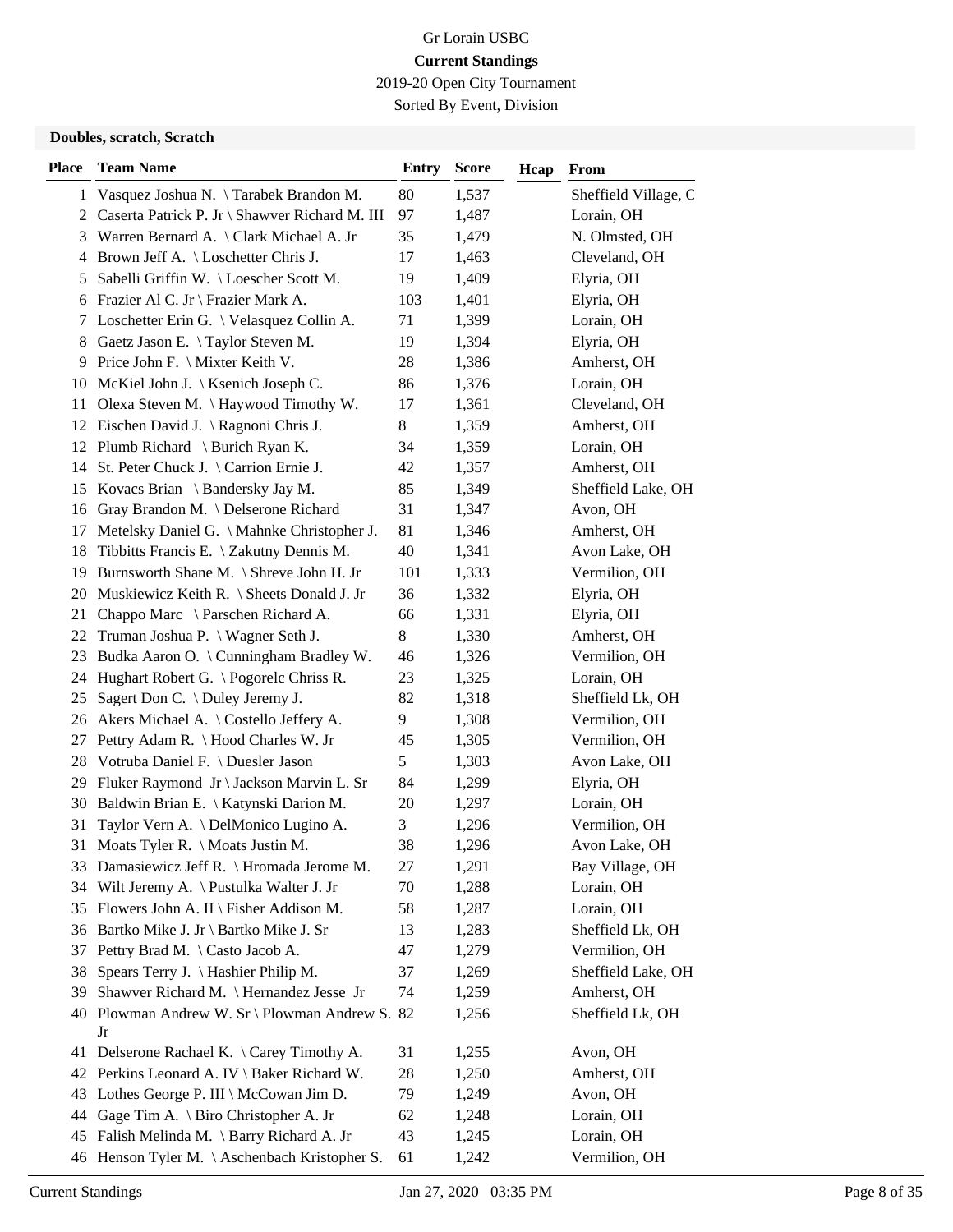Gr Lorain USBC

**Current Standings**

2019-20 Open City Tournament

Sorted By Event, Division

**Doubles, scratch, Scratch**

| Place | Team Name | Entry | Score | Hcap | From |
|---|---|---|---|---|---|
| 1 | Vasquez Joshua N. \ Tarabek Brandon M. | 80 | 1,537 | | Sheffield Village, C |
| 2 | Caserta Patrick P. Jr \ Shawver Richard M. III | 97 | 1,487 | | Lorain, OH |
| 3 | Warren Bernard A. \ Clark Michael A. Jr | 35 | 1,479 | | N. Olmsted, OH |
| 4 | Brown Jeff A. \ Loschetter Chris J. | 17 | 1,463 | | Cleveland, OH |
| 5 | Sabelli Griffin W. \ Loescher Scott M. | 19 | 1,409 | | Elyria, OH |
| 6 | Frazier Al C. Jr \ Frazier Mark A. | 103 | 1,401 | | Elyria, OH |
| 7 | Loschetter Erin G. \ Velasquez Collin A. | 71 | 1,399 | | Lorain, OH |
| 8 | Gaetz Jason E. \ Taylor Steven M. | 19 | 1,394 | | Elyria, OH |
| 9 | Price John F. \ Mixter Keith V. | 28 | 1,386 | | Amherst, OH |
| 10 | McKiel John J. \ Ksenich Joseph C. | 86 | 1,376 | | Lorain, OH |
| 11 | Olexa Steven M. \ Haywood Timothy W. | 17 | 1,361 | | Cleveland, OH |
| 12 | Eischen David J. \ Ragnoni Chris J. | 8 | 1,359 | | Amherst, OH |
| 12 | Plumb Richard \ Burich Ryan K. | 34 | 1,359 | | Lorain, OH |
| 14 | St. Peter Chuck J. \ Carrion Ernie J. | 42 | 1,357 | | Amherst, OH |
| 15 | Kovacs Brian \ Bandersky Jay M. | 85 | 1,349 | | Sheffield Lake, OH |
| 16 | Gray Brandon M. \ Delserone Richard | 31 | 1,347 | | Avon, OH |
| 17 | Metelsky Daniel G. \ Mahnke Christopher J. | 81 | 1,346 | | Amherst, OH |
| 18 | Tibbitts Francis E. \ Zakutny Dennis M. | 40 | 1,341 | | Avon Lake, OH |
| 19 | Burnsworth Shane M. \ Shreve John H. Jr | 101 | 1,333 | | Vermilion, OH |
| 20 | Muskiewicz Keith R. \ Sheets Donald J. Jr | 36 | 1,332 | | Elyria, OH |
| 21 | Chappo Marc \ Parschen Richard A. | 66 | 1,331 | | Elyria, OH |
| 22 | Truman Joshua P. \ Wagner Seth J. | 8 | 1,330 | | Amherst, OH |
| 23 | Budka Aaron O. \ Cunningham Bradley W. | 46 | 1,326 | | Vermilion, OH |
| 24 | Hughart Robert G. \ Pogorelc Chriss R. | 23 | 1,325 | | Lorain, OH |
| 25 | Sagert Don C. \ Duley Jeremy J. | 82 | 1,318 | | Sheffield Lk, OH |
| 26 | Akers Michael A. \ Costello Jeffery A. | 9 | 1,308 | | Vermilion, OH |
| 27 | Pettry Adam R. \ Hood Charles W. Jr | 45 | 1,305 | | Vermilion, OH |
| 28 | Votruba Daniel F. \ Duesler Jason | 5 | 1,303 | | Avon Lake, OH |
| 29 | Fluker Raymond Jr \ Jackson Marvin L. Sr | 84 | 1,299 | | Elyria, OH |
| 30 | Baldwin Brian E. \ Katynski Darion M. | 20 | 1,297 | | Lorain, OH |
| 31 | Taylor Vern A. \ DelMonico Lugino A. | 3 | 1,296 | | Vermilion, OH |
| 31 | Moats Tyler R. \ Moats Justin M. | 38 | 1,296 | | Avon Lake, OH |
| 33 | Damasiewicz Jeff R. \ Hromada Jerome M. | 27 | 1,291 | | Bay Village, OH |
| 34 | Wilt Jeremy A. \ Pustulka Walter J. Jr | 70 | 1,288 | | Lorain, OH |
| 35 | Flowers John A. II \ Fisher Addison M. | 58 | 1,287 | | Lorain, OH |
| 36 | Bartko Mike J. Jr \ Bartko Mike J. Sr | 13 | 1,283 | | Sheffield Lk, OH |
| 37 | Pettry Brad M. \ Casto Jacob A. | 47 | 1,279 | | Vermilion, OH |
| 38 | Spears Terry J. \ Hashier Philip M. | 37 | 1,269 | | Sheffield Lake, OH |
| 39 | Shawver Richard M. \ Hernandez Jesse Jr | 74 | 1,259 | | Amherst, OH |
| 40 | Plowman Andrew W. Sr \ Plowman Andrew S. Jr | 82 | 1,256 | | Sheffield Lk, OH |
| 41 | Delserone Rachael K. \ Carey Timothy A. | 31 | 1,255 | | Avon, OH |
| 42 | Perkins Leonard A. IV \ Baker Richard W. | 28 | 1,250 | | Amherst, OH |
| 43 | Lothes George P. III \ McCowan Jim D. | 79 | 1,249 | | Avon, OH |
| 44 | Gage Tim A. \ Biro Christopher A. Jr | 62 | 1,248 | | Lorain, OH |
| 45 | Falish Melinda M. \ Barry Richard A. Jr | 43 | 1,245 | | Lorain, OH |
| 46 | Henson Tyler M. \ Aschenbach Kristopher S. | 61 | 1,242 | | Vermilion, OH |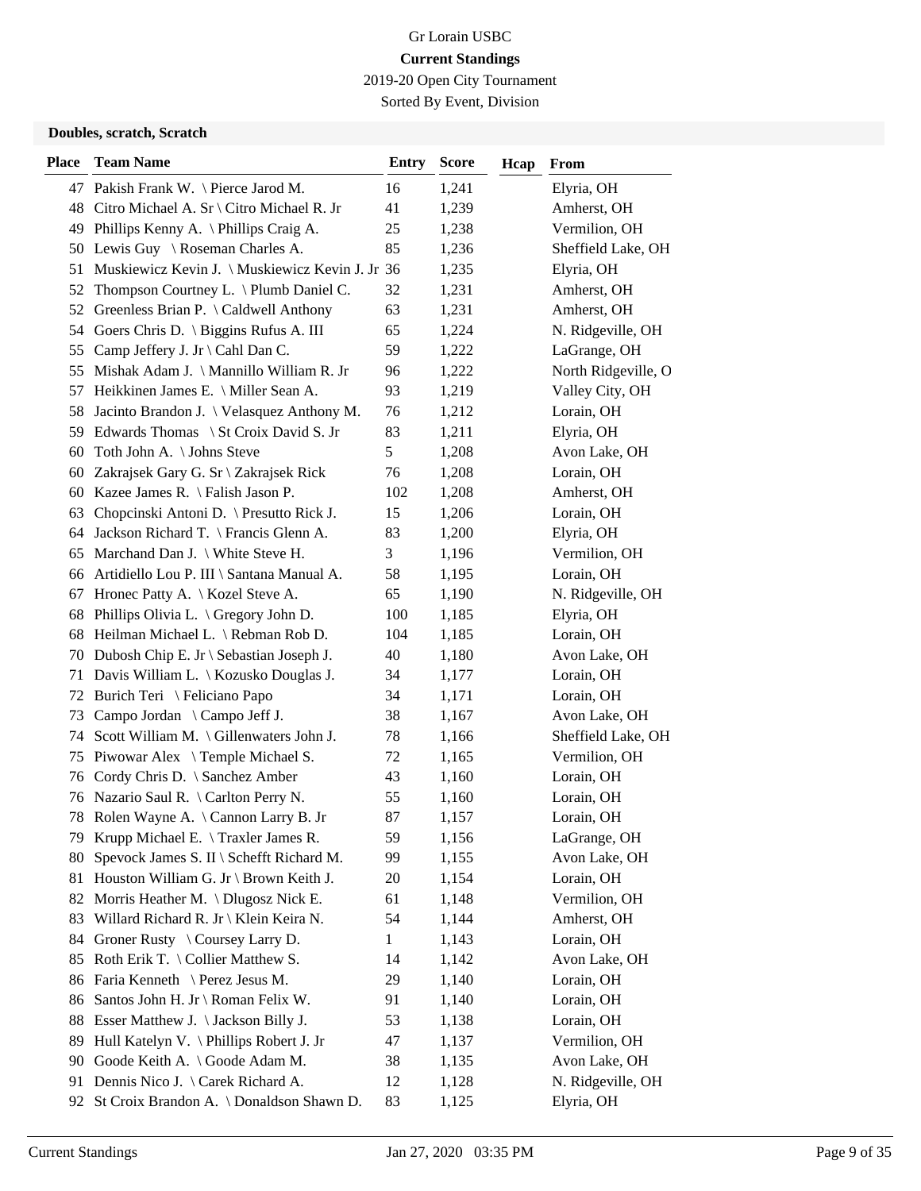Gr Lorain USBC

**Current Standings**

2019-20 Open City Tournament

Sorted By Event, Division

### Doubles, scratch, Scratch

| Place | Team Name | Entry | Score | Hcap | From |
|---|---|---|---|---|---|
| 47 | Pakish Frank W. \ Pierce Jarod M. | 16 | 1,241 | | Elyria, OH |
| 48 | Citro Michael A. Sr \ Citro Michael R. Jr | 41 | 1,239 | | Amherst, OH |
| 49 | Phillips Kenny A. \ Phillips Craig A. | 25 | 1,238 | | Vermilion, OH |
| 50 | Lewis Guy \ Roseman Charles A. | 85 | 1,236 | | Sheffield Lake, OH |
| 51 | Muskiewicz Kevin J. \ Muskiewicz Kevin J. Jr | 36 | 1,235 | | Elyria, OH |
| 52 | Thompson Courtney L. \ Plumb Daniel C. | 32 | 1,231 | | Amherst, OH |
| 52 | Greenless Brian P. \ Caldwell Anthony | 63 | 1,231 | | Amherst, OH |
| 54 | Goers Chris D. \ Biggins Rufus A. III | 65 | 1,224 | | N. Ridgeville, OH |
| 55 | Camp Jeffery J. Jr \ Cahl Dan C. | 59 | 1,222 | | LaGrange, OH |
| 55 | Mishak Adam J. \ Mannillo William R. Jr | 96 | 1,222 | | North Ridgeville, O |
| 57 | Heikkinen James E. \ Miller Sean A. | 93 | 1,219 | | Valley City, OH |
| 58 | Jacinto Brandon J. \ Velasquez Anthony M. | 76 | 1,212 | | Lorain, OH |
| 59 | Edwards Thomas \ St Croix David S. Jr | 83 | 1,211 | | Elyria, OH |
| 60 | Toth John A. \ Johns Steve | 5 | 1,208 | | Avon Lake, OH |
| 60 | Zakrajsek Gary G. Sr \ Zakrajsek Rick | 76 | 1,208 | | Lorain, OH |
| 60 | Kazee James R. \ Falish Jason P. | 102 | 1,208 | | Amherst, OH |
| 63 | Chopcinski Antoni D. \ Presutto Rick J. | 15 | 1,206 | | Lorain, OH |
| 64 | Jackson Richard T. \ Francis Glenn A. | 83 | 1,200 | | Elyria, OH |
| 65 | Marchand Dan J. \ White Steve H. | 3 | 1,196 | | Vermilion, OH |
| 66 | Artidiello Lou P. III \ Santana Manual A. | 58 | 1,195 | | Lorain, OH |
| 67 | Hronec Patty A. \ Kozel Steve A. | 65 | 1,190 | | N. Ridgeville, OH |
| 68 | Phillips Olivia L. \ Gregory John D. | 100 | 1,185 | | Elyria, OH |
| 68 | Heilman Michael L. \ Rebman Rob D. | 104 | 1,185 | | Lorain, OH |
| 70 | Dubosh Chip E. Jr \ Sebastian Joseph J. | 40 | 1,180 | | Avon Lake, OH |
| 71 | Davis William L. \ Kozusko Douglas J. | 34 | 1,177 | | Lorain, OH |
| 72 | Burich Teri \ Feliciano Papo | 34 | 1,171 | | Lorain, OH |
| 73 | Campo Jordan \ Campo Jeff J. | 38 | 1,167 | | Avon Lake, OH |
| 74 | Scott William M. \ Gillenwaters John J. | 78 | 1,166 | | Sheffield Lake, OH |
| 75 | Piwowar Alex \ Temple Michael S. | 72 | 1,165 | | Vermilion, OH |
| 76 | Cordy Chris D. \ Sanchez Amber | 43 | 1,160 | | Lorain, OH |
| 76 | Nazario Saul R. \ Carlton Perry N. | 55 | 1,160 | | Lorain, OH |
| 78 | Rolen Wayne A. \ Cannon Larry B. Jr | 87 | 1,157 | | Lorain, OH |
| 79 | Krupp Michael E. \ Traxler James R. | 59 | 1,156 | | LaGrange, OH |
| 80 | Spevock James S. II \ Schefft Richard M. | 99 | 1,155 | | Avon Lake, OH |
| 81 | Houston William G. Jr \ Brown Keith J. | 20 | 1,154 | | Lorain, OH |
| 82 | Morris Heather M. \ Dlugosz Nick E. | 61 | 1,148 | | Vermilion, OH |
| 83 | Willard Richard R. Jr \ Klein Keira N. | 54 | 1,144 | | Amherst, OH |
| 84 | Groner Rusty \ Coursey Larry D. | 1 | 1,143 | | Lorain, OH |
| 85 | Roth Erik T. \ Collier Matthew S. | 14 | 1,142 | | Avon Lake, OH |
| 86 | Faria Kenneth \ Perez Jesus M. | 29 | 1,140 | | Lorain, OH |
| 86 | Santos John H. Jr \ Roman Felix W. | 91 | 1,140 | | Lorain, OH |
| 88 | Esser Matthew J. \ Jackson Billy J. | 53 | 1,138 | | Lorain, OH |
| 89 | Hull Katelyn V. \ Phillips Robert J. Jr | 47 | 1,137 | | Vermilion, OH |
| 90 | Goode Keith A. \ Goode Adam M. | 38 | 1,135 | | Avon Lake, OH |
| 91 | Dennis Nico J. \ Carek Richard A. | 12 | 1,128 | | N. Ridgeville, OH |
| 92 | St Croix Brandon A. \ Donaldson Shawn D. | 83 | 1,125 | | Elyria, OH |

Current Standings Jan 27, 2020 03:35 PM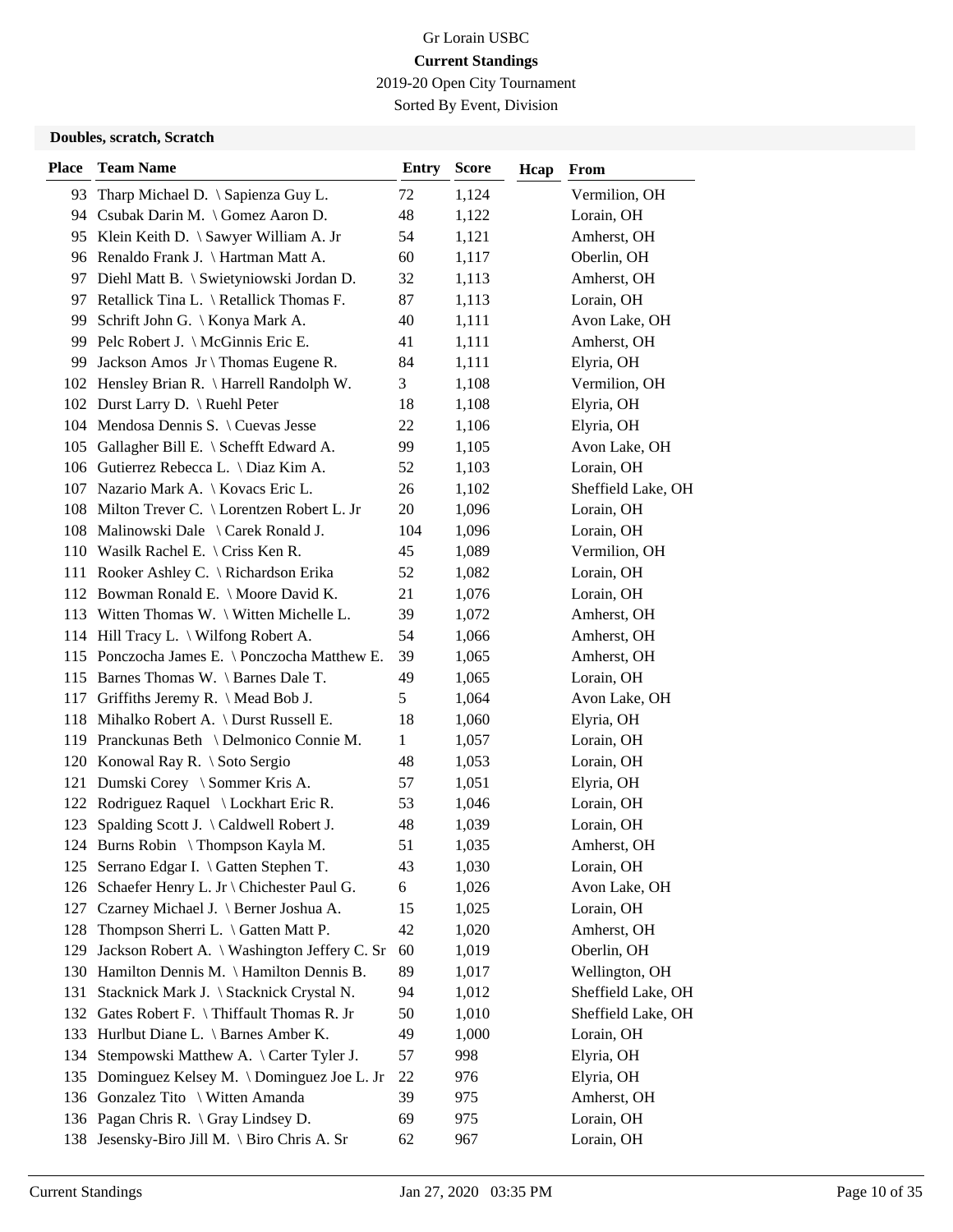Gr Lorain USBC

**Current Standings**

2019-20 Open City Tournament

Sorted By Event, Division

### Doubles, scratch, Scratch

| Place | Team Name | Entry | Score | Hcap | From |
|---|---|---|---|---|---|
| 93 | Tharp Michael D. \ Sapienza Guy L. | 72 | 1,124 | | Vermilion, OH |
| 94 | Csubak Darin M. \ Gomez Aaron D. | 48 | 1,122 | | Lorain, OH |
| 95 | Klein Keith D. \ Sawyer William A. Jr | 54 | 1,121 | | Amherst, OH |
| 96 | Renaldo Frank J. \ Hartman Matt A. | 60 | 1,117 | | Oberlin, OH |
| 97 | Diehl Matt B. \ Swietyniowski Jordan D. | 32 | 1,113 | | Amherst, OH |
| 97 | Retallick Tina L. \ Retallick Thomas F. | 87 | 1,113 | | Lorain, OH |
| 99 | Schrift John G. \ Konya Mark A. | 40 | 1,111 | | Avon Lake, OH |
| 99 | Pelc Robert J. \ McGinnis Eric E. | 41 | 1,111 | | Amherst, OH |
| 99 | Jackson Amos Jr \ Thomas Eugene R. | 84 | 1,111 | | Elyria, OH |
| 102 | Hensley Brian R. \ Harrell Randolph W. | 3 | 1,108 | | Vermilion, OH |
| 102 | Durst Larry D. \ Ruehl Peter | 18 | 1,108 | | Elyria, OH |
| 104 | Mendosa Dennis S. \ Cuevas Jesse | 22 | 1,106 | | Elyria, OH |
| 105 | Gallagher Bill E. \ Schefft Edward A. | 99 | 1,105 | | Avon Lake, OH |
| 106 | Gutierrez Rebecca L. \ Diaz Kim A. | 52 | 1,103 | | Lorain, OH |
| 107 | Nazario Mark A. \ Kovacs Eric L. | 26 | 1,102 | | Sheffield Lake, OH |
| 108 | Milton Trever C. \ Lorentzen Robert L. Jr | 20 | 1,096 | | Lorain, OH |
| 108 | Malinowski Dale \ Carek Ronald J. | 104 | 1,096 | | Lorain, OH |
| 110 | Wasilk Rachel E. \ Criss Ken R. | 45 | 1,089 | | Vermilion, OH |
| 111 | Rooker Ashley C. \ Richardson Erika | 52 | 1,082 | | Lorain, OH |
| 112 | Bowman Ronald E. \ Moore David K. | 21 | 1,076 | | Lorain, OH |
| 113 | Witten Thomas W. \ Witten Michelle L. | 39 | 1,072 | | Amherst, OH |
| 114 | Hill Tracy L. \ Wilfong Robert A. | 54 | 1,066 | | Amherst, OH |
| 115 | Ponczocha James E. \ Ponczocha Matthew E. | 39 | 1,065 | | Amherst, OH |
| 115 | Barnes Thomas W. \ Barnes Dale T. | 49 | 1,065 | | Lorain, OH |
| 117 | Griffiths Jeremy R. \ Mead Bob J. | 5 | 1,064 | | Avon Lake, OH |
| 118 | Mihalko Robert A. \ Durst Russell E. | 18 | 1,060 | | Elyria, OH |
| 119 | Pranckunas Beth \ Delmonico Connie M. | 1 | 1,057 | | Lorain, OH |
| 120 | Konowal Ray R. \ Soto Sergio | 48 | 1,053 | | Lorain, OH |
| 121 | Dumski Corey \ Sommer Kris A. | 57 | 1,051 | | Elyria, OH |
| 122 | Rodriguez Raquel \ Lockhart Eric R. | 53 | 1,046 | | Lorain, OH |
| 123 | Spalding Scott J. \ Caldwell Robert J. | 48 | 1,039 | | Lorain, OH |
| 124 | Burns Robin \ Thompson Kayla M. | 51 | 1,035 | | Amherst, OH |
| 125 | Serrano Edgar I. \ Gatten Stephen T. | 43 | 1,030 | | Lorain, OH |
| 126 | Schaefer Henry L. Jr \ Chichester Paul G. | 6 | 1,026 | | Avon Lake, OH |
| 127 | Czarney Michael J. \ Berner Joshua A. | 15 | 1,025 | | Lorain, OH |
| 128 | Thompson Sherri L. \ Gatten Matt P. | 42 | 1,020 | | Amherst, OH |
| 129 | Jackson Robert A. \ Washington Jeffery C. Sr | 60 | 1,019 | | Oberlin, OH |
| 130 | Hamilton Dennis M. \ Hamilton Dennis B. | 89 | 1,017 | | Wellington, OH |
| 131 | Stacknick Mark J. \ Stacknick Crystal N. | 94 | 1,012 | | Sheffield Lake, OH |
| 132 | Gates Robert F. \ Thiffault Thomas R. Jr | 50 | 1,010 | | Sheffield Lake, OH |
| 133 | Hurlbut Diane L. \ Barnes Amber K. | 49 | 1,000 | | Lorain, OH |
| 134 | Stempowski Matthew A. \ Carter Tyler J. | 57 | 998 | | Elyria, OH |
| 135 | Dominguez Kelsey M. \ Dominguez Joe L. Jr | 22 | 976 | | Elyria, OH |
| 136 | Gonzalez Tito \ Witten Amanda | 39 | 975 | | Amherst, OH |
| 136 | Pagan Chris R. \ Gray Lindsey D. | 69 | 975 | | Lorain, OH |
| 138 | Jesensky-Biro Jill M. \ Biro Chris A. Sr | 62 | 967 | | Lorain, OH |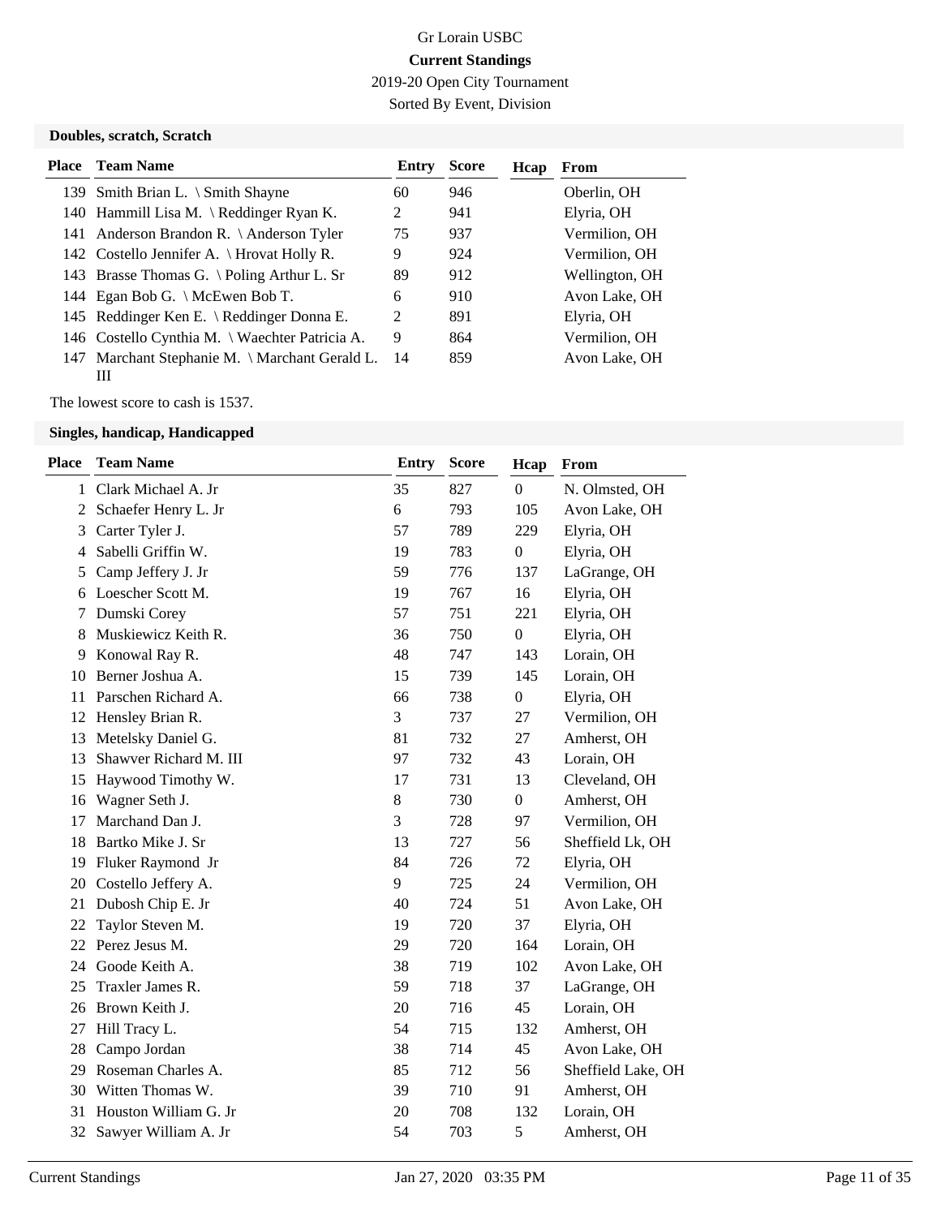Gr Lorain USBC

**Current Standings**

2019-20 Open City Tournament

Sorted By Event, Division

### Doubles, scratch, Scratch

| Place | Team Name | Entry | Score | Hcap | From |
|---|---|---|---|---|---|
| 139 | Smith Brian L. \ Smith Shayne | 60 | 946 | | Oberlin, OH |
| 140 | Hammill Lisa M. \ Reddinger Ryan K. | 2 | 941 | | Elyria, OH |
| 141 | Anderson Brandon R. \ Anderson Tyler | 75 | 937 | | Vermilion, OH |
| 142 | Costello Jennifer A. \ Hrovat Holly R. | 9 | 924 | | Vermilion, OH |
| 143 | Brasse Thomas G. \ Poling Arthur L. Sr | 89 | 912 | | Wellington, OH |
| 144 | Egan Bob G. \ McEwen Bob T. | 6 | 910 | | Avon Lake, OH |
| 145 | Reddinger Ken E. \ Reddinger Donna E. | 2 | 891 | | Elyria, OH |
| 146 | Costello Cynthia M. \ Waechter Patricia A. | 9 | 864 | | Vermilion, OH |
| 147 | Marchant Stephanie M. \ Marchant Gerald L. III | 14 | 859 | | Avon Lake, OH |

The lowest score to cash is 1537.

### Singles, handicap, Handicapped

| Place | Team Name | Entry | Score | Hcap | From |
|---|---|---|---|---|---|
| 1 | Clark Michael A. Jr | 35 | 827 | 0 | N. Olmsted, OH |
| 2 | Schaefer Henry L. Jr | 6 | 793 | 105 | Avon Lake, OH |
| 3 | Carter Tyler J. | 57 | 789 | 229 | Elyria, OH |
| 4 | Sabelli Griffin W. | 19 | 783 | 0 | Elyria, OH |
| 5 | Camp Jeffery J. Jr | 59 | 776 | 137 | LaGrange, OH |
| 6 | Loescher Scott M. | 19 | 767 | 16 | Elyria, OH |
| 7 | Dumski Corey | 57 | 751 | 221 | Elyria, OH |
| 8 | Muskiewicz Keith R. | 36 | 750 | 0 | Elyria, OH |
| 9 | Konowal Ray R. | 48 | 747 | 143 | Lorain, OH |
| 10 | Berner Joshua A. | 15 | 739 | 145 | Lorain, OH |
| 11 | Parschen Richard A. | 66 | 738 | 0 | Elyria, OH |
| 12 | Hensley Brian R. | 3 | 737 | 27 | Vermilion, OH |
| 13 | Metelsky Daniel G. | 81 | 732 | 27 | Amherst, OH |
| 13 | Shawver Richard M. III | 97 | 732 | 43 | Lorain, OH |
| 15 | Haywood Timothy W. | 17 | 731 | 13 | Cleveland, OH |
| 16 | Wagner Seth J. | 8 | 730 | 0 | Amherst, OH |
| 17 | Marchand Dan J. | 3 | 728 | 97 | Vermilion, OH |
| 18 | Bartko Mike J. Sr | 13 | 727 | 56 | Sheffield Lk, OH |
| 19 | Fluker Raymond Jr | 84 | 726 | 72 | Elyria, OH |
| 20 | Costello Jeffery A. | 9 | 725 | 24 | Vermilion, OH |
| 21 | Dubosh Chip E. Jr | 40 | 724 | 51 | Avon Lake, OH |
| 22 | Taylor Steven M. | 19 | 720 | 37 | Elyria, OH |
| 22 | Perez Jesus M. | 29 | 720 | 164 | Lorain, OH |
| 24 | Goode Keith A. | 38 | 719 | 102 | Avon Lake, OH |
| 25 | Traxler James R. | 59 | 718 | 37 | LaGrange, OH |
| 26 | Brown Keith J. | 20 | 716 | 45 | Lorain, OH |
| 27 | Hill Tracy L. | 54 | 715 | 132 | Amherst, OH |
| 28 | Campo Jordan | 38 | 714 | 45 | Avon Lake, OH |
| 29 | Roseman Charles A. | 85 | 712 | 56 | Sheffield Lake, OH |
| 30 | Witten Thomas W. | 39 | 710 | 91 | Amherst, OH |
| 31 | Houston William G. Jr | 20 | 708 | 132 | Lorain, OH |
| 32 | Sawyer William A. Jr | 54 | 703 | 5 | Amherst, OH |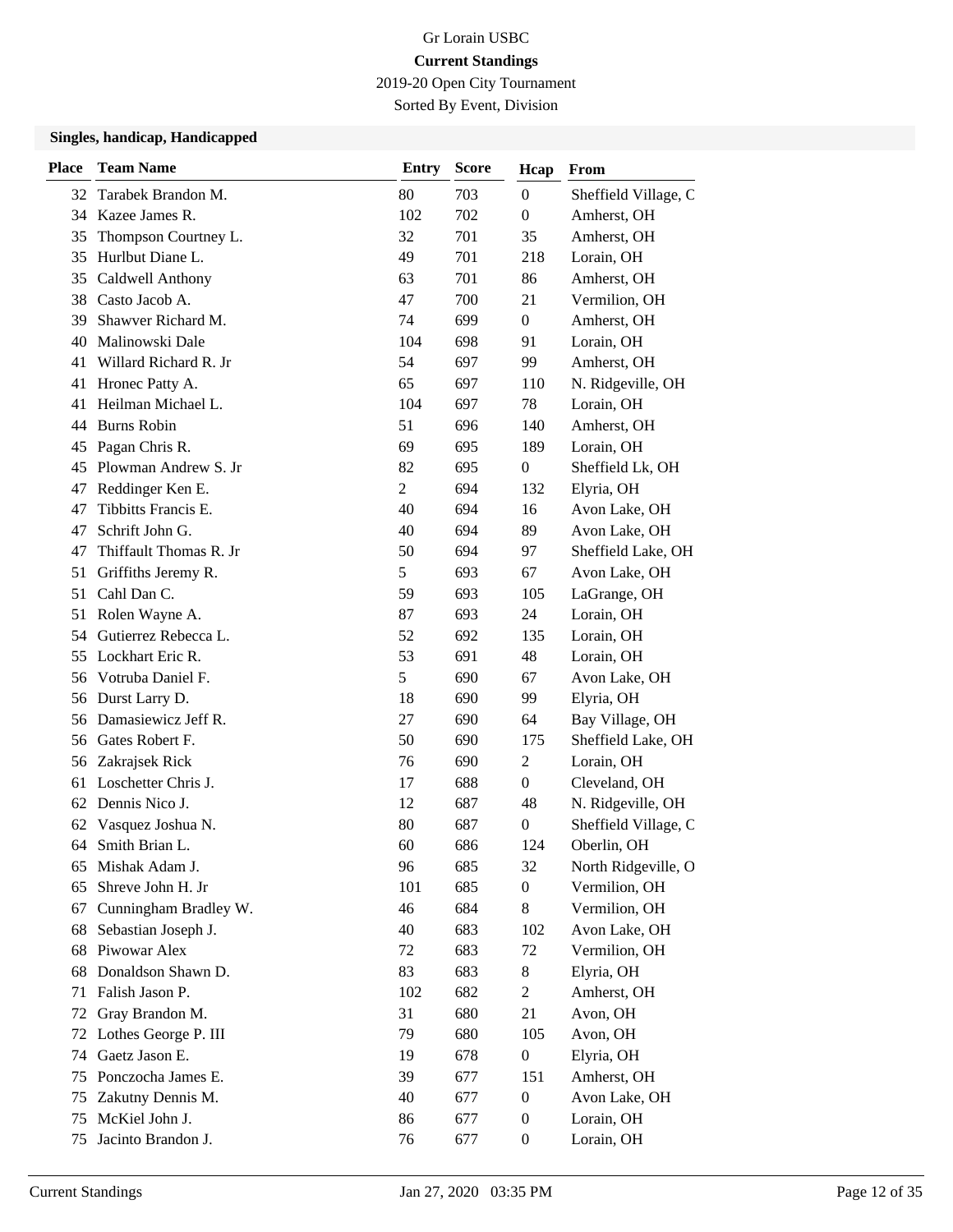Gr Lorain USBC

**Current Standings**

2019-20 Open City Tournament

Sorted By Event, Division

### Singles, handicap, Handicapped

| Place | Team Name | Entry | Score | Hcap | From |
|---|---|---|---|---|---|
| 32 | Tarabek Brandon M. | 80 | 703 | 0 | Sheffield Village, C |
| 34 | Kazee James R. | 102 | 702 | 0 | Amherst, OH |
| 35 | Thompson Courtney L. | 32 | 701 | 35 | Amherst, OH |
| 35 | Hurlbut Diane L. | 49 | 701 | 218 | Lorain, OH |
| 35 | Caldwell Anthony | 63 | 701 | 86 | Amherst, OH |
| 38 | Casto Jacob A. | 47 | 700 | 21 | Vermilion, OH |
| 39 | Shawver Richard M. | 74 | 699 | 0 | Amherst, OH |
| 40 | Malinowski Dale | 104 | 698 | 91 | Lorain, OH |
| 41 | Willard Richard R. Jr | 54 | 697 | 99 | Amherst, OH |
| 41 | Hronec Patty A. | 65 | 697 | 110 | N. Ridgeville, OH |
| 41 | Heilman Michael L. | 104 | 697 | 78 | Lorain, OH |
| 44 | Burns Robin | 51 | 696 | 140 | Amherst, OH |
| 45 | Pagan Chris R. | 69 | 695 | 189 | Lorain, OH |
| 45 | Plowman Andrew S. Jr | 82 | 695 | 0 | Sheffield Lk, OH |
| 47 | Reddinger Ken E. | 2 | 694 | 132 | Elyria, OH |
| 47 | Tibbitts Francis E. | 40 | 694 | 16 | Avon Lake, OH |
| 47 | Schrift John G. | 40 | 694 | 89 | Avon Lake, OH |
| 47 | Thiffault Thomas R. Jr | 50 | 694 | 97 | Sheffield Lake, OH |
| 51 | Griffiths Jeremy R. | 5 | 693 | 67 | Avon Lake, OH |
| 51 | Cahl Dan C. | 59 | 693 | 105 | LaGrange, OH |
| 51 | Rolen Wayne A. | 87 | 693 | 24 | Lorain, OH |
| 54 | Gutierrez Rebecca L. | 52 | 692 | 135 | Lorain, OH |
| 55 | Lockhart Eric R. | 53 | 691 | 48 | Lorain, OH |
| 56 | Votruba Daniel F. | 5 | 690 | 67 | Avon Lake, OH |
| 56 | Durst Larry D. | 18 | 690 | 99 | Elyria, OH |
| 56 | Damasiewicz Jeff R. | 27 | 690 | 64 | Bay Village, OH |
| 56 | Gates Robert F. | 50 | 690 | 175 | Sheffield Lake, OH |
| 56 | Zakrajsek Rick | 76 | 690 | 2 | Lorain, OH |
| 61 | Loschetter Chris J. | 17 | 688 | 0 | Cleveland, OH |
| 62 | Dennis Nico J. | 12 | 687 | 48 | N. Ridgeville, OH |
| 62 | Vasquez Joshua N. | 80 | 687 | 0 | Sheffield Village, C |
| 64 | Smith Brian L. | 60 | 686 | 124 | Oberlin, OH |
| 65 | Mishak Adam J. | 96 | 685 | 32 | North Ridgeville, O |
| 65 | Shreve John H. Jr | 101 | 685 | 0 | Vermilion, OH |
| 67 | Cunningham Bradley W. | 46 | 684 | 8 | Vermilion, OH |
| 68 | Sebastian Joseph J. | 40 | 683 | 102 | Avon Lake, OH |
| 68 | Piwowar Alex | 72 | 683 | 72 | Vermilion, OH |
| 68 | Donaldson Shawn D. | 83 | 683 | 8 | Elyria, OH |
| 71 | Falish Jason P. | 102 | 682 | 2 | Amherst, OH |
| 72 | Gray Brandon M. | 31 | 680 | 21 | Avon, OH |
| 72 | Lothes George P. III | 79 | 680 | 105 | Avon, OH |
| 74 | Gaetz Jason E. | 19 | 678 | 0 | Elyria, OH |
| 75 | Ponczocha James E. | 39 | 677 | 151 | Amherst, OH |
| 75 | Zakutny Dennis M. | 40 | 677 | 0 | Avon Lake, OH |
| 75 | McKiel John J. | 86 | 677 | 0 | Lorain, OH |
| 75 | Jacinto Brandon J. | 76 | 677 | 0 | Lorain, OH |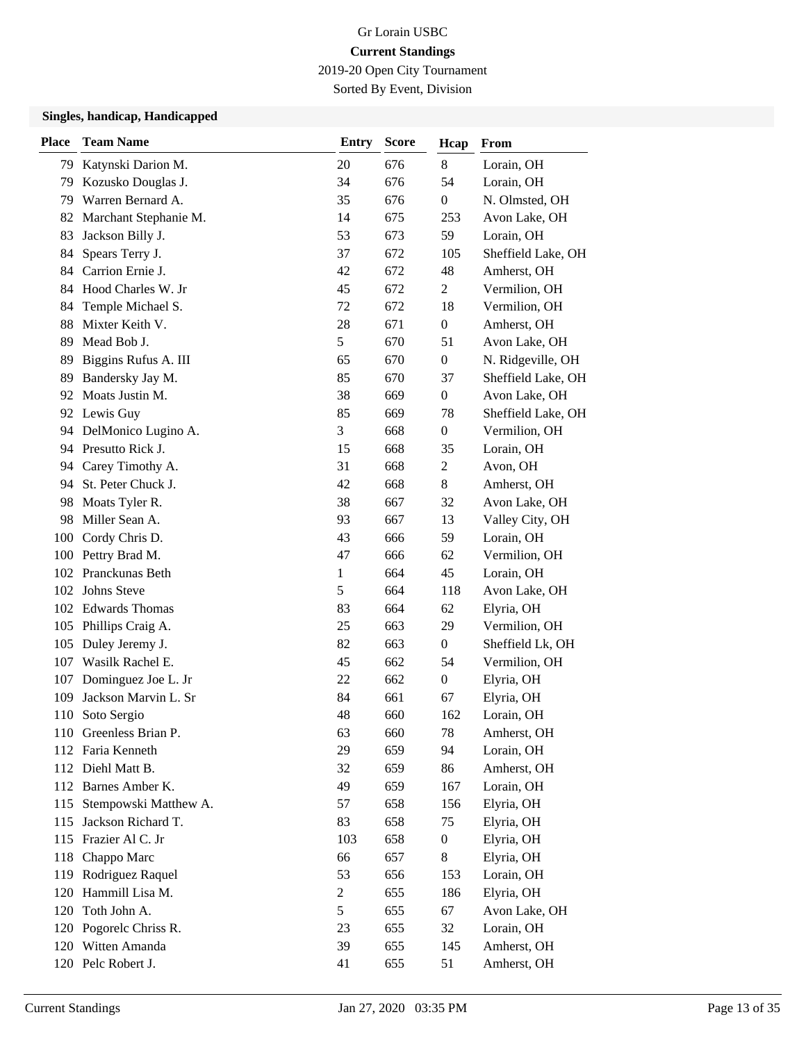Gr Lorain USBC

**Current Standings**

2019-20 Open City Tournament

Sorted By Event, Division

### Singles, handicap, Handicapped

| Place | Team Name | Entry | Score | Hcap | From |
|---|---|---|---|---|---|
| 79 | Katynski Darion M. | 20 | 676 | 8 | Lorain, OH |
| 79 | Kozusko Douglas J. | 34 | 676 | 54 | Lorain, OH |
| 79 | Warren Bernard A. | 35 | 676 | 0 | N. Olmsted, OH |
| 82 | Marchant Stephanie M. | 14 | 675 | 253 | Avon Lake, OH |
| 83 | Jackson Billy J. | 53 | 673 | 59 | Lorain, OH |
| 84 | Spears Terry J. | 37 | 672 | 105 | Sheffield Lake, OH |
| 84 | Carrion Ernie J. | 42 | 672 | 48 | Amherst, OH |
| 84 | Hood Charles W. Jr | 45 | 672 | 2 | Vermilion, OH |
| 84 | Temple Michael S. | 72 | 672 | 18 | Vermilion, OH |
| 88 | Mixter Keith V. | 28 | 671 | 0 | Amherst, OH |
| 89 | Mead Bob J. | 5 | 670 | 51 | Avon Lake, OH |
| 89 | Biggins Rufus A. III | 65 | 670 | 0 | N. Ridgeville, OH |
| 89 | Bandersky Jay M. | 85 | 670 | 37 | Sheffield Lake, OH |
| 92 | Moats Justin M. | 38 | 669 | 0 | Avon Lake, OH |
| 92 | Lewis Guy | 85 | 669 | 78 | Sheffield Lake, OH |
| 94 | DelMonico Lugino A. | 3 | 668 | 0 | Vermilion, OH |
| 94 | Presutto Rick J. | 15 | 668 | 35 | Lorain, OH |
| 94 | Carey Timothy A. | 31 | 668 | 2 | Avon, OH |
| 94 | St. Peter Chuck J. | 42 | 668 | 8 | Amherst, OH |
| 98 | Moats Tyler R. | 38 | 667 | 32 | Avon Lake, OH |
| 98 | Miller Sean A. | 93 | 667 | 13 | Valley City, OH |
| 100 | Cordy Chris D. | 43 | 666 | 59 | Lorain, OH |
| 100 | Pettry Brad M. | 47 | 666 | 62 | Vermilion, OH |
| 102 | Pranckunas Beth | 1 | 664 | 45 | Lorain, OH |
| 102 | Johns Steve | 5 | 664 | 118 | Avon Lake, OH |
| 102 | Edwards Thomas | 83 | 664 | 62 | Elyria, OH |
| 105 | Phillips Craig A. | 25 | 663 | 29 | Vermilion, OH |
| 105 | Duley Jeremy J. | 82 | 663 | 0 | Sheffield Lk, OH |
| 107 | Wasilk Rachel E. | 45 | 662 | 54 | Vermilion, OH |
| 107 | Dominguez Joe L. Jr | 22 | 662 | 0 | Elyria, OH |
| 109 | Jackson Marvin L. Sr | 84 | 661 | 67 | Elyria, OH |
| 110 | Soto Sergio | 48 | 660 | 162 | Lorain, OH |
| 110 | Greenless Brian P. | 63 | 660 | 78 | Amherst, OH |
| 112 | Faria Kenneth | 29 | 659 | 94 | Lorain, OH |
| 112 | Diehl Matt B. | 32 | 659 | 86 | Amherst, OH |
| 112 | Barnes Amber K. | 49 | 659 | 167 | Lorain, OH |
| 115 | Stempowski Matthew A. | 57 | 658 | 156 | Elyria, OH |
| 115 | Jackson Richard T. | 83 | 658 | 75 | Elyria, OH |
| 115 | Frazier Al C. Jr | 103 | 658 | 0 | Elyria, OH |
| 118 | Chappo Marc | 66 | 657 | 8 | Elyria, OH |
| 119 | Rodriguez Raquel | 53 | 656 | 153 | Lorain, OH |
| 120 | Hammill Lisa M. | 2 | 655 | 186 | Elyria, OH |
| 120 | Toth John A. | 5 | 655 | 67 | Avon Lake, OH |
| 120 | Pogorelc Chriss R. | 23 | 655 | 32 | Lorain, OH |
| 120 | Witten Amanda | 39 | 655 | 145 | Amherst, OH |
| 120 | Pelc Robert J. | 41 | 655 | 51 | Amherst, OH |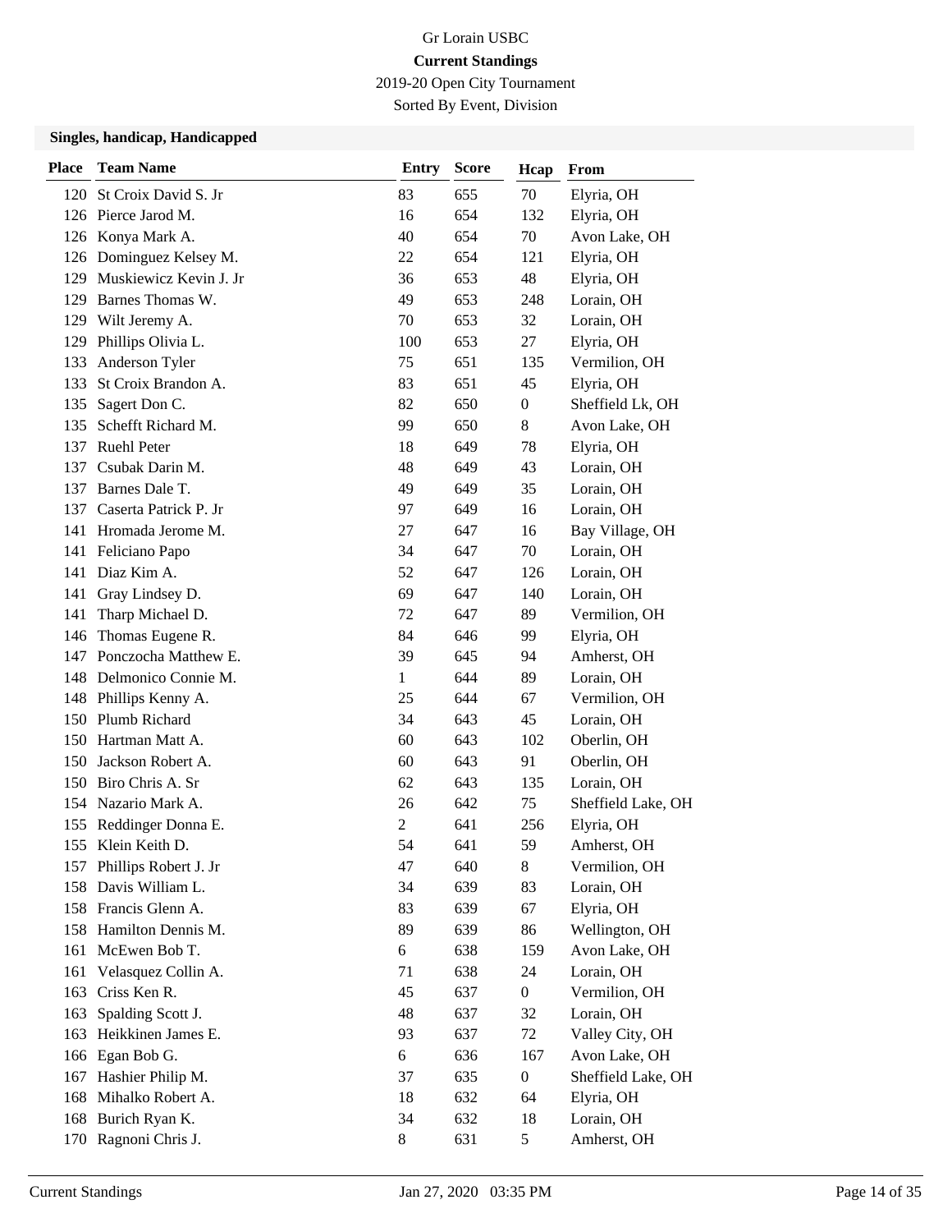Gr Lorain USBC

**Current Standings**

2019-20 Open City Tournament

Sorted By Event, Division

### Singles, handicap, Handicapped

| Place | Team Name | Entry | Score | Hcap | From |
|---|---|---|---|---|---|
| 120 | St Croix David S. Jr | 83 | 655 | 70 | Elyria, OH |
| 126 | Pierce Jarod M. | 16 | 654 | 132 | Elyria, OH |
| 126 | Konya Mark A. | 40 | 654 | 70 | Avon Lake, OH |
| 126 | Dominguez Kelsey M. | 22 | 654 | 121 | Elyria, OH |
| 129 | Muskiewicz Kevin J. Jr | 36 | 653 | 48 | Elyria, OH |
| 129 | Barnes Thomas W. | 49 | 653 | 248 | Lorain, OH |
| 129 | Wilt Jeremy A. | 70 | 653 | 32 | Lorain, OH |
| 129 | Phillips Olivia L. | 100 | 653 | 27 | Elyria, OH |
| 133 | Anderson Tyler | 75 | 651 | 135 | Vermilion, OH |
| 133 | St Croix Brandon A. | 83 | 651 | 45 | Elyria, OH |
| 135 | Sagert Don C. | 82 | 650 | 0 | Sheffield Lk, OH |
| 135 | Schefft Richard M. | 99 | 650 | 8 | Avon Lake, OH |
| 137 | Ruehl Peter | 18 | 649 | 78 | Elyria, OH |
| 137 | Csubak Darin M. | 48 | 649 | 43 | Lorain, OH |
| 137 | Barnes Dale T. | 49 | 649 | 35 | Lorain, OH |
| 137 | Caserta Patrick P. Jr | 97 | 649 | 16 | Lorain, OH |
| 141 | Hromada Jerome M. | 27 | 647 | 16 | Bay Village, OH |
| 141 | Feliciano Papo | 34 | 647 | 70 | Lorain, OH |
| 141 | Diaz Kim A. | 52 | 647 | 126 | Lorain, OH |
| 141 | Gray Lindsey D. | 69 | 647 | 140 | Lorain, OH |
| 141 | Tharp Michael D. | 72 | 647 | 89 | Vermilion, OH |
| 146 | Thomas Eugene R. | 84 | 646 | 99 | Elyria, OH |
| 147 | Ponczocha Matthew E. | 39 | 645 | 94 | Amherst, OH |
| 148 | Delmonico Connie M. | 1 | 644 | 89 | Lorain, OH |
| 148 | Phillips Kenny A. | 25 | 644 | 67 | Vermilion, OH |
| 150 | Plumb Richard | 34 | 643 | 45 | Lorain, OH |
| 150 | Hartman Matt A. | 60 | 643 | 102 | Oberlin, OH |
| 150 | Jackson Robert A. | 60 | 643 | 91 | Oberlin, OH |
| 150 | Biro Chris A. Sr | 62 | 643 | 135 | Lorain, OH |
| 154 | Nazario Mark A. | 26 | 642 | 75 | Sheffield Lake, OH |
| 155 | Reddinger Donna E. | 2 | 641 | 256 | Elyria, OH |
| 155 | Klein Keith D. | 54 | 641 | 59 | Amherst, OH |
| 157 | Phillips Robert J. Jr | 47 | 640 | 8 | Vermilion, OH |
| 158 | Davis William L. | 34 | 639 | 83 | Lorain, OH |
| 158 | Francis Glenn A. | 83 | 639 | 67 | Elyria, OH |
| 158 | Hamilton Dennis M. | 89 | 639 | 86 | Wellington, OH |
| 161 | McEwen Bob T. | 6 | 638 | 159 | Avon Lake, OH |
| 161 | Velasquez Collin A. | 71 | 638 | 24 | Lorain, OH |
| 163 | Criss Ken R. | 45 | 637 | 0 | Vermilion, OH |
| 163 | Spalding Scott J. | 48 | 637 | 32 | Lorain, OH |
| 163 | Heikkinen James E. | 93 | 637 | 72 | Valley City, OH |
| 166 | Egan Bob G. | 6 | 636 | 167 | Avon Lake, OH |
| 167 | Hashier Philip M. | 37 | 635 | 0 | Sheffield Lake, OH |
| 168 | Mihalko Robert A. | 18 | 632 | 64 | Elyria, OH |
| 168 | Burich Ryan K. | 34 | 632 | 18 | Lorain, OH |
| 170 | Ragnoni Chris J. | 8 | 631 | 5 | Amherst, OH |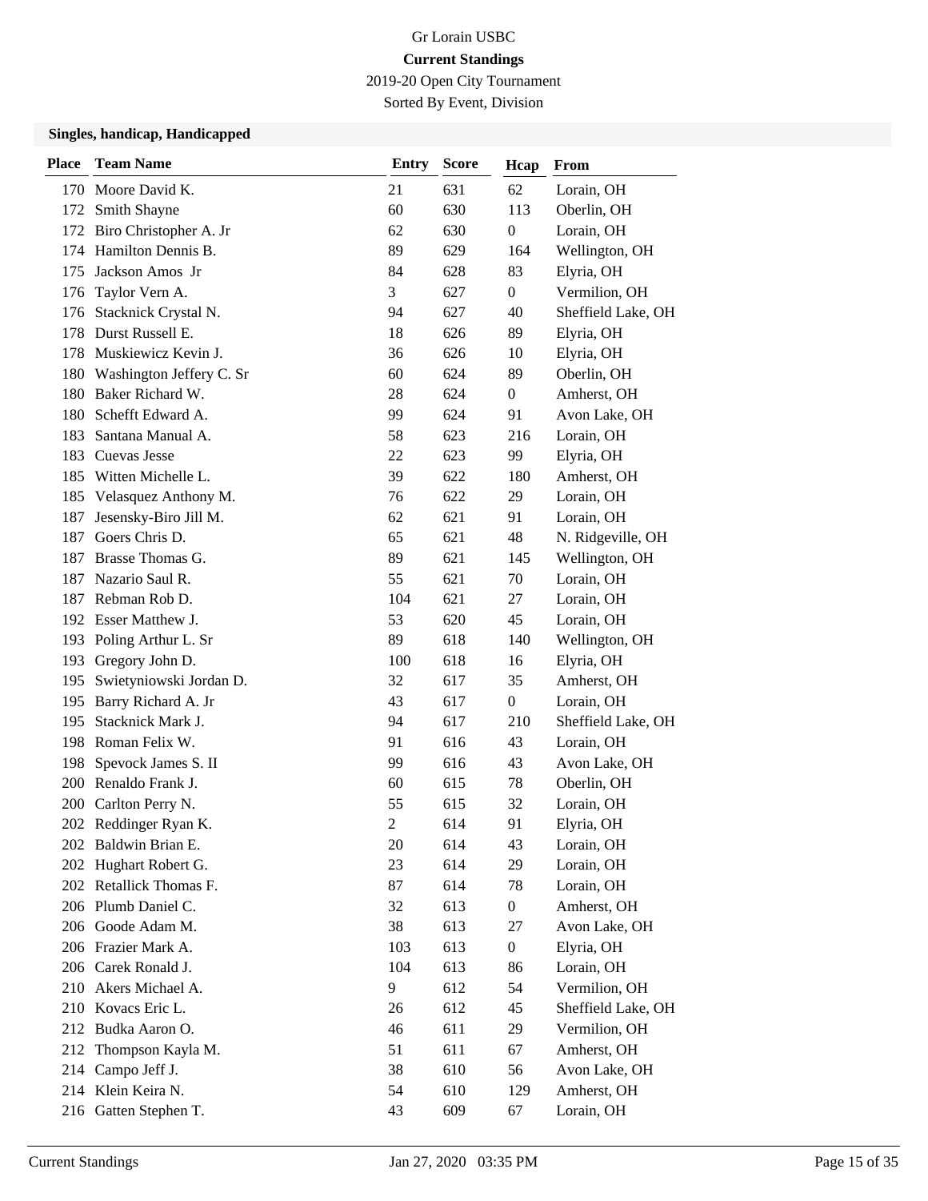Gr Lorain USBC

**Current Standings**

2019-20 Open City Tournament

Sorted By Event, Division

### Singles, handicap, Handicapped

| Place | Team Name | Entry | Score | Hcap | From |
|---|---|---|---|---|---|
| 170 | Moore David K. | 21 | 631 | 62 | Lorain, OH |
| 172 | Smith Shayne | 60 | 630 | 113 | Oberlin, OH |
| 172 | Biro Christopher A. Jr | 62 | 630 | 0 | Lorain, OH |
| 174 | Hamilton Dennis B. | 89 | 629 | 164 | Wellington, OH |
| 175 | Jackson Amos Jr | 84 | 628 | 83 | Elyria, OH |
| 176 | Taylor Vern A. | 3 | 627 | 0 | Vermilion, OH |
| 176 | Stacknick Crystal N. | 94 | 627 | 40 | Sheffield Lake, OH |
| 178 | Durst Russell E. | 18 | 626 | 89 | Elyria, OH |
| 178 | Muskiewicz Kevin J. | 36 | 626 | 10 | Elyria, OH |
| 180 | Washington Jeffery C. Sr | 60 | 624 | 89 | Oberlin, OH |
| 180 | Baker Richard W. | 28 | 624 | 0 | Amherst, OH |
| 180 | Schefft Edward A. | 99 | 624 | 91 | Avon Lake, OH |
| 183 | Santana Manual A. | 58 | 623 | 216 | Lorain, OH |
| 183 | Cuevas Jesse | 22 | 623 | 99 | Elyria, OH |
| 185 | Witten Michelle L. | 39 | 622 | 180 | Amherst, OH |
| 185 | Velasquez Anthony M. | 76 | 622 | 29 | Lorain, OH |
| 187 | Jesensky-Biro Jill M. | 62 | 621 | 91 | Lorain, OH |
| 187 | Goers Chris D. | 65 | 621 | 48 | N. Ridgeville, OH |
| 187 | Brasse Thomas G. | 89 | 621 | 145 | Wellington, OH |
| 187 | Nazario Saul R. | 55 | 621 | 70 | Lorain, OH |
| 187 | Rebman Rob D. | 104 | 621 | 27 | Lorain, OH |
| 192 | Esser Matthew J. | 53 | 620 | 45 | Lorain, OH |
| 193 | Poling Arthur L. Sr | 89 | 618 | 140 | Wellington, OH |
| 193 | Gregory John D. | 100 | 618 | 16 | Elyria, OH |
| 195 | Swietyniowski Jordan D. | 32 | 617 | 35 | Amherst, OH |
| 195 | Barry Richard A. Jr | 43 | 617 | 0 | Lorain, OH |
| 195 | Stacknick Mark J. | 94 | 617 | 210 | Sheffield Lake, OH |
| 198 | Roman Felix W. | 91 | 616 | 43 | Lorain, OH |
| 198 | Spevock James S. II | 99 | 616 | 43 | Avon Lake, OH |
| 200 | Renaldo Frank J. | 60 | 615 | 78 | Oberlin, OH |
| 200 | Carlton Perry N. | 55 | 615 | 32 | Lorain, OH |
| 202 | Reddinger Ryan K. | 2 | 614 | 91 | Elyria, OH |
| 202 | Baldwin Brian E. | 20 | 614 | 43 | Lorain, OH |
| 202 | Hughart Robert G. | 23 | 614 | 29 | Lorain, OH |
| 202 | Retallick Thomas F. | 87 | 614 | 78 | Lorain, OH |
| 206 | Plumb Daniel C. | 32 | 613 | 0 | Amherst, OH |
| 206 | Goode Adam M. | 38 | 613 | 27 | Avon Lake, OH |
| 206 | Frazier Mark A. | 103 | 613 | 0 | Elyria, OH |
| 206 | Carek Ronald J. | 104 | 613 | 86 | Lorain, OH |
| 210 | Akers Michael A. | 9 | 612 | 54 | Vermilion, OH |
| 210 | Kovacs Eric L. | 26 | 612 | 45 | Sheffield Lake, OH |
| 212 | Budka Aaron O. | 46 | 611 | 29 | Vermilion, OH |
| 212 | Thompson Kayla M. | 51 | 611 | 67 | Amherst, OH |
| 214 | Campo Jeff J. | 38 | 610 | 56 | Avon Lake, OH |
| 214 | Klein Keira N. | 54 | 610 | 129 | Amherst, OH |
| 216 | Gatten Stephen T. | 43 | 609 | 67 | Lorain, OH |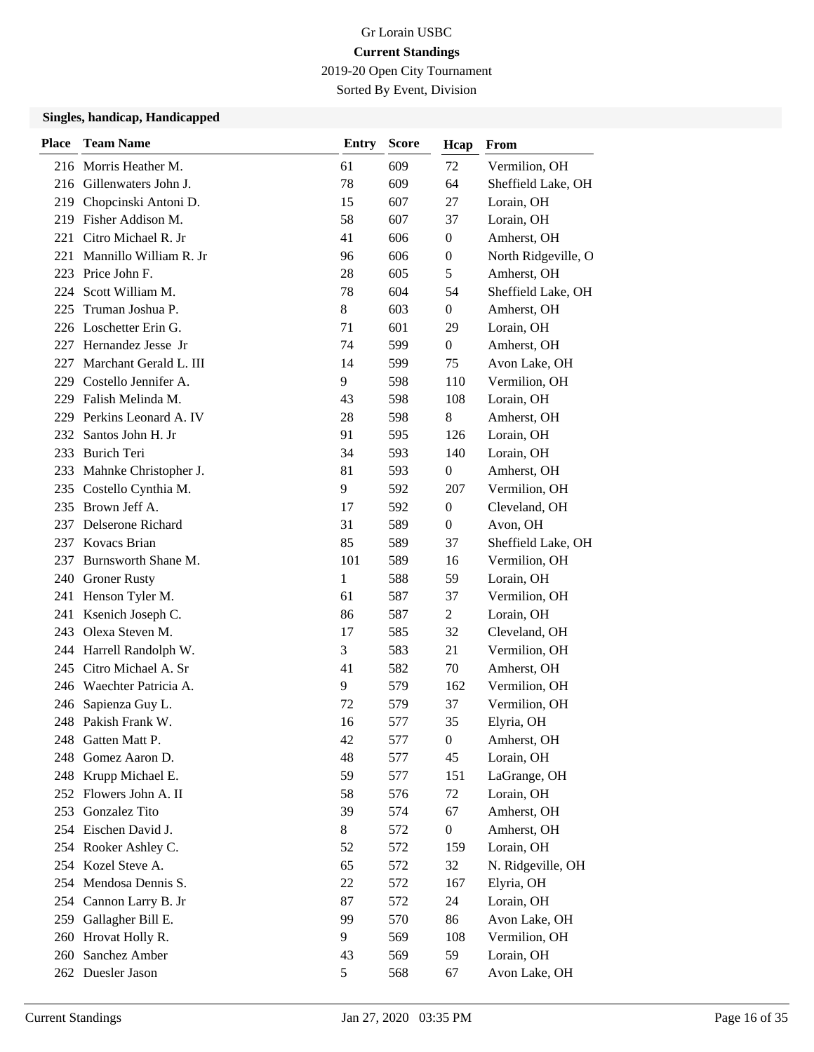Gr Lorain USBC

**Current Standings**

2019-20 Open City Tournament

Sorted By Event, Division

### Singles, handicap, Handicapped

| Place | Team Name | Entry | Score | Hcap | From |
|---|---|---|---|---|---|
| 216 | Morris Heather M. | 61 | 609 | 72 | Vermilion, OH |
| 216 | Gillenwaters John J. | 78 | 609 | 64 | Sheffield Lake, OH |
| 219 | Chopcinski Antoni D. | 15 | 607 | 27 | Lorain, OH |
| 219 | Fisher Addison M. | 58 | 607 | 37 | Lorain, OH |
| 221 | Citro Michael R. Jr | 41 | 606 | 0 | Amherst, OH |
| 221 | Mannillo William R. Jr | 96 | 606 | 0 | North Ridgeville, O |
| 223 | Price John F. | 28 | 605 | 5 | Amherst, OH |
| 224 | Scott William M. | 78 | 604 | 54 | Sheffield Lake, OH |
| 225 | Truman Joshua P. | 8 | 603 | 0 | Amherst, OH |
| 226 | Loschetter Erin G. | 71 | 601 | 29 | Lorain, OH |
| 227 | Hernandez Jesse Jr | 74 | 599 | 0 | Amherst, OH |
| 227 | Marchant Gerald L. III | 14 | 599 | 75 | Avon Lake, OH |
| 229 | Costello Jennifer A. | 9 | 598 | 110 | Vermilion, OH |
| 229 | Falish Melinda M. | 43 | 598 | 108 | Lorain, OH |
| 229 | Perkins Leonard A. IV | 28 | 598 | 8 | Amherst, OH |
| 232 | Santos John H. Jr | 91 | 595 | 126 | Lorain, OH |
| 233 | Burich Teri | 34 | 593 | 140 | Lorain, OH |
| 233 | Mahnke Christopher J. | 81 | 593 | 0 | Amherst, OH |
| 235 | Costello Cynthia M. | 9 | 592 | 207 | Vermilion, OH |
| 235 | Brown Jeff A. | 17 | 592 | 0 | Cleveland, OH |
| 237 | Delserone Richard | 31 | 589 | 0 | Avon, OH |
| 237 | Kovacs Brian | 85 | 589 | 37 | Sheffield Lake, OH |
| 237 | Burnsworth Shane M. | 101 | 589 | 16 | Vermilion, OH |
| 240 | Groner Rusty | 1 | 588 | 59 | Lorain, OH |
| 241 | Henson Tyler M. | 61 | 587 | 37 | Vermilion, OH |
| 241 | Ksenich Joseph C. | 86 | 587 | 2 | Lorain, OH |
| 243 | Olexa Steven M. | 17 | 585 | 32 | Cleveland, OH |
| 244 | Harrell Randolph W. | 3 | 583 | 21 | Vermilion, OH |
| 245 | Citro Michael A. Sr | 41 | 582 | 70 | Amherst, OH |
| 246 | Waechter Patricia A. | 9 | 579 | 162 | Vermilion, OH |
| 246 | Sapienza Guy L. | 72 | 579 | 37 | Vermilion, OH |
| 248 | Pakish Frank W. | 16 | 577 | 35 | Elyria, OH |
| 248 | Gatten Matt P. | 42 | 577 | 0 | Amherst, OH |
| 248 | Gomez Aaron D. | 48 | 577 | 45 | Lorain, OH |
| 248 | Krupp Michael E. | 59 | 577 | 151 | LaGrange, OH |
| 252 | Flowers John A. II | 58 | 576 | 72 | Lorain, OH |
| 253 | Gonzalez Tito | 39 | 574 | 67 | Amherst, OH |
| 254 | Eischen David J. | 8 | 572 | 0 | Amherst, OH |
| 254 | Rooker Ashley C. | 52 | 572 | 159 | Lorain, OH |
| 254 | Kozel Steve A. | 65 | 572 | 32 | N. Ridgeville, OH |
| 254 | Mendosa Dennis S. | 22 | 572 | 167 | Elyria, OH |
| 254 | Cannon Larry B. Jr | 87 | 572 | 24 | Lorain, OH |
| 259 | Gallagher Bill E. | 99 | 570 | 86 | Avon Lake, OH |
| 260 | Hrovat Holly R. | 9 | 569 | 108 | Vermilion, OH |
| 260 | Sanchez Amber | 43 | 569 | 59 | Lorain, OH |
| 262 | Duesler Jason | 5 | 568 | 67 | Avon Lake, OH |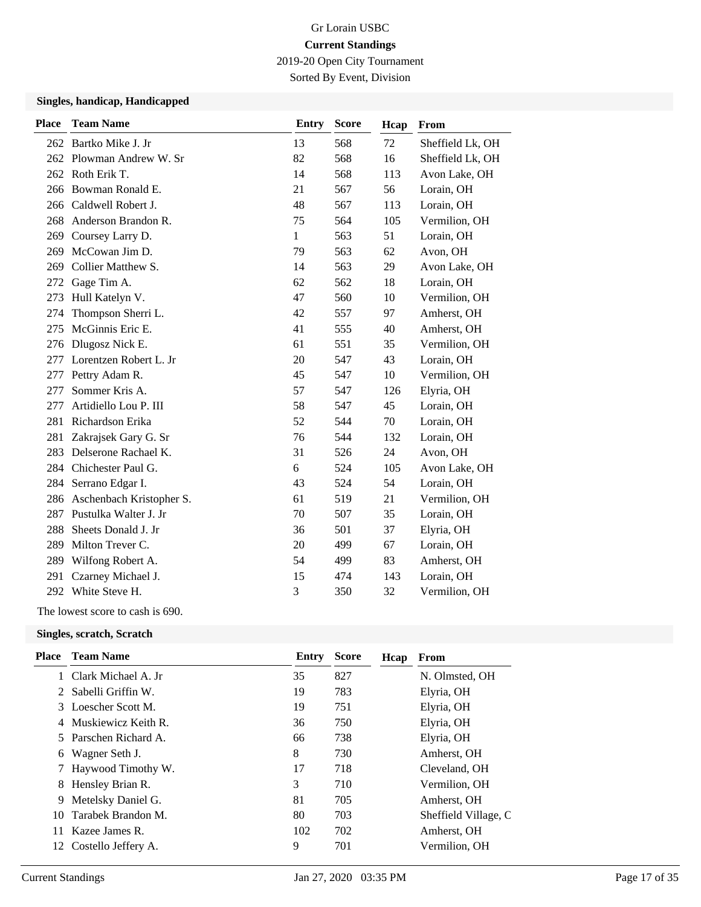# Gr Lorain USBC

**Current Standings**

2019-20 Open City Tournament

Sorted By Event, Division

### Singles, handicap, Handicapped

| Place | Team Name | Entry | Score | Hcap | From |
|---|---|---|---|---|---|
| 262 | Bartko Mike J. Jr | 13 | 568 | 72 | Sheffield Lk, OH |
| 262 | Plowman Andrew W. Sr | 82 | 568 | 16 | Sheffield Lk, OH |
| 262 | Roth Erik T. | 14 | 568 | 113 | Avon Lake, OH |
| 266 | Bowman Ronald E. | 21 | 567 | 56 | Lorain, OH |
| 266 | Caldwell Robert J. | 48 | 567 | 113 | Lorain, OH |
| 268 | Anderson Brandon R. | 75 | 564 | 105 | Vermilion, OH |
| 269 | Coursey Larry D. | 1 | 563 | 51 | Lorain, OH |
| 269 | McCowan Jim D. | 79 | 563 | 62 | Avon, OH |
| 269 | Collier Matthew S. | 14 | 563 | 29 | Avon Lake, OH |
| 272 | Gage Tim A. | 62 | 562 | 18 | Lorain, OH |
| 273 | Hull Katelyn V. | 47 | 560 | 10 | Vermilion, OH |
| 274 | Thompson Sherri L. | 42 | 557 | 97 | Amherst, OH |
| 275 | McGinnis Eric E. | 41 | 555 | 40 | Amherst, OH |
| 276 | Dlugosz Nick E. | 61 | 551 | 35 | Vermilion, OH |
| 277 | Lorentzen Robert L. Jr | 20 | 547 | 43 | Lorain, OH |
| 277 | Pettry Adam R. | 45 | 547 | 10 | Vermilion, OH |
| 277 | Sommer Kris A. | 57 | 547 | 126 | Elyria, OH |
| 277 | Artidiello Lou P. III | 58 | 547 | 45 | Lorain, OH |
| 281 | Richardson Erika | 52 | 544 | 70 | Lorain, OH |
| 281 | Zakrajsek Gary G. Sr | 76 | 544 | 132 | Lorain, OH |
| 283 | Delserone Rachael K. | 31 | 526 | 24 | Avon, OH |
| 284 | Chichester Paul G. | 6 | 524 | 105 | Avon Lake, OH |
| 284 | Serrano Edgar I. | 43 | 524 | 54 | Lorain, OH |
| 286 | Aschenbach Kristopher S. | 61 | 519 | 21 | Vermilion, OH |
| 287 | Pustulka Walter J. Jr | 70 | 507 | 35 | Lorain, OH |
| 288 | Sheets Donald J. Jr | 36 | 501 | 37 | Elyria, OH |
| 289 | Milton Trever C. | 20 | 499 | 67 | Lorain, OH |
| 289 | Wilfong Robert A. | 54 | 499 | 83 | Amherst, OH |
| 291 | Czarney Michael J. | 15 | 474 | 143 | Lorain, OH |
| 292 | White Steve H. | 3 | 350 | 32 | Vermilion, OH |

The lowest score to cash is 690.

### Singles, scratch, Scratch

| Place | Team Name | Entry | Score | Hcap | From |
|---|---|---|---|---|---|
| 1 | Clark Michael A. Jr | 35 | 827 | | N. Olmsted, OH |
| 2 | Sabelli Griffin W. | 19 | 783 | | Elyria, OH |
| 3 | Loescher Scott M. | 19 | 751 | | Elyria, OH |
| 4 | Muskiewicz Keith R. | 36 | 750 | | Elyria, OH |
| 5 | Parschen Richard A. | 66 | 738 | | Elyria, OH |
| 6 | Wagner Seth J. | 8 | 730 | | Amherst, OH |
| 7 | Haywood Timothy W. | 17 | 718 | | Cleveland, OH |
| 8 | Hensley Brian R. | 3 | 710 | | Vermilion, OH |
| 9 | Metelsky Daniel G. | 81 | 705 | | Amherst, OH |
| 10 | Tarabek Brandon M. | 80 | 703 | | Sheffield Village, C |
| 11 | Kazee James R. | 102 | 702 | | Amherst, OH |
| 12 | Costello Jeffery A. | 9 | 701 | | Vermilion, OH |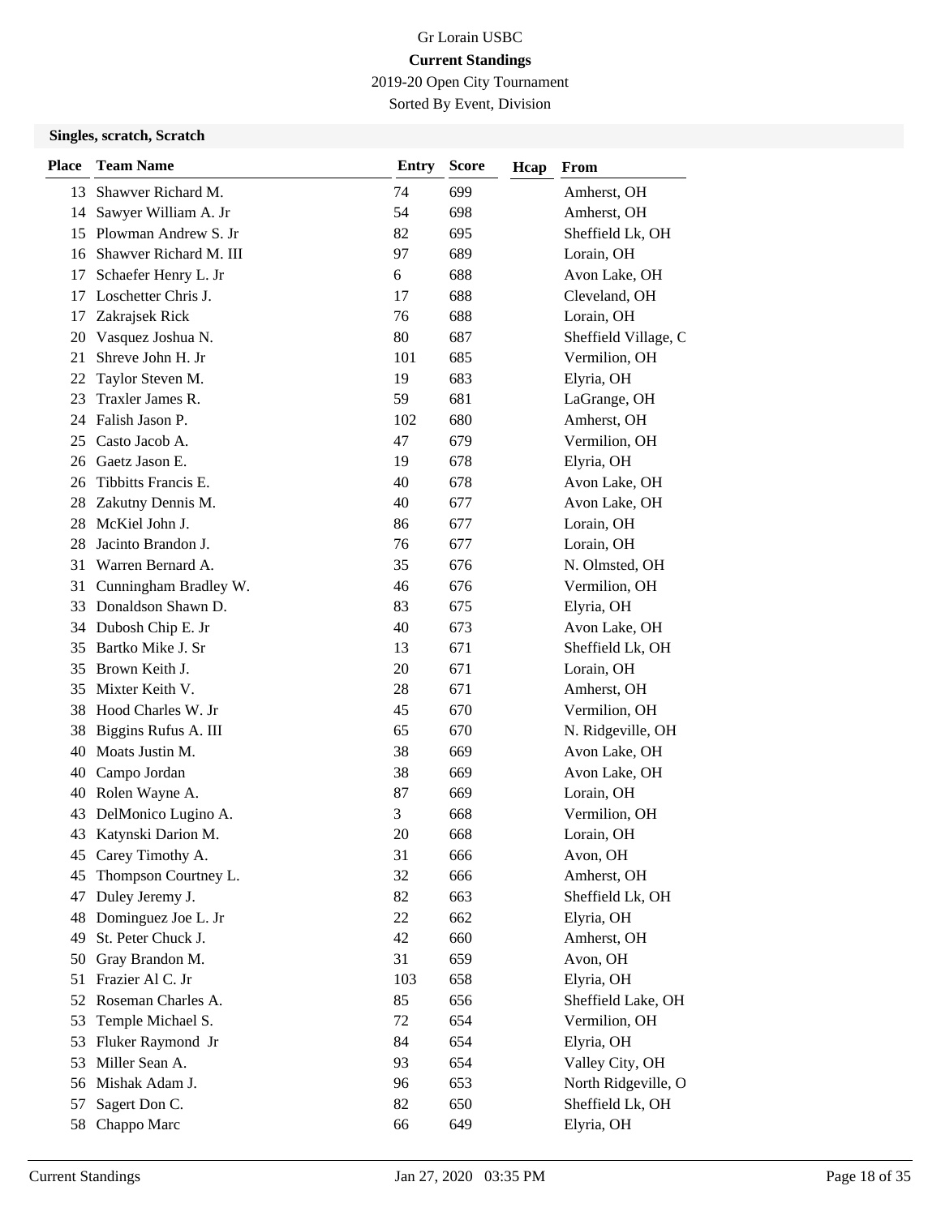Gr Lorain USBC

**Current Standings**

2019-20 Open City Tournament

Sorted By Event, Division

### Singles, scratch, Scratch

| Place | Team Name | Entry | Score | Hcap | From |
|---|---|---|---|---|---|
| 13 | Shawver Richard M. | 74 | 699 | | Amherst, OH |
| 14 | Sawyer William A. Jr | 54 | 698 | | Amherst, OH |
| 15 | Plowman Andrew S. Jr | 82 | 695 | | Sheffield Lk, OH |
| 16 | Shawver Richard M. III | 97 | 689 | | Lorain, OH |
| 17 | Schaefer Henry L. Jr | 6 | 688 | | Avon Lake, OH |
| 17 | Loschetter Chris J. | 17 | 688 | | Cleveland, OH |
| 17 | Zakrajsek Rick | 76 | 688 | | Lorain, OH |
| 20 | Vasquez Joshua N. | 80 | 687 | | Sheffield Village, C |
| 21 | Shreve John H. Jr | 101 | 685 | | Vermilion, OH |
| 22 | Taylor Steven M. | 19 | 683 | | Elyria, OH |
| 23 | Traxler James R. | 59 | 681 | | LaGrange, OH |
| 24 | Falish Jason P. | 102 | 680 | | Amherst, OH |
| 25 | Casto Jacob A. | 47 | 679 | | Vermilion, OH |
| 26 | Gaetz Jason E. | 19 | 678 | | Elyria, OH |
| 26 | Tibbitts Francis E. | 40 | 678 | | Avon Lake, OH |
| 28 | Zakutny Dennis M. | 40 | 677 | | Avon Lake, OH |
| 28 | McKiel John J. | 86 | 677 | | Lorain, OH |
| 28 | Jacinto Brandon J. | 76 | 677 | | Lorain, OH |
| 31 | Warren Bernard A. | 35 | 676 | | N. Olmsted, OH |
| 31 | Cunningham Bradley W. | 46 | 676 | | Vermilion, OH |
| 33 | Donaldson Shawn D. | 83 | 675 | | Elyria, OH |
| 34 | Dubosh Chip E. Jr | 40 | 673 | | Avon Lake, OH |
| 35 | Bartko Mike J. Sr | 13 | 671 | | Sheffield Lk, OH |
| 35 | Brown Keith J. | 20 | 671 | | Lorain, OH |
| 35 | Mixter Keith V. | 28 | 671 | | Amherst, OH |
| 38 | Hood Charles W. Jr | 45 | 670 | | Vermilion, OH |
| 38 | Biggins Rufus A. III | 65 | 670 | | N. Ridgeville, OH |
| 40 | Moats Justin M. | 38 | 669 | | Avon Lake, OH |
| 40 | Campo Jordan | 38 | 669 | | Avon Lake, OH |
| 40 | Rolen Wayne A. | 87 | 669 | | Lorain, OH |
| 43 | DelMonico Lugino A. | 3 | 668 | | Vermilion, OH |
| 43 | Katynski Darion M. | 20 | 668 | | Lorain, OH |
| 45 | Carey Timothy A. | 31 | 666 | | Avon, OH |
| 45 | Thompson Courtney L. | 32 | 666 | | Amherst, OH |
| 47 | Duley Jeremy J. | 82 | 663 | | Sheffield Lk, OH |
| 48 | Dominguez Joe L. Jr | 22 | 662 | | Elyria, OH |
| 49 | St. Peter Chuck J. | 42 | 660 | | Amherst, OH |
| 50 | Gray Brandon M. | 31 | 659 | | Avon, OH |
| 51 | Frazier Al C. Jr | 103 | 658 | | Elyria, OH |
| 52 | Roseman Charles A. | 85 | 656 | | Sheffield Lake, OH |
| 53 | Temple Michael S. | 72 | 654 | | Vermilion, OH |
| 53 | Fluker Raymond Jr | 84 | 654 | | Elyria, OH |
| 53 | Miller Sean A. | 93 | 654 | | Valley City, OH |
| 56 | Mishak Adam J. | 96 | 653 | | North Ridgeville, O |
| 57 | Sagert Don C. | 82 | 650 | | Sheffield Lk, OH |
| 58 | Chappo Marc | 66 | 649 | | Elyria, OH |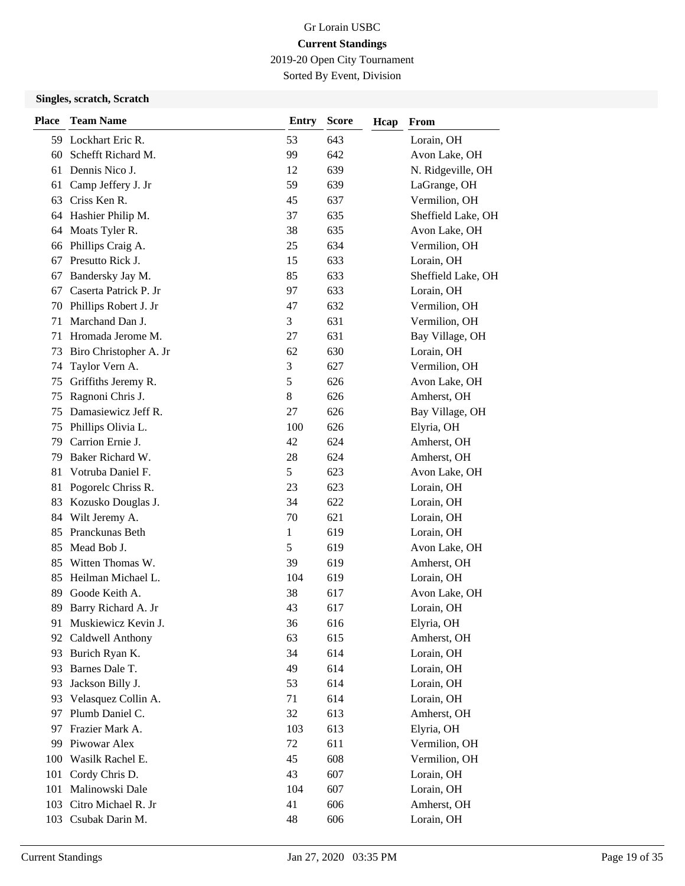Gr Lorain USBC

**Current Standings**

2019-20 Open City Tournament

Sorted By Event, Division

### Singles, scratch, Scratch

| Place | Team Name | Entry | Score | Hcap | From |
|---|---|---|---|---|---|
| 59 | Lockhart Eric R. | 53 | 643 | | Lorain, OH |
| 60 | Schefft Richard M. | 99 | 642 | | Avon Lake, OH |
| 61 | Dennis Nico J. | 12 | 639 | | N. Ridgeville, OH |
| 61 | Camp Jeffery J. Jr | 59 | 639 | | LaGrange, OH |
| 63 | Criss Ken R. | 45 | 637 | | Vermilion, OH |
| 64 | Hashier Philip M. | 37 | 635 | | Sheffield Lake, OH |
| 64 | Moats Tyler R. | 38 | 635 | | Avon Lake, OH |
| 66 | Phillips Craig A. | 25 | 634 | | Vermilion, OH |
| 67 | Presutto Rick J. | 15 | 633 | | Lorain, OH |
| 67 | Bandersky Jay M. | 85 | 633 | | Sheffield Lake, OH |
| 67 | Caserta Patrick P. Jr | 97 | 633 | | Lorain, OH |
| 70 | Phillips Robert J. Jr | 47 | 632 | | Vermilion, OH |
| 71 | Marchand Dan J. | 3 | 631 | | Vermilion, OH |
| 71 | Hromada Jerome M. | 27 | 631 | | Bay Village, OH |
| 73 | Biro Christopher A. Jr | 62 | 630 | | Lorain, OH |
| 74 | Taylor Vern A. | 3 | 627 | | Vermilion, OH |
| 75 | Griffiths Jeremy R. | 5 | 626 | | Avon Lake, OH |
| 75 | Ragnoni Chris J. | 8 | 626 | | Amherst, OH |
| 75 | Damasiewicz Jeff R. | 27 | 626 | | Bay Village, OH |
| 75 | Phillips Olivia L. | 100 | 626 | | Elyria, OH |
| 79 | Carrion Ernie J. | 42 | 624 | | Amherst, OH |
| 79 | Baker Richard W. | 28 | 624 | | Amherst, OH |
| 81 | Votruba Daniel F. | 5 | 623 | | Avon Lake, OH |
| 81 | Pogorelc Chriss R. | 23 | 623 | | Lorain, OH |
| 83 | Kozusko Douglas J. | 34 | 622 | | Lorain, OH |
| 84 | Wilt Jeremy A. | 70 | 621 | | Lorain, OH |
| 85 | Pranckunas Beth | 1 | 619 | | Lorain, OH |
| 85 | Mead Bob J. | 5 | 619 | | Avon Lake, OH |
| 85 | Witten Thomas W. | 39 | 619 | | Amherst, OH |
| 85 | Heilman Michael L. | 104 | 619 | | Lorain, OH |
| 89 | Goode Keith A. | 38 | 617 | | Avon Lake, OH |
| 89 | Barry Richard A. Jr | 43 | 617 | | Lorain, OH |
| 91 | Muskiewicz Kevin J. | 36 | 616 | | Elyria, OH |
| 92 | Caldwell Anthony | 63 | 615 | | Amherst, OH |
| 93 | Burich Ryan K. | 34 | 614 | | Lorain, OH |
| 93 | Barnes Dale T. | 49 | 614 | | Lorain, OH |
| 93 | Jackson Billy J. | 53 | 614 | | Lorain, OH |
| 93 | Velasquez Collin A. | 71 | 614 | | Lorain, OH |
| 97 | Plumb Daniel C. | 32 | 613 | | Amherst, OH |
| 97 | Frazier Mark A. | 103 | 613 | | Elyria, OH |
| 99 | Piwowar Alex | 72 | 611 | | Vermilion, OH |
| 100 | Wasilk Rachel E. | 45 | 608 | | Vermilion, OH |
| 101 | Cordy Chris D. | 43 | 607 | | Lorain, OH |
| 101 | Malinowski Dale | 104 | 607 | | Lorain, OH |
| 103 | Citro Michael R. Jr | 41 | 606 | | Amherst, OH |
| 103 | Csubak Darin M. | 48 | 606 | | Lorain, OH |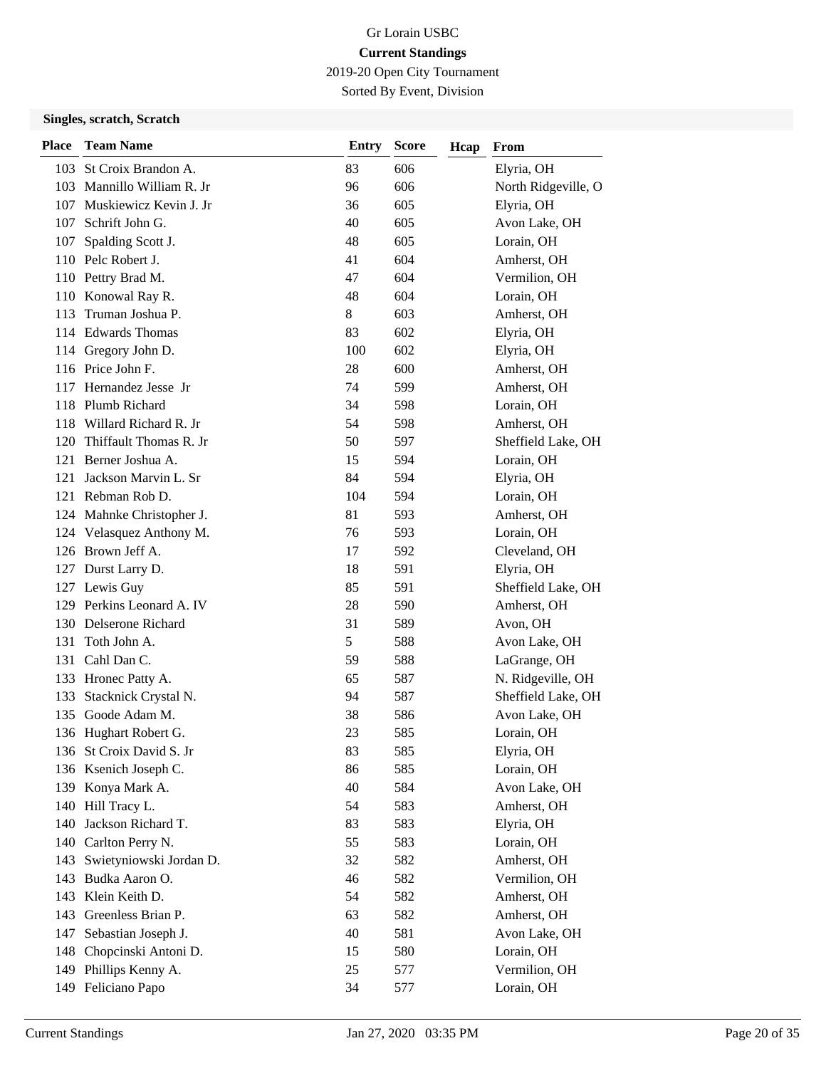# Gr Lorain USBC

## Current Standings

2019-20 Open City Tournament

Sorted By Event, Division

### Singles, scratch, Scratch

| Place | Team Name | Entry | Score | Hcap | From |
|---|---|---|---|---|---|
| 103 | St Croix Brandon A. | 83 | 606 | | Elyria, OH |
| 103 | Mannillo William R. Jr | 96 | 606 | | North Ridgeville, O |
| 107 | Muskiewicz Kevin J. Jr | 36 | 605 | | Elyria, OH |
| 107 | Schrift John G. | 40 | 605 | | Avon Lake, OH |
| 107 | Spalding Scott J. | 48 | 605 | | Lorain, OH |
| 110 | Pelc Robert J. | 41 | 604 | | Amherst, OH |
| 110 | Pettry Brad M. | 47 | 604 | | Vermilion, OH |
| 110 | Konowal Ray R. | 48 | 604 | | Lorain, OH |
| 113 | Truman Joshua P. | 8 | 603 | | Amherst, OH |
| 114 | Edwards Thomas | 83 | 602 | | Elyria, OH |
| 114 | Gregory John D. | 100 | 602 | | Elyria, OH |
| 116 | Price John F. | 28 | 600 | | Amherst, OH |
| 117 | Hernandez Jesse Jr | 74 | 599 | | Amherst, OH |
| 118 | Plumb Richard | 34 | 598 | | Lorain, OH |
| 118 | Willard Richard R. Jr | 54 | 598 | | Amherst, OH |
| 120 | Thiffault Thomas R. Jr | 50 | 597 | | Sheffield Lake, OH |
| 121 | Berner Joshua A. | 15 | 594 | | Lorain, OH |
| 121 | Jackson Marvin L. Sr | 84 | 594 | | Elyria, OH |
| 121 | Rebman Rob D. | 104 | 594 | | Lorain, OH |
| 124 | Mahnke Christopher J. | 81 | 593 | | Amherst, OH |
| 124 | Velasquez Anthony M. | 76 | 593 | | Lorain, OH |
| 126 | Brown Jeff A. | 17 | 592 | | Cleveland, OH |
| 127 | Durst Larry D. | 18 | 591 | | Elyria, OH |
| 127 | Lewis Guy | 85 | 591 | | Sheffield Lake, OH |
| 129 | Perkins Leonard A. IV | 28 | 590 | | Amherst, OH |
| 130 | Delserone Richard | 31 | 589 | | Avon, OH |
| 131 | Toth John A. | 5 | 588 | | Avon Lake, OH |
| 131 | Cahl Dan C. | 59 | 588 | | LaGrange, OH |
| 133 | Hronec Patty A. | 65 | 587 | | N. Ridgeville, OH |
| 133 | Stacknick Crystal N. | 94 | 587 | | Sheffield Lake, OH |
| 135 | Goode Adam M. | 38 | 586 | | Avon Lake, OH |
| 136 | Hughart Robert G. | 23 | 585 | | Lorain, OH |
| 136 | St Croix David S. Jr | 83 | 585 | | Elyria, OH |
| 136 | Ksenich Joseph C. | 86 | 585 | | Lorain, OH |
| 139 | Konya Mark A. | 40 | 584 | | Avon Lake, OH |
| 140 | Hill Tracy L. | 54 | 583 | | Amherst, OH |
| 140 | Jackson Richard T. | 83 | 583 | | Elyria, OH |
| 140 | Carlton Perry N. | 55 | 583 | | Lorain, OH |
| 143 | Swietyniowski Jordan D. | 32 | 582 | | Amherst, OH |
| 143 | Budka Aaron O. | 46 | 582 | | Vermilion, OH |
| 143 | Klein Keith D. | 54 | 582 | | Amherst, OH |
| 143 | Greenless Brian P. | 63 | 582 | | Amherst, OH |
| 147 | Sebastian Joseph J. | 40 | 581 | | Avon Lake, OH |
| 148 | Chopcinski Antoni D. | 15 | 580 | | Lorain, OH |
| 149 | Phillips Kenny A. | 25 | 577 | | Vermilion, OH |
| 149 | Feliciano Papo | 34 | 577 | | Lorain, OH |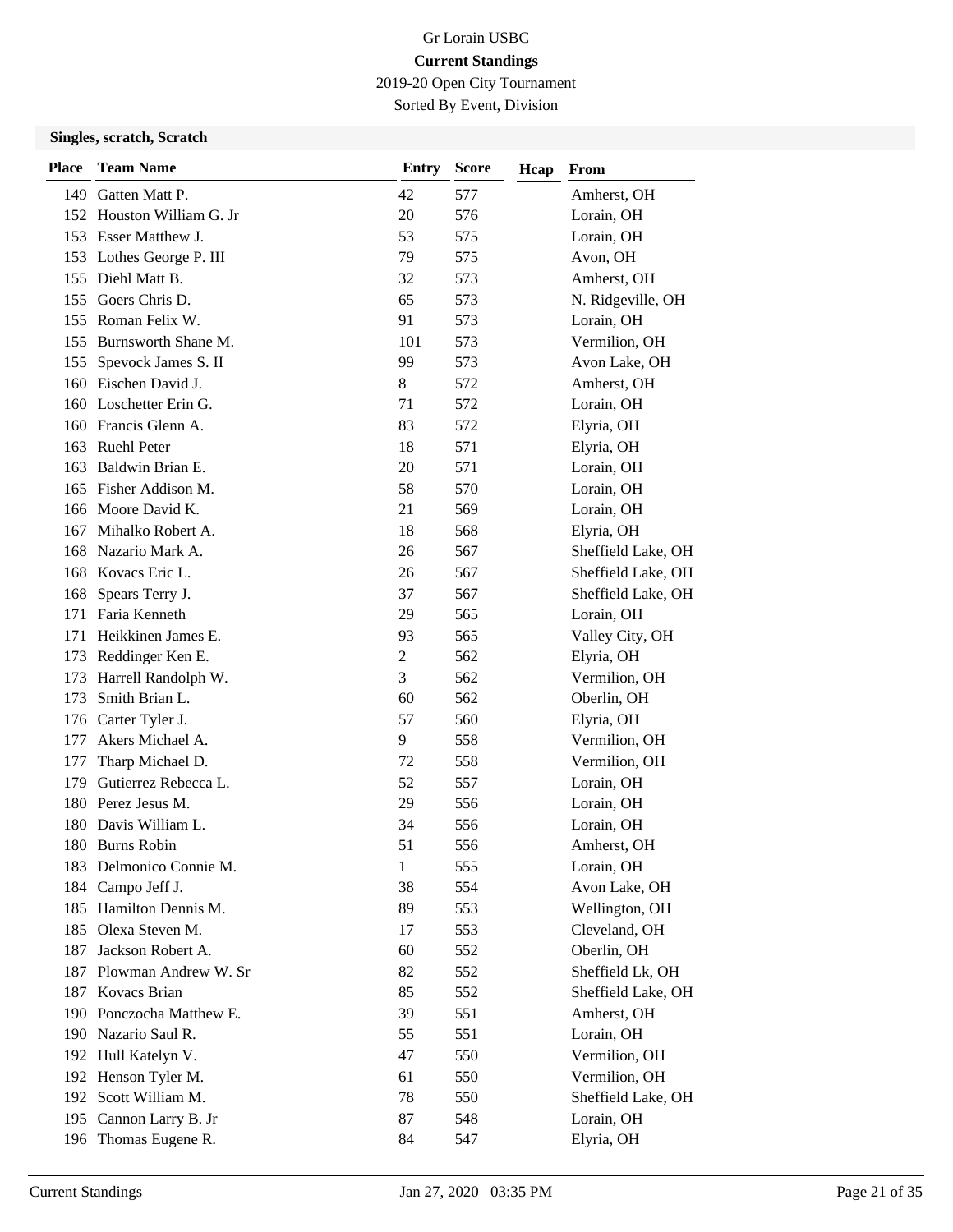# Gr Lorain USBC

**Current Standings**

2019-20 Open City Tournament

Sorted By Event, Division

### Singles, scratch, Scratch

| Place | Team Name | Entry | Score | Hcap | From |
|---|---|---|---|---|---|
| 149 | Gatten Matt P. | 42 | 577 | | Amherst, OH |
| 152 | Houston William G. Jr | 20 | 576 | | Lorain, OH |
| 153 | Esser Matthew J. | 53 | 575 | | Lorain, OH |
| 153 | Lothes George P. III | 79 | 575 | | Avon, OH |
| 155 | Diehl Matt B. | 32 | 573 | | Amherst, OH |
| 155 | Goers Chris D. | 65 | 573 | | N. Ridgeville, OH |
| 155 | Roman Felix W. | 91 | 573 | | Lorain, OH |
| 155 | Burnsworth Shane M. | 101 | 573 | | Vermilion, OH |
| 155 | Spevock James S. II | 99 | 573 | | Avon Lake, OH |
| 160 | Eischen David J. | 8 | 572 | | Amherst, OH |
| 160 | Loschetter Erin G. | 71 | 572 | | Lorain, OH |
| 160 | Francis Glenn A. | 83 | 572 | | Elyria, OH |
| 163 | Ruehl Peter | 18 | 571 | | Elyria, OH |
| 163 | Baldwin Brian E. | 20 | 571 | | Lorain, OH |
| 165 | Fisher Addison M. | 58 | 570 | | Lorain, OH |
| 166 | Moore David K. | 21 | 569 | | Lorain, OH |
| 167 | Mihalko Robert A. | 18 | 568 | | Elyria, OH |
| 168 | Nazario Mark A. | 26 | 567 | | Sheffield Lake, OH |
| 168 | Kovacs Eric L. | 26 | 567 | | Sheffield Lake, OH |
| 168 | Spears Terry J. | 37 | 567 | | Sheffield Lake, OH |
| 171 | Faria Kenneth | 29 | 565 | | Lorain, OH |
| 171 | Heikkinen James E. | 93 | 565 | | Valley City, OH |
| 173 | Reddinger Ken E. | 2 | 562 | | Elyria, OH |
| 173 | Harrell Randolph W. | 3 | 562 | | Vermilion, OH |
| 173 | Smith Brian L. | 60 | 562 | | Oberlin, OH |
| 176 | Carter Tyler J. | 57 | 560 | | Elyria, OH |
| 177 | Akers Michael A. | 9 | 558 | | Vermilion, OH |
| 177 | Tharp Michael D. | 72 | 558 | | Vermilion, OH |
| 179 | Gutierrez Rebecca L. | 52 | 557 | | Lorain, OH |
| 180 | Perez Jesus M. | 29 | 556 | | Lorain, OH |
| 180 | Davis William L. | 34 | 556 | | Lorain, OH |
| 180 | Burns Robin | 51 | 556 | | Amherst, OH |
| 183 | Delmonico Connie M. | 1 | 555 | | Lorain, OH |
| 184 | Campo Jeff J. | 38 | 554 | | Avon Lake, OH |
| 185 | Hamilton Dennis M. | 89 | 553 | | Wellington, OH |
| 185 | Olexa Steven M. | 17 | 553 | | Cleveland, OH |
| 187 | Jackson Robert A. | 60 | 552 | | Oberlin, OH |
| 187 | Plowman Andrew W. Sr | 82 | 552 | | Sheffield Lk, OH |
| 187 | Kovacs Brian | 85 | 552 | | Sheffield Lake, OH |
| 190 | Ponczocha Matthew E. | 39 | 551 | | Amherst, OH |
| 190 | Nazario Saul R. | 55 | 551 | | Lorain, OH |
| 192 | Hull Katelyn V. | 47 | 550 | | Vermilion, OH |
| 192 | Henson Tyler M. | 61 | 550 | | Vermilion, OH |
| 192 | Scott William M. | 78 | 550 | | Sheffield Lake, OH |
| 195 | Cannon Larry B. Jr | 87 | 548 | | Lorain, OH |
| 196 | Thomas Eugene R. | 84 | 547 | | Elyria, OH |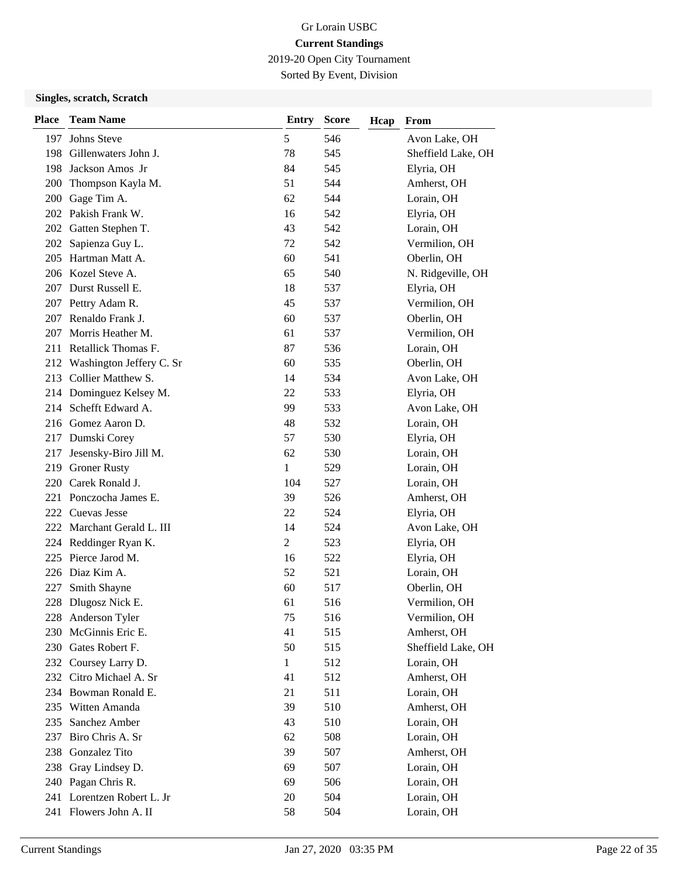Gr Lorain USBC

**Current Standings**

2019-20 Open City Tournament

Sorted By Event, Division

### Singles, scratch, Scratch

| Place | Team Name | Entry | Score | Hcap | From |
|---|---|---|---|---|---|
| 197 | Johns Steve | 5 | 546 | | Avon Lake, OH |
| 198 | Gillenwaters John J. | 78 | 545 | | Sheffield Lake, OH |
| 198 | Jackson Amos Jr | 84 | 545 | | Elyria, OH |
| 200 | Thompson Kayla M. | 51 | 544 | | Amherst, OH |
| 200 | Gage Tim A. | 62 | 544 | | Lorain, OH |
| 202 | Pakish Frank W. | 16 | 542 | | Elyria, OH |
| 202 | Gatten Stephen T. | 43 | 542 | | Lorain, OH |
| 202 | Sapienza Guy L. | 72 | 542 | | Vermilion, OH |
| 205 | Hartman Matt A. | 60 | 541 | | Oberlin, OH |
| 206 | Kozel Steve A. | 65 | 540 | | N. Ridgeville, OH |
| 207 | Durst Russell E. | 18 | 537 | | Elyria, OH |
| 207 | Pettry Adam R. | 45 | 537 | | Vermilion, OH |
| 207 | Renaldo Frank J. | 60 | 537 | | Oberlin, OH |
| 207 | Morris Heather M. | 61 | 537 | | Vermilion, OH |
| 211 | Retallick Thomas F. | 87 | 536 | | Lorain, OH |
| 212 | Washington Jeffery C. Sr | 60 | 535 | | Oberlin, OH |
| 213 | Collier Matthew S. | 14 | 534 | | Avon Lake, OH |
| 214 | Dominguez Kelsey M. | 22 | 533 | | Elyria, OH |
| 214 | Schefft Edward A. | 99 | 533 | | Avon Lake, OH |
| 216 | Gomez Aaron D. | 48 | 532 | | Lorain, OH |
| 217 | Dumski Corey | 57 | 530 | | Elyria, OH |
| 217 | Jesensky-Biro Jill M. | 62 | 530 | | Lorain, OH |
| 219 | Groner Rusty | 1 | 529 | | Lorain, OH |
| 220 | Carek Ronald J. | 104 | 527 | | Lorain, OH |
| 221 | Ponczocha James E. | 39 | 526 | | Amherst, OH |
| 222 | Cuevas Jesse | 22 | 524 | | Elyria, OH |
| 222 | Marchant Gerald L. III | 14 | 524 | | Avon Lake, OH |
| 224 | Reddinger Ryan K. | 2 | 523 | | Elyria, OH |
| 225 | Pierce Jarod M. | 16 | 522 | | Elyria, OH |
| 226 | Diaz Kim A. | 52 | 521 | | Lorain, OH |
| 227 | Smith Shayne | 60 | 517 | | Oberlin, OH |
| 228 | Dlugosz Nick E. | 61 | 516 | | Vermilion, OH |
| 228 | Anderson Tyler | 75 | 516 | | Vermilion, OH |
| 230 | McGinnis Eric E. | 41 | 515 | | Amherst, OH |
| 230 | Gates Robert F. | 50 | 515 | | Sheffield Lake, OH |
| 232 | Coursey Larry D. | 1 | 512 | | Lorain, OH |
| 232 | Citro Michael A. Sr | 41 | 512 | | Amherst, OH |
| 234 | Bowman Ronald E. | 21 | 511 | | Lorain, OH |
| 235 | Witten Amanda | 39 | 510 | | Amherst, OH |
| 235 | Sanchez Amber | 43 | 510 | | Lorain, OH |
| 237 | Biro Chris A. Sr | 62 | 508 | | Lorain, OH |
| 238 | Gonzalez Tito | 39 | 507 | | Amherst, OH |
| 238 | Gray Lindsey D. | 69 | 507 | | Lorain, OH |
| 240 | Pagan Chris R. | 69 | 506 | | Lorain, OH |
| 241 | Lorentzen Robert L. Jr | 20 | 504 | | Lorain, OH |
| 241 | Flowers John A. II | 58 | 504 | | Lorain, OH |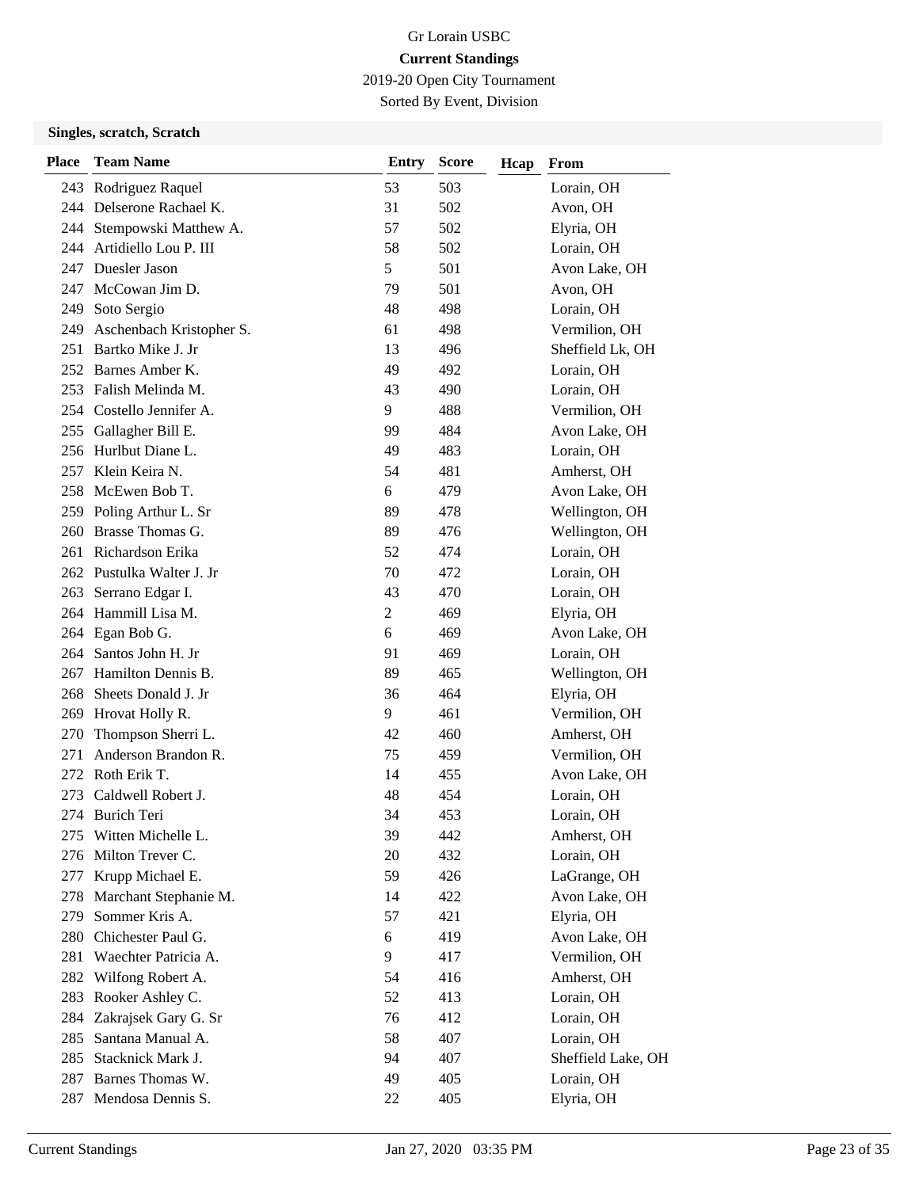Gr Lorain USBC

**Current Standings**

2019-20 Open City Tournament

Sorted By Event, Division

### Singles, scratch, Scratch

| Place | Team Name | Entry | Score | Hcap | From |
|---|---|---|---|---|---|
| 243 | Rodriguez Raquel | 53 | 503 | | Lorain, OH |
| 244 | Delserone Rachael K. | 31 | 502 | | Avon, OH |
| 244 | Stempowski Matthew A. | 57 | 502 | | Elyria, OH |
| 244 | Artidiello Lou P. III | 58 | 502 | | Lorain, OH |
| 247 | Duesler Jason | 5 | 501 | | Avon Lake, OH |
| 247 | McCowan Jim D. | 79 | 501 | | Avon, OH |
| 249 | Soto Sergio | 48 | 498 | | Lorain, OH |
| 249 | Aschenbach Kristopher S. | 61 | 498 | | Vermilion, OH |
| 251 | Bartko Mike J. Jr | 13 | 496 | | Sheffield Lk, OH |
| 252 | Barnes Amber K. | 49 | 492 | | Lorain, OH |
| 253 | Falish Melinda M. | 43 | 490 | | Lorain, OH |
| 254 | Costello Jennifer A. | 9 | 488 | | Vermilion, OH |
| 255 | Gallagher Bill E. | 99 | 484 | | Avon Lake, OH |
| 256 | Hurlbut Diane L. | 49 | 483 | | Lorain, OH |
| 257 | Klein Keira N. | 54 | 481 | | Amherst, OH |
| 258 | McEwen Bob T. | 6 | 479 | | Avon Lake, OH |
| 259 | Poling Arthur L. Sr | 89 | 478 | | Wellington, OH |
| 260 | Brasse Thomas G. | 89 | 476 | | Wellington, OH |
| 261 | Richardson Erika | 52 | 474 | | Lorain, OH |
| 262 | Pustulka Walter J. Jr | 70 | 472 | | Lorain, OH |
| 263 | Serrano Edgar I. | 43 | 470 | | Lorain, OH |
| 264 | Hammill Lisa M. | 2 | 469 | | Elyria, OH |
| 264 | Egan Bob G. | 6 | 469 | | Avon Lake, OH |
| 264 | Santos John H. Jr | 91 | 469 | | Lorain, OH |
| 267 | Hamilton Dennis B. | 89 | 465 | | Wellington, OH |
| 268 | Sheets Donald J. Jr | 36 | 464 | | Elyria, OH |
| 269 | Hrovat Holly R. | 9 | 461 | | Vermilion, OH |
| 270 | Thompson Sherri L. | 42 | 460 | | Amherst, OH |
| 271 | Anderson Brandon R. | 75 | 459 | | Vermilion, OH |
| 272 | Roth Erik T. | 14 | 455 | | Avon Lake, OH |
| 273 | Caldwell Robert J. | 48 | 454 | | Lorain, OH |
| 274 | Burich Teri | 34 | 453 | | Lorain, OH |
| 275 | Witten Michelle L. | 39 | 442 | | Amherst, OH |
| 276 | Milton Trever C. | 20 | 432 | | Lorain, OH |
| 277 | Krupp Michael E. | 59 | 426 | | LaGrange, OH |
| 278 | Marchant Stephanie M. | 14 | 422 | | Avon Lake, OH |
| 279 | Sommer Kris A. | 57 | 421 | | Elyria, OH |
| 280 | Chichester Paul G. | 6 | 419 | | Avon Lake, OH |
| 281 | Waechter Patricia A. | 9 | 417 | | Vermilion, OH |
| 282 | Wilfong Robert A. | 54 | 416 | | Amherst, OH |
| 283 | Rooker Ashley C. | 52 | 413 | | Lorain, OH |
| 284 | Zakrajsek Gary G. Sr | 76 | 412 | | Lorain, OH |
| 285 | Santana Manual A. | 58 | 407 | | Lorain, OH |
| 285 | Stacknick Mark J. | 94 | 407 | | Sheffield Lake, OH |
| 287 | Barnes Thomas W. | 49 | 405 | | Lorain, OH |
| 287 | Mendosa Dennis S. | 22 | 405 | | Elyria, OH |

Current Standings Jan 27, 2020 03:35 PM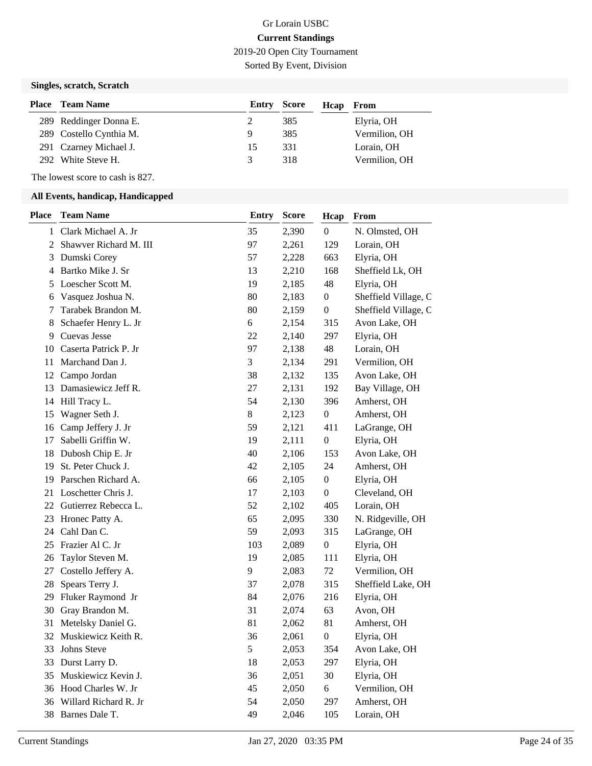Gr Lorain USBC

**Current Standings**

2019-20 Open City Tournament

Sorted By Event, Division

### Singles, scratch, Scratch

| Place | Team Name | Entry | Score | Hcap | From |
|---|---|---|---|---|---|
| 289 | Reddinger Donna E. | 2 | 385 | | Elyria, OH |
| 289 | Costello Cynthia M. | 9 | 385 | | Vermilion, OH |
| 291 | Czarney Michael J. | 15 | 331 | | Lorain, OH |
| 292 | White Steve H. | 3 | 318 | | Vermilion, OH |

The lowest score to cash is 827.

### All Events, handicap, Handicapped

| Place | Team Name | Entry | Score | Hcap | From |
|---|---|---|---|---|---|
| 1 | Clark Michael A. Jr | 35 | 2,390 | 0 | N. Olmsted, OH |
| 2 | Shawver Richard M. III | 97 | 2,261 | 129 | Lorain, OH |
| 3 | Dumski Corey | 57 | 2,228 | 663 | Elyria, OH |
| 4 | Bartko Mike J. Sr | 13 | 2,210 | 168 | Sheffield Lk, OH |
| 5 | Loescher Scott M. | 19 | 2,185 | 48 | Elyria, OH |
| 6 | Vasquez Joshua N. | 80 | 2,183 | 0 | Sheffield Village, C |
| 7 | Tarabek Brandon M. | 80 | 2,159 | 0 | Sheffield Village, C |
| 8 | Schaefer Henry L. Jr | 6 | 2,154 | 315 | Avon Lake, OH |
| 9 | Cuevas Jesse | 22 | 2,140 | 297 | Elyria, OH |
| 10 | Caserta Patrick P. Jr | 97 | 2,138 | 48 | Lorain, OH |
| 11 | Marchand Dan J. | 3 | 2,134 | 291 | Vermilion, OH |
| 12 | Campo Jordan | 38 | 2,132 | 135 | Avon Lake, OH |
| 13 | Damasiewicz Jeff R. | 27 | 2,131 | 192 | Bay Village, OH |
| 14 | Hill Tracy L. | 54 | 2,130 | 396 | Amherst, OH |
| 15 | Wagner Seth J. | 8 | 2,123 | 0 | Amherst, OH |
| 16 | Camp Jeffery J. Jr | 59 | 2,121 | 411 | LaGrange, OH |
| 17 | Sabelli Griffin W. | 19 | 2,111 | 0 | Elyria, OH |
| 18 | Dubosh Chip E. Jr | 40 | 2,106 | 153 | Avon Lake, OH |
| 19 | St. Peter Chuck J. | 42 | 2,105 | 24 | Amherst, OH |
| 19 | Parschen Richard A. | 66 | 2,105 | 0 | Elyria, OH |
| 21 | Loschetter Chris J. | 17 | 2,103 | 0 | Cleveland, OH |
| 22 | Gutierrez Rebecca L. | 52 | 2,102 | 405 | Lorain, OH |
| 23 | Hronec Patty A. | 65 | 2,095 | 330 | N. Ridgeville, OH |
| 24 | Cahl Dan C. | 59 | 2,093 | 315 | LaGrange, OH |
| 25 | Frazier Al C. Jr | 103 | 2,089 | 0 | Elyria, OH |
| 26 | Taylor Steven M. | 19 | 2,085 | 111 | Elyria, OH |
| 27 | Costello Jeffery A. | 9 | 2,083 | 72 | Vermilion, OH |
| 28 | Spears Terry J. | 37 | 2,078 | 315 | Sheffield Lake, OH |
| 29 | Fluker Raymond Jr | 84 | 2,076 | 216 | Elyria, OH |
| 30 | Gray Brandon M. | 31 | 2,074 | 63 | Avon, OH |
| 31 | Metelsky Daniel G. | 81 | 2,062 | 81 | Amherst, OH |
| 32 | Muskiewicz Keith R. | 36 | 2,061 | 0 | Elyria, OH |
| 33 | Johns Steve | 5 | 2,053 | 354 | Avon Lake, OH |
| 33 | Durst Larry D. | 18 | 2,053 | 297 | Elyria, OH |
| 35 | Muskiewicz Kevin J. | 36 | 2,051 | 30 | Elyria, OH |
| 36 | Hood Charles W. Jr | 45 | 2,050 | 6 | Vermilion, OH |
| 36 | Willard Richard R. Jr | 54 | 2,050 | 297 | Amherst, OH |
| 38 | Barnes Dale T. | 49 | 2,046 | 105 | Lorain, OH |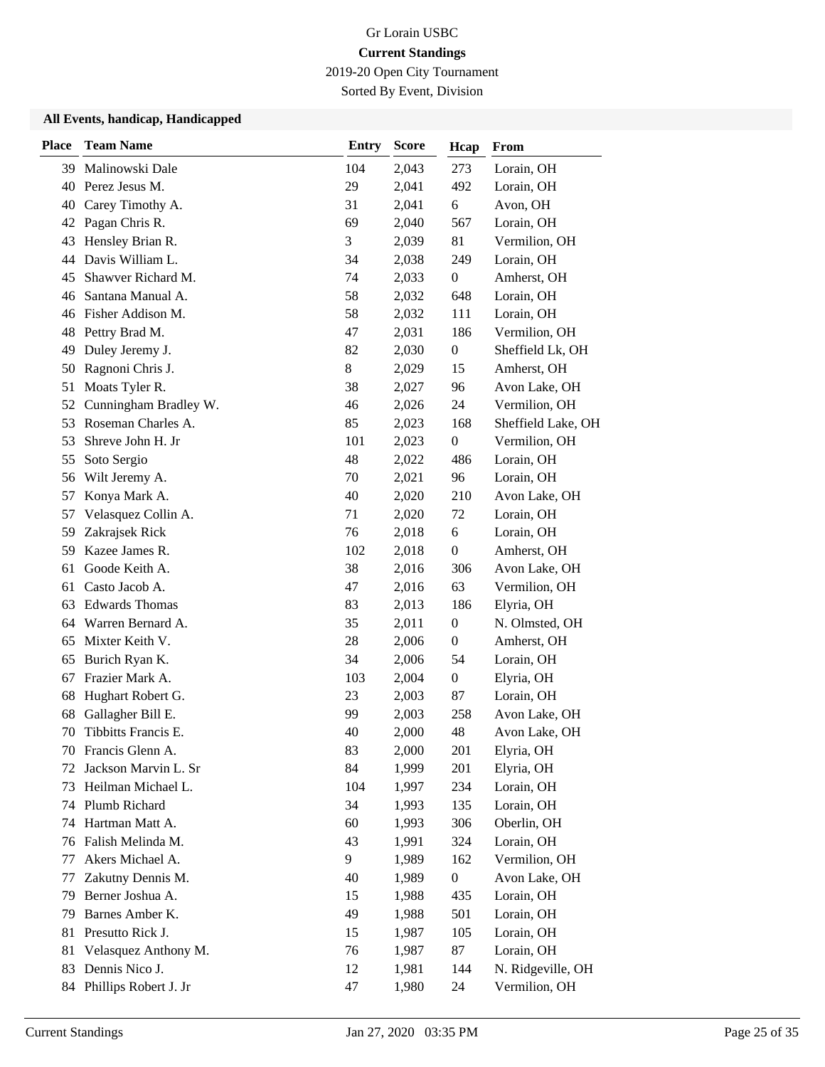Gr Lorain USBC

**Current Standings**

2019-20 Open City Tournament

Sorted By Event, Division

### All Events, handicap, Handicapped

| Place | Team Name | Entry | Score | Hcap | From |
|---|---|---|---|---|---|
| 39 | Malinowski Dale | 104 | 2,043 | 273 | Lorain, OH |
| 40 | Perez Jesus M. | 29 | 2,041 | 492 | Lorain, OH |
| 40 | Carey Timothy A. | 31 | 2,041 | 6 | Avon, OH |
| 42 | Pagan Chris R. | 69 | 2,040 | 567 | Lorain, OH |
| 43 | Hensley Brian R. | 3 | 2,039 | 81 | Vermilion, OH |
| 44 | Davis William L. | 34 | 2,038 | 249 | Lorain, OH |
| 45 | Shawver Richard M. | 74 | 2,033 | 0 | Amherst, OH |
| 46 | Santana Manual A. | 58 | 2,032 | 648 | Lorain, OH |
| 46 | Fisher Addison M. | 58 | 2,032 | 111 | Lorain, OH |
| 48 | Pettry Brad M. | 47 | 2,031 | 186 | Vermilion, OH |
| 49 | Duley Jeremy J. | 82 | 2,030 | 0 | Sheffield Lk, OH |
| 50 | Ragnoni Chris J. | 8 | 2,029 | 15 | Amherst, OH |
| 51 | Moats Tyler R. | 38 | 2,027 | 96 | Avon Lake, OH |
| 52 | Cunningham Bradley W. | 46 | 2,026 | 24 | Vermilion, OH |
| 53 | Roseman Charles A. | 85 | 2,023 | 168 | Sheffield Lake, OH |
| 53 | Shreve John H. Jr | 101 | 2,023 | 0 | Vermilion, OH |
| 55 | Soto Sergio | 48 | 2,022 | 486 | Lorain, OH |
| 56 | Wilt Jeremy A. | 70 | 2,021 | 96 | Lorain, OH |
| 57 | Konya Mark A. | 40 | 2,020 | 210 | Avon Lake, OH |
| 57 | Velasquez Collin A. | 71 | 2,020 | 72 | Lorain, OH |
| 59 | Zakrajsek Rick | 76 | 2,018 | 6 | Lorain, OH |
| 59 | Kazee James R. | 102 | 2,018 | 0 | Amherst, OH |
| 61 | Goode Keith A. | 38 | 2,016 | 306 | Avon Lake, OH |
| 61 | Casto Jacob A. | 47 | 2,016 | 63 | Vermilion, OH |
| 63 | Edwards Thomas | 83 | 2,013 | 186 | Elyria, OH |
| 64 | Warren Bernard A. | 35 | 2,011 | 0 | N. Olmsted, OH |
| 65 | Mixter Keith V. | 28 | 2,006 | 0 | Amherst, OH |
| 65 | Burich Ryan K. | 34 | 2,006 | 54 | Lorain, OH |
| 67 | Frazier Mark A. | 103 | 2,004 | 0 | Elyria, OH |
| 68 | Hughart Robert G. | 23 | 2,003 | 87 | Lorain, OH |
| 68 | Gallagher Bill E. | 99 | 2,003 | 258 | Avon Lake, OH |
| 70 | Tibbitts Francis E. | 40 | 2,000 | 48 | Avon Lake, OH |
| 70 | Francis Glenn A. | 83 | 2,000 | 201 | Elyria, OH |
| 72 | Jackson Marvin L. Sr | 84 | 1,999 | 201 | Elyria, OH |
| 73 | Heilman Michael L. | 104 | 1,997 | 234 | Lorain, OH |
| 74 | Plumb Richard | 34 | 1,993 | 135 | Lorain, OH |
| 74 | Hartman Matt A. | 60 | 1,993 | 306 | Oberlin, OH |
| 76 | Falish Melinda M. | 43 | 1,991 | 324 | Lorain, OH |
| 77 | Akers Michael A. | 9 | 1,989 | 162 | Vermilion, OH |
| 77 | Zakutny Dennis M. | 40 | 1,989 | 0 | Avon Lake, OH |
| 79 | Berner Joshua A. | 15 | 1,988 | 435 | Lorain, OH |
| 79 | Barnes Amber K. | 49 | 1,988 | 501 | Lorain, OH |
| 81 | Presutto Rick J. | 15 | 1,987 | 105 | Lorain, OH |
| 81 | Velasquez Anthony M. | 76 | 1,987 | 87 | Lorain, OH |
| 83 | Dennis Nico J. | 12 | 1,981 | 144 | N. Ridgeville, OH |
| 84 | Phillips Robert J. Jr | 47 | 1,980 | 24 | Vermilion, OH |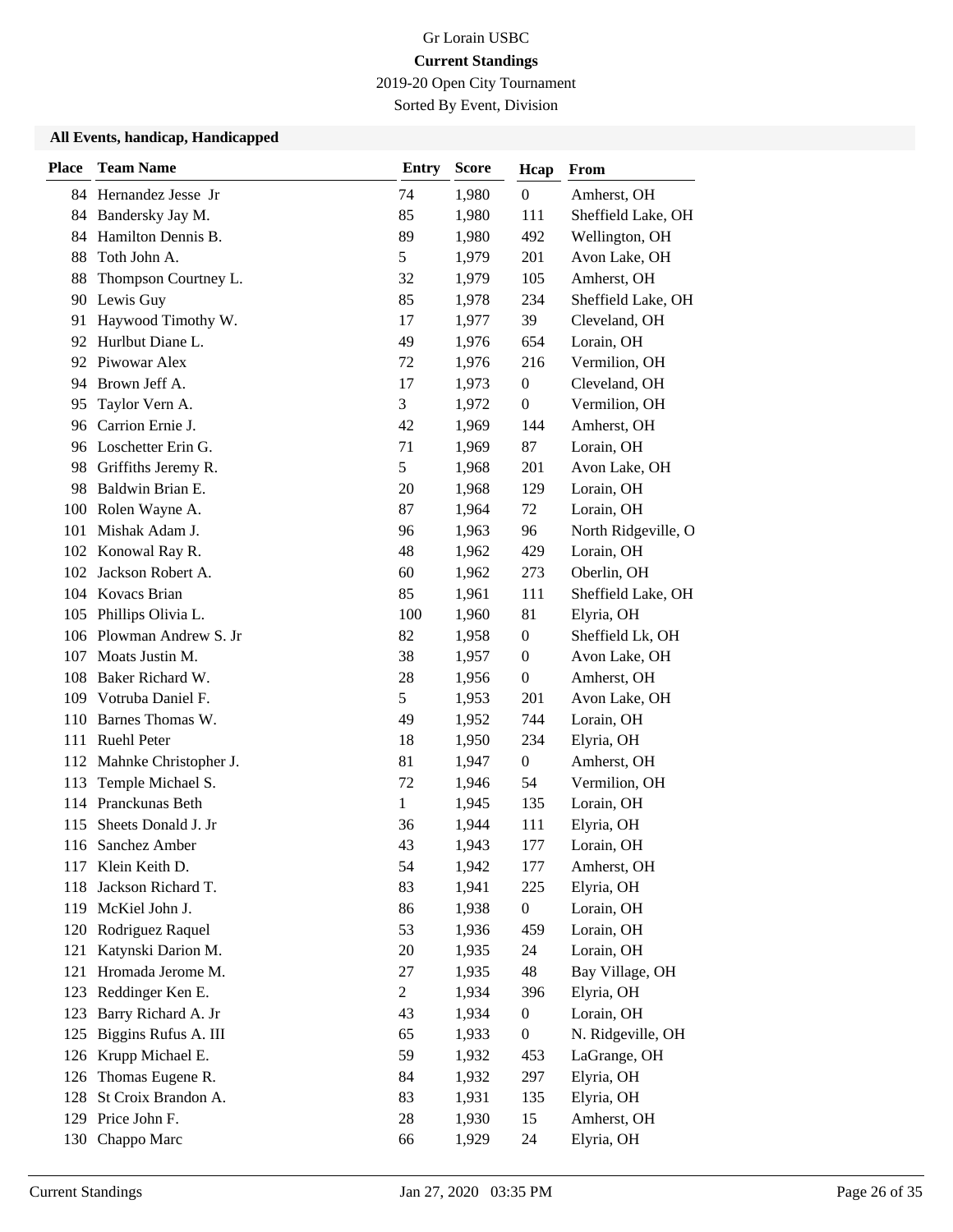Gr Lorain USBC

**Current Standings**

2019-20 Open City Tournament

Sorted By Event, Division

### All Events, handicap, Handicapped

| Place | Team Name | Entry | Score | Hcap | From |
|---|---|---|---|---|---|
| 84 | Hernandez Jesse Jr | 74 | 1,980 | 0 | Amherst, OH |
| 84 | Bandersky Jay M. | 85 | 1,980 | 111 | Sheffield Lake, OH |
| 84 | Hamilton Dennis B. | 89 | 1,980 | 492 | Wellington, OH |
| 88 | Toth John A. | 5 | 1,979 | 201 | Avon Lake, OH |
| 88 | Thompson Courtney L. | 32 | 1,979 | 105 | Amherst, OH |
| 90 | Lewis Guy | 85 | 1,978 | 234 | Sheffield Lake, OH |
| 91 | Haywood Timothy W. | 17 | 1,977 | 39 | Cleveland, OH |
| 92 | Hurlbut Diane L. | 49 | 1,976 | 654 | Lorain, OH |
| 92 | Piwowar Alex | 72 | 1,976 | 216 | Vermilion, OH |
| 94 | Brown Jeff A. | 17 | 1,973 | 0 | Cleveland, OH |
| 95 | Taylor Vern A. | 3 | 1,972 | 0 | Vermilion, OH |
| 96 | Carrion Ernie J. | 42 | 1,969 | 144 | Amherst, OH |
| 96 | Loschetter Erin G. | 71 | 1,969 | 87 | Lorain, OH |
| 98 | Griffiths Jeremy R. | 5 | 1,968 | 201 | Avon Lake, OH |
| 98 | Baldwin Brian E. | 20 | 1,968 | 129 | Lorain, OH |
| 100 | Rolen Wayne A. | 87 | 1,964 | 72 | Lorain, OH |
| 101 | Mishak Adam J. | 96 | 1,963 | 96 | North Ridgeville, O |
| 102 | Konowal Ray R. | 48 | 1,962 | 429 | Lorain, OH |
| 102 | Jackson Robert A. | 60 | 1,962 | 273 | Oberlin, OH |
| 104 | Kovacs Brian | 85 | 1,961 | 111 | Sheffield Lake, OH |
| 105 | Phillips Olivia L. | 100 | 1,960 | 81 | Elyria, OH |
| 106 | Plowman Andrew S. Jr | 82 | 1,958 | 0 | Sheffield Lk, OH |
| 107 | Moats Justin M. | 38 | 1,957 | 0 | Avon Lake, OH |
| 108 | Baker Richard W. | 28 | 1,956 | 0 | Amherst, OH |
| 109 | Votruba Daniel F. | 5 | 1,953 | 201 | Avon Lake, OH |
| 110 | Barnes Thomas W. | 49 | 1,952 | 744 | Lorain, OH |
| 111 | Ruehl Peter | 18 | 1,950 | 234 | Elyria, OH |
| 112 | Mahnke Christopher J. | 81 | 1,947 | 0 | Amherst, OH |
| 113 | Temple Michael S. | 72 | 1,946 | 54 | Vermilion, OH |
| 114 | Pranckunas Beth | 1 | 1,945 | 135 | Lorain, OH |
| 115 | Sheets Donald J. Jr | 36 | 1,944 | 111 | Elyria, OH |
| 116 | Sanchez Amber | 43 | 1,943 | 177 | Lorain, OH |
| 117 | Klein Keith D. | 54 | 1,942 | 177 | Amherst, OH |
| 118 | Jackson Richard T. | 83 | 1,941 | 225 | Elyria, OH |
| 119 | McKiel John J. | 86 | 1,938 | 0 | Lorain, OH |
| 120 | Rodriguez Raquel | 53 | 1,936 | 459 | Lorain, OH |
| 121 | Katynski Darion M. | 20 | 1,935 | 24 | Lorain, OH |
| 121 | Hromada Jerome M. | 27 | 1,935 | 48 | Bay Village, OH |
| 123 | Reddinger Ken E. | 2 | 1,934 | 396 | Elyria, OH |
| 123 | Barry Richard A. Jr | 43 | 1,934 | 0 | Lorain, OH |
| 125 | Biggins Rufus A. III | 65 | 1,933 | 0 | N. Ridgeville, OH |
| 126 | Krupp Michael E. | 59 | 1,932 | 453 | LaGrange, OH |
| 126 | Thomas Eugene R. | 84 | 1,932 | 297 | Elyria, OH |
| 128 | St Croix Brandon A. | 83 | 1,931 | 135 | Elyria, OH |
| 129 | Price John F. | 28 | 1,930 | 15 | Amherst, OH |
| 130 | Chappo Marc | 66 | 1,929 | 24 | Elyria, OH |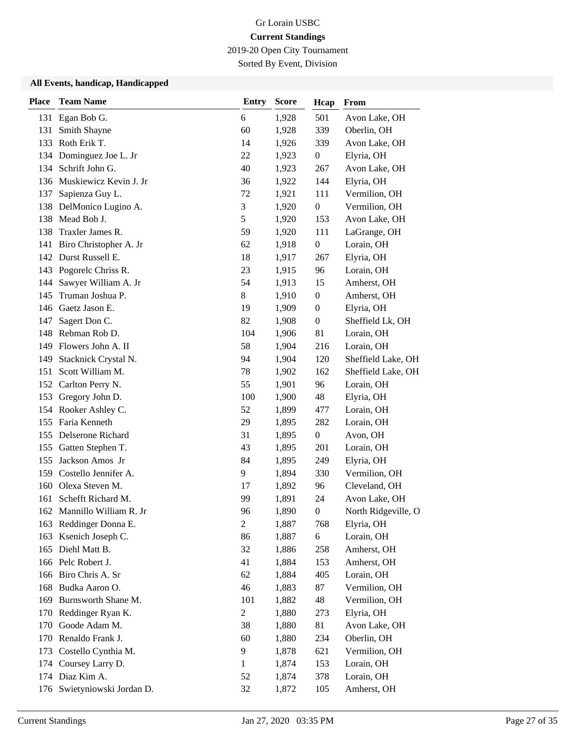Gr Lorain USBC

**Current Standings**

2019-20 Open City Tournament

Sorted By Event, Division

### All Events, handicap, Handicapped

| Place | Team Name | Entry | Score | Hcap | From |
|---|---|---|---|---|---|
| 131 | Egan Bob G. | 6 | 1,928 | 501 | Avon Lake, OH |
| 131 | Smith Shayne | 60 | 1,928 | 339 | Oberlin, OH |
| 133 | Roth Erik T. | 14 | 1,926 | 339 | Avon Lake, OH |
| 134 | Dominguez Joe L. Jr | 22 | 1,923 | 0 | Elyria, OH |
| 134 | Schrift John G. | 40 | 1,923 | 267 | Avon Lake, OH |
| 136 | Muskiewicz Kevin J. Jr | 36 | 1,922 | 144 | Elyria, OH |
| 137 | Sapienza Guy L. | 72 | 1,921 | 111 | Vermilion, OH |
| 138 | DelMonico Lugino A. | 3 | 1,920 | 0 | Vermilion, OH |
| 138 | Mead Bob J. | 5 | 1,920 | 153 | Avon Lake, OH |
| 138 | Traxler James R. | 59 | 1,920 | 111 | LaGrange, OH |
| 141 | Biro Christopher A. Jr | 62 | 1,918 | 0 | Lorain, OH |
| 142 | Durst Russell E. | 18 | 1,917 | 267 | Elyria, OH |
| 143 | Pogorelc Chriss R. | 23 | 1,915 | 96 | Lorain, OH |
| 144 | Sawyer William A. Jr | 54 | 1,913 | 15 | Amherst, OH |
| 145 | Truman Joshua P. | 8 | 1,910 | 0 | Amherst, OH |
| 146 | Gaetz Jason E. | 19 | 1,909 | 0 | Elyria, OH |
| 147 | Sagert Don C. | 82 | 1,908 | 0 | Sheffield Lk, OH |
| 148 | Rebman Rob D. | 104 | 1,906 | 81 | Lorain, OH |
| 149 | Flowers John A. II | 58 | 1,904 | 216 | Lorain, OH |
| 149 | Stacknick Crystal N. | 94 | 1,904 | 120 | Sheffield Lake, OH |
| 151 | Scott William M. | 78 | 1,902 | 162 | Sheffield Lake, OH |
| 152 | Carlton Perry N. | 55 | 1,901 | 96 | Lorain, OH |
| 153 | Gregory John D. | 100 | 1,900 | 48 | Elyria, OH |
| 154 | Rooker Ashley C. | 52 | 1,899 | 477 | Lorain, OH |
| 155 | Faria Kenneth | 29 | 1,895 | 282 | Lorain, OH |
| 155 | Delserone Richard | 31 | 1,895 | 0 | Avon, OH |
| 155 | Gatten Stephen T. | 43 | 1,895 | 201 | Lorain, OH |
| 155 | Jackson Amos Jr | 84 | 1,895 | 249 | Elyria, OH |
| 159 | Costello Jennifer A. | 9 | 1,894 | 330 | Vermilion, OH |
| 160 | Olexa Steven M. | 17 | 1,892 | 96 | Cleveland, OH |
| 161 | Schefft Richard M. | 99 | 1,891 | 24 | Avon Lake, OH |
| 162 | Mannillo William R. Jr | 96 | 1,890 | 0 | North Ridgeville, O |
| 163 | Reddinger Donna E. | 2 | 1,887 | 768 | Elyria, OH |
| 163 | Ksenich Joseph C. | 86 | 1,887 | 6 | Lorain, OH |
| 165 | Diehl Matt B. | 32 | 1,886 | 258 | Amherst, OH |
| 166 | Pelc Robert J. | 41 | 1,884 | 153 | Amherst, OH |
| 166 | Biro Chris A. Sr | 62 | 1,884 | 405 | Lorain, OH |
| 168 | Budka Aaron O. | 46 | 1,883 | 87 | Vermilion, OH |
| 169 | Burnsworth Shane M. | 101 | 1,882 | 48 | Vermilion, OH |
| 170 | Reddinger Ryan K. | 2 | 1,880 | 273 | Elyria, OH |
| 170 | Goode Adam M. | 38 | 1,880 | 81 | Avon Lake, OH |
| 170 | Renaldo Frank J. | 60 | 1,880 | 234 | Oberlin, OH |
| 173 | Costello Cynthia M. | 9 | 1,878 | 621 | Vermilion, OH |
| 174 | Coursey Larry D. | 1 | 1,874 | 153 | Lorain, OH |
| 174 | Diaz Kim A. | 52 | 1,874 | 378 | Lorain, OH |
| 176 | Swietyniowski Jordan D. | 32 | 1,872 | 105 | Amherst, OH |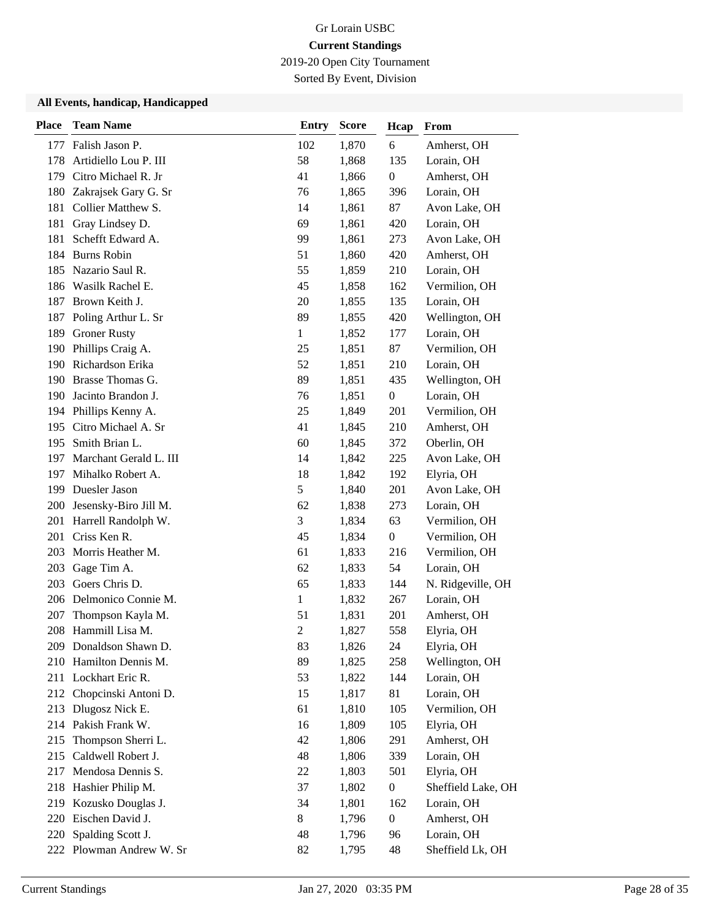# Gr Lorain USBC

**Current Standings**

2019-20 Open City Tournament

Sorted By Event, Division

### All Events, handicap, Handicapped

| Place | Team Name | Entry | Score | Hcap | From |
|---|---|---|---|---|---|
| 177 | Falish Jason P. | 102 | 1,870 | 6 | Amherst, OH |
| 178 | Artidiello Lou P. III | 58 | 1,868 | 135 | Lorain, OH |
| 179 | Citro Michael R. Jr | 41 | 1,866 | 0 | Amherst, OH |
| 180 | Zakrajsek Gary G. Sr | 76 | 1,865 | 396 | Lorain, OH |
| 181 | Collier Matthew S. | 14 | 1,861 | 87 | Avon Lake, OH |
| 181 | Gray Lindsey D. | 69 | 1,861 | 420 | Lorain, OH |
| 181 | Schefft Edward A. | 99 | 1,861 | 273 | Avon Lake, OH |
| 184 | Burns Robin | 51 | 1,860 | 420 | Amherst, OH |
| 185 | Nazario Saul R. | 55 | 1,859 | 210 | Lorain, OH |
| 186 | Wasilk Rachel E. | 45 | 1,858 | 162 | Vermilion, OH |
| 187 | Brown Keith J. | 20 | 1,855 | 135 | Lorain, OH |
| 187 | Poling Arthur L. Sr | 89 | 1,855 | 420 | Wellington, OH |
| 189 | Groner Rusty | 1 | 1,852 | 177 | Lorain, OH |
| 190 | Phillips Craig A. | 25 | 1,851 | 87 | Vermilion, OH |
| 190 | Richardson Erika | 52 | 1,851 | 210 | Lorain, OH |
| 190 | Brasse Thomas G. | 89 | 1,851 | 435 | Wellington, OH |
| 190 | Jacinto Brandon J. | 76 | 1,851 | 0 | Lorain, OH |
| 194 | Phillips Kenny A. | 25 | 1,849 | 201 | Vermilion, OH |
| 195 | Citro Michael A. Sr | 41 | 1,845 | 210 | Amherst, OH |
| 195 | Smith Brian L. | 60 | 1,845 | 372 | Oberlin, OH |
| 197 | Marchant Gerald L. III | 14 | 1,842 | 225 | Avon Lake, OH |
| 197 | Mihalko Robert A. | 18 | 1,842 | 192 | Elyria, OH |
| 199 | Duesler Jason | 5 | 1,840 | 201 | Avon Lake, OH |
| 200 | Jesensky-Biro Jill M. | 62 | 1,838 | 273 | Lorain, OH |
| 201 | Harrell Randolph W. | 3 | 1,834 | 63 | Vermilion, OH |
| 201 | Criss Ken R. | 45 | 1,834 | 0 | Vermilion, OH |
| 203 | Morris Heather M. | 61 | 1,833 | 216 | Vermilion, OH |
| 203 | Gage Tim A. | 62 | 1,833 | 54 | Lorain, OH |
| 203 | Goers Chris D. | 65 | 1,833 | 144 | N. Ridgeville, OH |
| 206 | Delmonico Connie M. | 1 | 1,832 | 267 | Lorain, OH |
| 207 | Thompson Kayla M. | 51 | 1,831 | 201 | Amherst, OH |
| 208 | Hammill Lisa M. | 2 | 1,827 | 558 | Elyria, OH |
| 209 | Donaldson Shawn D. | 83 | 1,826 | 24 | Elyria, OH |
| 210 | Hamilton Dennis M. | 89 | 1,825 | 258 | Wellington, OH |
| 211 | Lockhart Eric R. | 53 | 1,822 | 144 | Lorain, OH |
| 212 | Chopcinski Antoni D. | 15 | 1,817 | 81 | Lorain, OH |
| 213 | Dlugosz Nick E. | 61 | 1,810 | 105 | Vermilion, OH |
| 214 | Pakish Frank W. | 16 | 1,809 | 105 | Elyria, OH |
| 215 | Thompson Sherri L. | 42 | 1,806 | 291 | Amherst, OH |
| 215 | Caldwell Robert J. | 48 | 1,806 | 339 | Lorain, OH |
| 217 | Mendosa Dennis S. | 22 | 1,803 | 501 | Elyria, OH |
| 218 | Hashier Philip M. | 37 | 1,802 | 0 | Sheffield Lake, OH |
| 219 | Kozusko Douglas J. | 34 | 1,801 | 162 | Lorain, OH |
| 220 | Eischen David J. | 8 | 1,796 | 0 | Amherst, OH |
| 220 | Spalding Scott J. | 48 | 1,796 | 96 | Lorain, OH |
| 222 | Plowman Andrew W. Sr | 82 | 1,795 | 48 | Sheffield Lk, OH |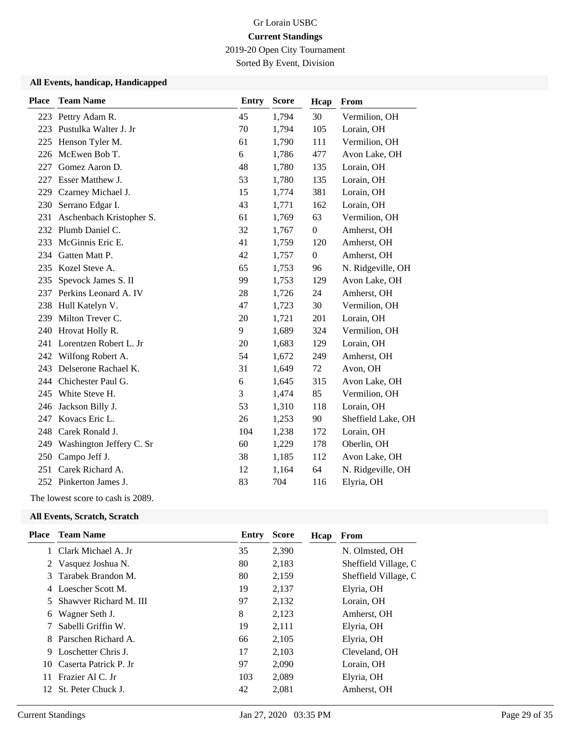Gr Lorain USBC

**Current Standings**

2019-20 Open City Tournament

Sorted By Event, Division

### All Events, handicap, Handicapped

| Place | Team Name | Entry | Score | Hcap | From |
|---|---|---|---|---|---|
| 223 | Pettry Adam R. | 45 | 1,794 | 30 | Vermilion, OH |
| 223 | Pustulka Walter J. Jr | 70 | 1,794 | 105 | Lorain, OH |
| 225 | Henson Tyler M. | 61 | 1,790 | 111 | Vermilion, OH |
| 226 | McEwen Bob T. | 6 | 1,786 | 477 | Avon Lake, OH |
| 227 | Gomez Aaron D. | 48 | 1,780 | 135 | Lorain, OH |
| 227 | Esser Matthew J. | 53 | 1,780 | 135 | Lorain, OH |
| 229 | Czarney Michael J. | 15 | 1,774 | 381 | Lorain, OH |
| 230 | Serrano Edgar I. | 43 | 1,771 | 162 | Lorain, OH |
| 231 | Aschenbach Kristopher S. | 61 | 1,769 | 63 | Vermilion, OH |
| 232 | Plumb Daniel C. | 32 | 1,767 | 0 | Amherst, OH |
| 233 | McGinnis Eric E. | 41 | 1,759 | 120 | Amherst, OH |
| 234 | Gatten Matt P. | 42 | 1,757 | 0 | Amherst, OH |
| 235 | Kozel Steve A. | 65 | 1,753 | 96 | N. Ridgeville, OH |
| 235 | Spevock James S. II | 99 | 1,753 | 129 | Avon Lake, OH |
| 237 | Perkins Leonard A. IV | 28 | 1,726 | 24 | Amherst, OH |
| 238 | Hull Katelyn V. | 47 | 1,723 | 30 | Vermilion, OH |
| 239 | Milton Trever C. | 20 | 1,721 | 201 | Lorain, OH |
| 240 | Hrovat Holly R. | 9 | 1,689 | 324 | Vermilion, OH |
| 241 | Lorentzen Robert L. Jr | 20 | 1,683 | 129 | Lorain, OH |
| 242 | Wilfong Robert A. | 54 | 1,672 | 249 | Amherst, OH |
| 243 | Delserone Rachael K. | 31 | 1,649 | 72 | Avon, OH |
| 244 | Chichester Paul G. | 6 | 1,645 | 315 | Avon Lake, OH |
| 245 | White Steve H. | 3 | 1,474 | 85 | Vermilion, OH |
| 246 | Jackson Billy J. | 53 | 1,310 | 118 | Lorain, OH |
| 247 | Kovacs Eric L. | 26 | 1,253 | 90 | Sheffield Lake, OH |
| 248 | Carek Ronald J. | 104 | 1,238 | 172 | Lorain, OH |
| 249 | Washington Jeffery C. Sr | 60 | 1,229 | 178 | Oberlin, OH |
| 250 | Campo Jeff J. | 38 | 1,185 | 112 | Avon Lake, OH |
| 251 | Carek Richard A. | 12 | 1,164 | 64 | N. Ridgeville, OH |
| 252 | Pinkerton James J. | 83 | 704 | 116 | Elyria, OH |

The lowest score to cash is 2089.

### All Events, Scratch, Scratch

| Place | Team Name | Entry | Score | Hcap | From |
|---|---|---|---|---|---|
| 1 | Clark Michael A. Jr | 35 | 2,390 | | N. Olmsted, OH |
| 2 | Vasquez Joshua N. | 80 | 2,183 | | Sheffield Village, C |
| 3 | Tarabek Brandon M. | 80 | 2,159 | | Sheffield Village, C |
| 4 | Loescher Scott M. | 19 | 2,137 | | Elyria, OH |
| 5 | Shawver Richard M. III | 97 | 2,132 | | Lorain, OH |
| 6 | Wagner Seth J. | 8 | 2,123 | | Amherst, OH |
| 7 | Sabelli Griffin W. | 19 | 2,111 | | Elyria, OH |
| 8 | Parschen Richard A. | 66 | 2,105 | | Elyria, OH |
| 9 | Loschetter Chris J. | 17 | 2,103 | | Cleveland, OH |
| 10 | Caserta Patrick P. Jr | 97 | 2,090 | | Lorain, OH |
| 11 | Frazier Al C. Jr | 103 | 2,089 | | Elyria, OH |
| 12 | St. Peter Chuck J. | 42 | 2,081 | | Amherst, OH |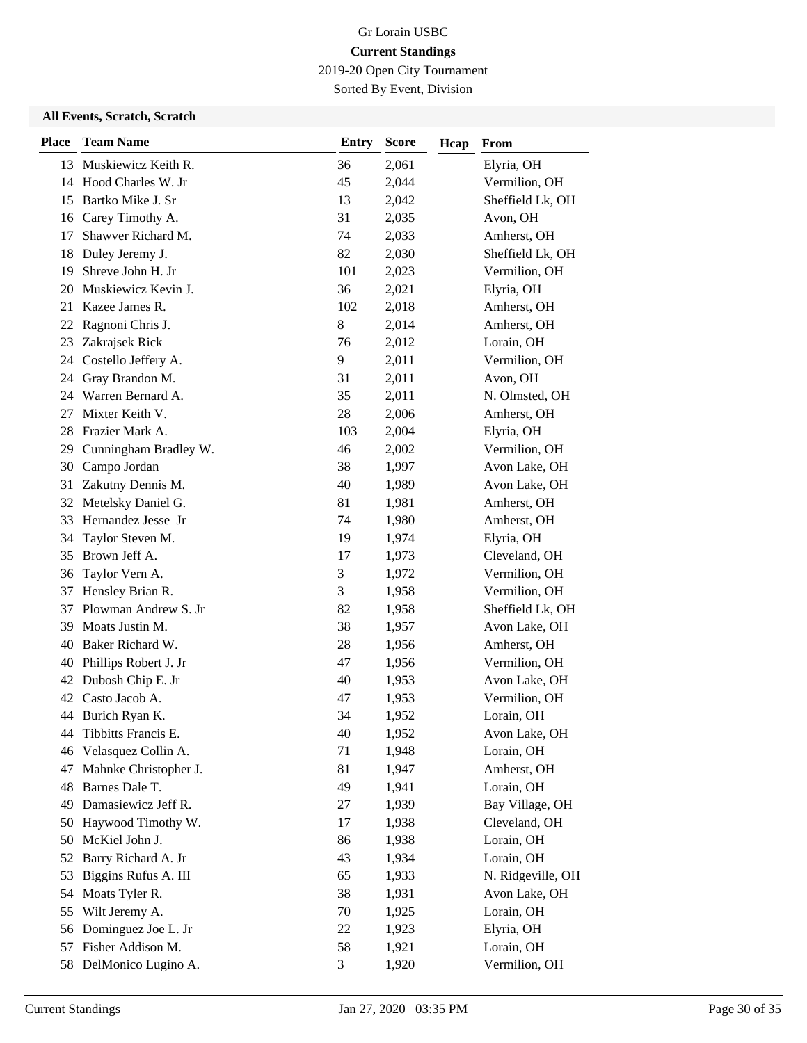Gr Lorain USBC

**Current Standings**

2019-20 Open City Tournament

Sorted By Event, Division

**All Events, Scratch, Scratch**

| Place | Team Name | Entry | Score | Hcap | From |
|---|---|---|---|---|---|
| 13 | Muskiewicz Keith R. | 36 | 2,061 | | Elyria, OH |
| 14 | Hood Charles W. Jr | 45 | 2,044 | | Vermilion, OH |
| 15 | Bartko Mike J. Sr | 13 | 2,042 | | Sheffield Lk, OH |
| 16 | Carey Timothy A. | 31 | 2,035 | | Avon, OH |
| 17 | Shawver Richard M. | 74 | 2,033 | | Amherst, OH |
| 18 | Duley Jeremy J. | 82 | 2,030 | | Sheffield Lk, OH |
| 19 | Shreve John H. Jr | 101 | 2,023 | | Vermilion, OH |
| 20 | Muskiewicz Kevin J. | 36 | 2,021 | | Elyria, OH |
| 21 | Kazee James R. | 102 | 2,018 | | Amherst, OH |
| 22 | Ragnoni Chris J. | 8 | 2,014 | | Amherst, OH |
| 23 | Zakrajsek Rick | 76 | 2,012 | | Lorain, OH |
| 24 | Costello Jeffery A. | 9 | 2,011 | | Vermilion, OH |
| 24 | Gray Brandon M. | 31 | 2,011 | | Avon, OH |
| 24 | Warren Bernard A. | 35 | 2,011 | | N. Olmsted, OH |
| 27 | Mixter Keith V. | 28 | 2,006 | | Amherst, OH |
| 28 | Frazier Mark A. | 103 | 2,004 | | Elyria, OH |
| 29 | Cunningham Bradley W. | 46 | 2,002 | | Vermilion, OH |
| 30 | Campo Jordan | 38 | 1,997 | | Avon Lake, OH |
| 31 | Zakutny Dennis M. | 40 | 1,989 | | Avon Lake, OH |
| 32 | Metelsky Daniel G. | 81 | 1,981 | | Amherst, OH |
| 33 | Hernandez Jesse Jr | 74 | 1,980 | | Amherst, OH |
| 34 | Taylor Steven M. | 19 | 1,974 | | Elyria, OH |
| 35 | Brown Jeff A. | 17 | 1,973 | | Cleveland, OH |
| 36 | Taylor Vern A. | 3 | 1,972 | | Vermilion, OH |
| 37 | Hensley Brian R. | 3 | 1,958 | | Vermilion, OH |
| 37 | Plowman Andrew S. Jr | 82 | 1,958 | | Sheffield Lk, OH |
| 39 | Moats Justin M. | 38 | 1,957 | | Avon Lake, OH |
| 40 | Baker Richard W. | 28 | 1,956 | | Amherst, OH |
| 40 | Phillips Robert J. Jr | 47 | 1,956 | | Vermilion, OH |
| 42 | Dubosh Chip E. Jr | 40 | 1,953 | | Avon Lake, OH |
| 42 | Casto Jacob A. | 47 | 1,953 | | Vermilion, OH |
| 44 | Burich Ryan K. | 34 | 1,952 | | Lorain, OH |
| 44 | Tibbitts Francis E. | 40 | 1,952 | | Avon Lake, OH |
| 46 | Velasquez Collin A. | 71 | 1,948 | | Lorain, OH |
| 47 | Mahnke Christopher J. | 81 | 1,947 | | Amherst, OH |
| 48 | Barnes Dale T. | 49 | 1,941 | | Lorain, OH |
| 49 | Damasiewicz Jeff R. | 27 | 1,939 | | Bay Village, OH |
| 50 | Haywood Timothy W. | 17 | 1,938 | | Cleveland, OH |
| 50 | McKiel John J. | 86 | 1,938 | | Lorain, OH |
| 52 | Barry Richard A. Jr | 43 | 1,934 | | Lorain, OH |
| 53 | Biggins Rufus A. III | 65 | 1,933 | | N. Ridgeville, OH |
| 54 | Moats Tyler R. | 38 | 1,931 | | Avon Lake, OH |
| 55 | Wilt Jeremy A. | 70 | 1,925 | | Lorain, OH |
| 56 | Dominguez Joe L. Jr | 22 | 1,923 | | Elyria, OH |
| 57 | Fisher Addison M. | 58 | 1,921 | | Lorain, OH |
| 58 | DelMonico Lugino A. | 3 | 1,920 | | Vermilion, OH |

Current Standings Jan 27, 2020 03:35 PM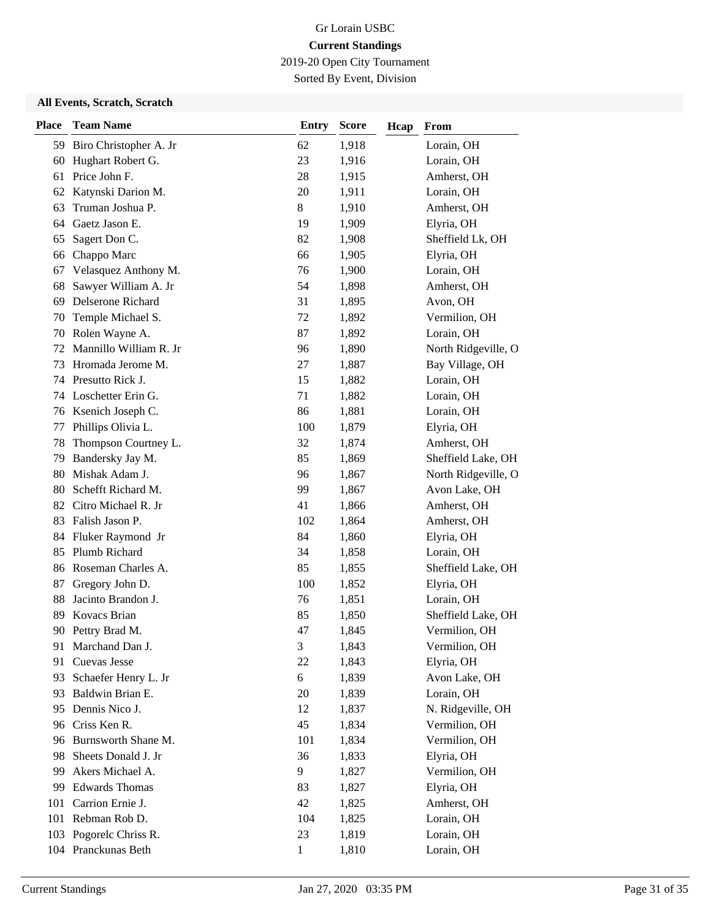Gr Lorain USBC

**Current Standings**

2019-20 Open City Tournament

Sorted By Event, Division

**All Events, Scratch, Scratch**

| Place | Team Name | Entry | Score | Hcap | From |
|---|---|---|---|---|---|
| 59 | Biro Christopher A. Jr | 62 | 1,918 | | Lorain, OH |
| 60 | Hughart Robert G. | 23 | 1,916 | | Lorain, OH |
| 61 | Price John F. | 28 | 1,915 | | Amherst, OH |
| 62 | Katynski Darion M. | 20 | 1,911 | | Lorain, OH |
| 63 | Truman Joshua P. | 8 | 1,910 | | Amherst, OH |
| 64 | Gaetz Jason E. | 19 | 1,909 | | Elyria, OH |
| 65 | Sagert Don C. | 82 | 1,908 | | Sheffield Lk, OH |
| 66 | Chappo Marc | 66 | 1,905 | | Elyria, OH |
| 67 | Velasquez Anthony M. | 76 | 1,900 | | Lorain, OH |
| 68 | Sawyer William A. Jr | 54 | 1,898 | | Amherst, OH |
| 69 | Delserone Richard | 31 | 1,895 | | Avon, OH |
| 70 | Temple Michael S. | 72 | 1,892 | | Vermilion, OH |
| 70 | Rolen Wayne A. | 87 | 1,892 | | Lorain, OH |
| 72 | Mannillo William R. Jr | 96 | 1,890 | | North Ridgeville, O |
| 73 | Hromada Jerome M. | 27 | 1,887 | | Bay Village, OH |
| 74 | Presutto Rick J. | 15 | 1,882 | | Lorain, OH |
| 74 | Loschetter Erin G. | 71 | 1,882 | | Lorain, OH |
| 76 | Ksenich Joseph C. | 86 | 1,881 | | Lorain, OH |
| 77 | Phillips Olivia L. | 100 | 1,879 | | Elyria, OH |
| 78 | Thompson Courtney L. | 32 | 1,874 | | Amherst, OH |
| 79 | Bandersky Jay M. | 85 | 1,869 | | Sheffield Lake, OH |
| 80 | Mishak Adam J. | 96 | 1,867 | | North Ridgeville, O |
| 80 | Schefft Richard M. | 99 | 1,867 | | Avon Lake, OH |
| 82 | Citro Michael R. Jr | 41 | 1,866 | | Amherst, OH |
| 83 | Falish Jason P. | 102 | 1,864 | | Amherst, OH |
| 84 | Fluker Raymond Jr | 84 | 1,860 | | Elyria, OH |
| 85 | Plumb Richard | 34 | 1,858 | | Lorain, OH |
| 86 | Roseman Charles A. | 85 | 1,855 | | Sheffield Lake, OH |
| 87 | Gregory John D. | 100 | 1,852 | | Elyria, OH |
| 88 | Jacinto Brandon J. | 76 | 1,851 | | Lorain, OH |
| 89 | Kovacs Brian | 85 | 1,850 | | Sheffield Lake, OH |
| 90 | Pettry Brad M. | 47 | 1,845 | | Vermilion, OH |
| 91 | Marchand Dan J. | 3 | 1,843 | | Vermilion, OH |
| 91 | Cuevas Jesse | 22 | 1,843 | | Elyria, OH |
| 93 | Schaefer Henry L. Jr | 6 | 1,839 | | Avon Lake, OH |
| 93 | Baldwin Brian E. | 20 | 1,839 | | Lorain, OH |
| 95 | Dennis Nico J. | 12 | 1,837 | | N. Ridgeville, OH |
| 96 | Criss Ken R. | 45 | 1,834 | | Vermilion, OH |
| 96 | Burnsworth Shane M. | 101 | 1,834 | | Vermilion, OH |
| 98 | Sheets Donald J. Jr | 36 | 1,833 | | Elyria, OH |
| 99 | Akers Michael A. | 9 | 1,827 | | Vermilion, OH |
| 99 | Edwards Thomas | 83 | 1,827 | | Elyria, OH |
| 101 | Carrion Ernie J. | 42 | 1,825 | | Amherst, OH |
| 101 | Rebman Rob D. | 104 | 1,825 | | Lorain, OH |
| 103 | Pogorelc Chriss R. | 23 | 1,819 | | Lorain, OH |
| 104 | Pranckunas Beth | 1 | 1,810 | | Lorain, OH |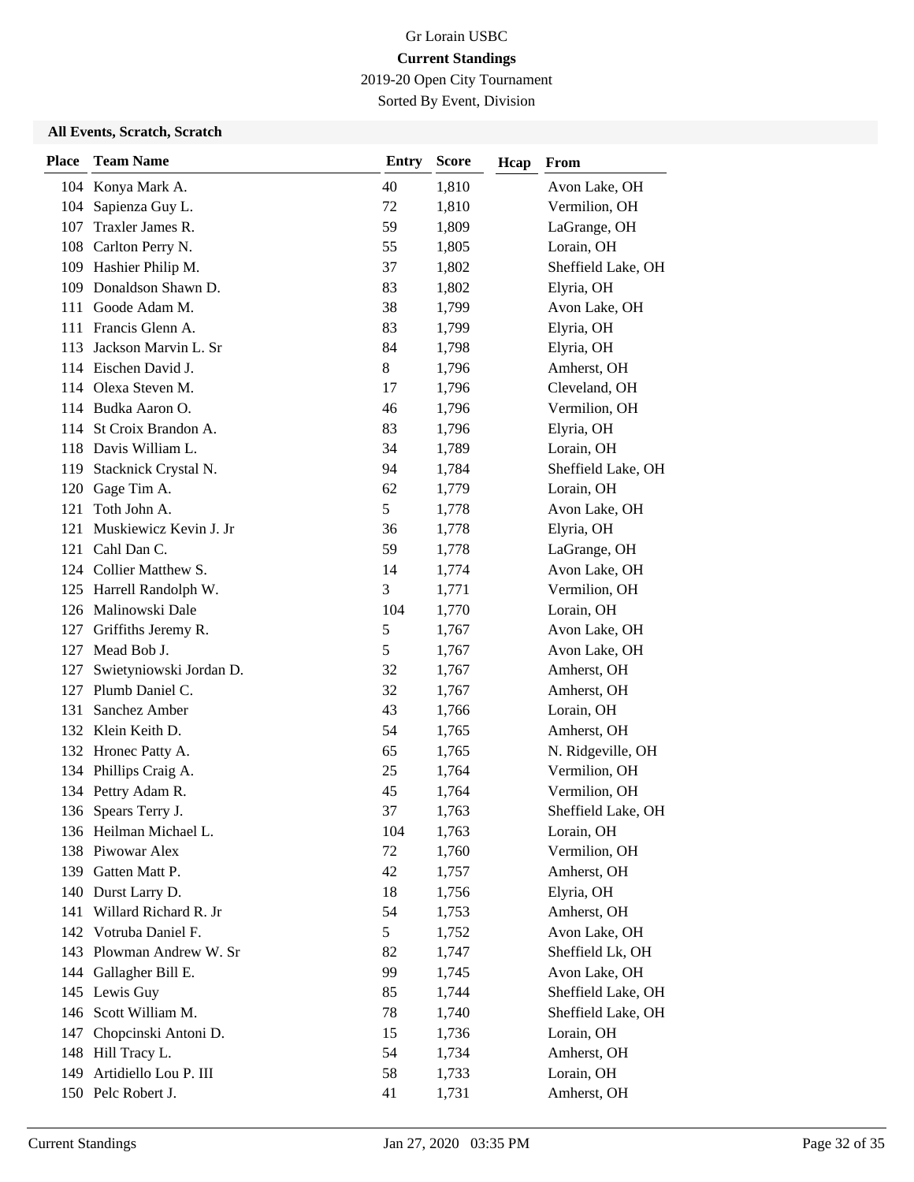# Gr Lorain USBC

**Current Standings**

2019-20 Open City Tournament

Sorted By Event, Division

### All Events, Scratch, Scratch

| Place | Team Name | Entry | Score | Hcap | From |
|---|---|---|---|---|---|
| 104 | Konya Mark A. | 40 | 1,810 | | Avon Lake, OH |
| 104 | Sapienza Guy L. | 72 | 1,810 | | Vermilion, OH |
| 107 | Traxler James R. | 59 | 1,809 | | LaGrange, OH |
| 108 | Carlton Perry N. | 55 | 1,805 | | Lorain, OH |
| 109 | Hashier Philip M. | 37 | 1,802 | | Sheffield Lake, OH |
| 109 | Donaldson Shawn D. | 83 | 1,802 | | Elyria, OH |
| 111 | Goode Adam M. | 38 | 1,799 | | Avon Lake, OH |
| 111 | Francis Glenn A. | 83 | 1,799 | | Elyria, OH |
| 113 | Jackson Marvin L. Sr | 84 | 1,798 | | Elyria, OH |
| 114 | Eischen David J. | 8 | 1,796 | | Amherst, OH |
| 114 | Olexa Steven M. | 17 | 1,796 | | Cleveland, OH |
| 114 | Budka Aaron O. | 46 | 1,796 | | Vermilion, OH |
| 114 | St Croix Brandon A. | 83 | 1,796 | | Elyria, OH |
| 118 | Davis William L. | 34 | 1,789 | | Lorain, OH |
| 119 | Stacknick Crystal N. | 94 | 1,784 | | Sheffield Lake, OH |
| 120 | Gage Tim A. | 62 | 1,779 | | Lorain, OH |
| 121 | Toth John A. | 5 | 1,778 | | Avon Lake, OH |
| 121 | Muskiewicz Kevin J. Jr | 36 | 1,778 | | Elyria, OH |
| 121 | Cahl Dan C. | 59 | 1,778 | | LaGrange, OH |
| 124 | Collier Matthew S. | 14 | 1,774 | | Avon Lake, OH |
| 125 | Harrell Randolph W. | 3 | 1,771 | | Vermilion, OH |
| 126 | Malinowski Dale | 104 | 1,770 | | Lorain, OH |
| 127 | Griffiths Jeremy R. | 5 | 1,767 | | Avon Lake, OH |
| 127 | Mead Bob J. | 5 | 1,767 | | Avon Lake, OH |
| 127 | Swietyniowski Jordan D. | 32 | 1,767 | | Amherst, OH |
| 127 | Plumb Daniel C. | 32 | 1,767 | | Amherst, OH |
| 131 | Sanchez Amber | 43 | 1,766 | | Lorain, OH |
| 132 | Klein Keith D. | 54 | 1,765 | | Amherst, OH |
| 132 | Hronec Patty A. | 65 | 1,765 | | N. Ridgeville, OH |
| 134 | Phillips Craig A. | 25 | 1,764 | | Vermilion, OH |
| 134 | Pettry Adam R. | 45 | 1,764 | | Vermilion, OH |
| 136 | Spears Terry J. | 37 | 1,763 | | Sheffield Lake, OH |
| 136 | Heilman Michael L. | 104 | 1,763 | | Lorain, OH |
| 138 | Piwowar Alex | 72 | 1,760 | | Vermilion, OH |
| 139 | Gatten Matt P. | 42 | 1,757 | | Amherst, OH |
| 140 | Durst Larry D. | 18 | 1,756 | | Elyria, OH |
| 141 | Willard Richard R. Jr | 54 | 1,753 | | Amherst, OH |
| 142 | Votruba Daniel F. | 5 | 1,752 | | Avon Lake, OH |
| 143 | Plowman Andrew W. Sr | 82 | 1,747 | | Sheffield Lk, OH |
| 144 | Gallagher Bill E. | 99 | 1,745 | | Avon Lake, OH |
| 145 | Lewis Guy | 85 | 1,744 | | Sheffield Lake, OH |
| 146 | Scott William M. | 78 | 1,740 | | Sheffield Lake, OH |
| 147 | Chopcinski Antoni D. | 15 | 1,736 | | Lorain, OH |
| 148 | Hill Tracy L. | 54 | 1,734 | | Amherst, OH |
| 149 | Artidiello Lou P. III | 58 | 1,733 | | Lorain, OH |
| 150 | Pelc Robert J. | 41 | 1,731 | | Amherst, OH |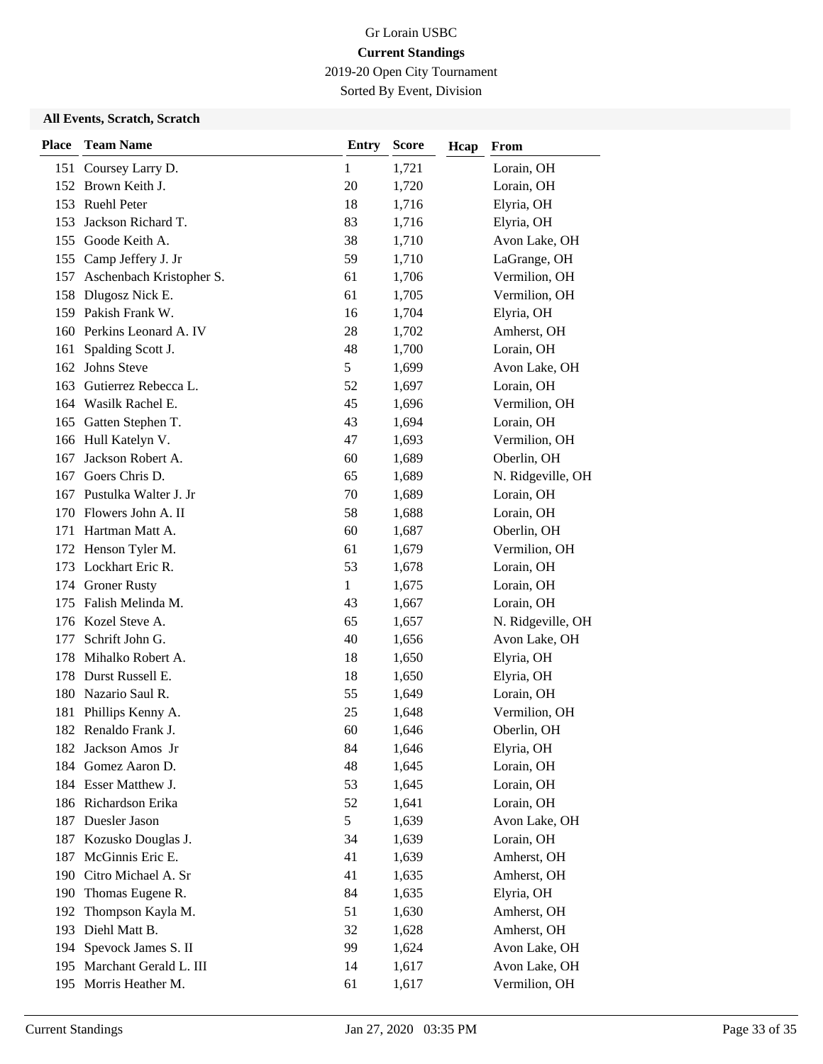Gr Lorain USBC

**Current Standings**

2019-20 Open City Tournament

Sorted By Event, Division

### All Events, Scratch, Scratch

| Place | Team Name | Entry | Score | Hcap | From |
|---|---|---|---|---|---|
| 151 | Coursey Larry D. | 1 | 1,721 | | Lorain, OH |
| 152 | Brown Keith J. | 20 | 1,720 | | Lorain, OH |
| 153 | Ruehl Peter | 18 | 1,716 | | Elyria, OH |
| 153 | Jackson Richard T. | 83 | 1,716 | | Elyria, OH |
| 155 | Goode Keith A. | 38 | 1,710 | | Avon Lake, OH |
| 155 | Camp Jeffery J. Jr | 59 | 1,710 | | LaGrange, OH |
| 157 | Aschenbach Kristopher S. | 61 | 1,706 | | Vermilion, OH |
| 158 | Dlugosz Nick E. | 61 | 1,705 | | Vermilion, OH |
| 159 | Pakish Frank W. | 16 | 1,704 | | Elyria, OH |
| 160 | Perkins Leonard A. IV | 28 | 1,702 | | Amherst, OH |
| 161 | Spalding Scott J. | 48 | 1,700 | | Lorain, OH |
| 162 | Johns Steve | 5 | 1,699 | | Avon Lake, OH |
| 163 | Gutierrez Rebecca L. | 52 | 1,697 | | Lorain, OH |
| 164 | Wasilk Rachel E. | 45 | 1,696 | | Vermilion, OH |
| 165 | Gatten Stephen T. | 43 | 1,694 | | Lorain, OH |
| 166 | Hull Katelyn V. | 47 | 1,693 | | Vermilion, OH |
| 167 | Jackson Robert A. | 60 | 1,689 | | Oberlin, OH |
| 167 | Goers Chris D. | 65 | 1,689 | | N. Ridgeville, OH |
| 167 | Pustulka Walter J. Jr | 70 | 1,689 | | Lorain, OH |
| 170 | Flowers John A. II | 58 | 1,688 | | Lorain, OH |
| 171 | Hartman Matt A. | 60 | 1,687 | | Oberlin, OH |
| 172 | Henson Tyler M. | 61 | 1,679 | | Vermilion, OH |
| 173 | Lockhart Eric R. | 53 | 1,678 | | Lorain, OH |
| 174 | Groner Rusty | 1 | 1,675 | | Lorain, OH |
| 175 | Falish Melinda M. | 43 | 1,667 | | Lorain, OH |
| 176 | Kozel Steve A. | 65 | 1,657 | | N. Ridgeville, OH |
| 177 | Schrift John G. | 40 | 1,656 | | Avon Lake, OH |
| 178 | Mihalko Robert A. | 18 | 1,650 | | Elyria, OH |
| 178 | Durst Russell E. | 18 | 1,650 | | Elyria, OH |
| 180 | Nazario Saul R. | 55 | 1,649 | | Lorain, OH |
| 181 | Phillips Kenny A. | 25 | 1,648 | | Vermilion, OH |
| 182 | Renaldo Frank J. | 60 | 1,646 | | Oberlin, OH |
| 182 | Jackson Amos Jr | 84 | 1,646 | | Elyria, OH |
| 184 | Gomez Aaron D. | 48 | 1,645 | | Lorain, OH |
| 184 | Esser Matthew J. | 53 | 1,645 | | Lorain, OH |
| 186 | Richardson Erika | 52 | 1,641 | | Lorain, OH |
| 187 | Duesler Jason | 5 | 1,639 | | Avon Lake, OH |
| 187 | Kozusko Douglas J. | 34 | 1,639 | | Lorain, OH |
| 187 | McGinnis Eric E. | 41 | 1,639 | | Amherst, OH |
| 190 | Citro Michael A. Sr | 41 | 1,635 | | Amherst, OH |
| 190 | Thomas Eugene R. | 84 | 1,635 | | Elyria, OH |
| 192 | Thompson Kayla M. | 51 | 1,630 | | Amherst, OH |
| 193 | Diehl Matt B. | 32 | 1,628 | | Amherst, OH |
| 194 | Spevock James S. II | 99 | 1,624 | | Avon Lake, OH |
| 195 | Marchant Gerald L. III | 14 | 1,617 | | Avon Lake, OH |
| 195 | Morris Heather M. | 61 | 1,617 | | Vermilion, OH |

Current Standings Jan 27, 2020 03:35 PM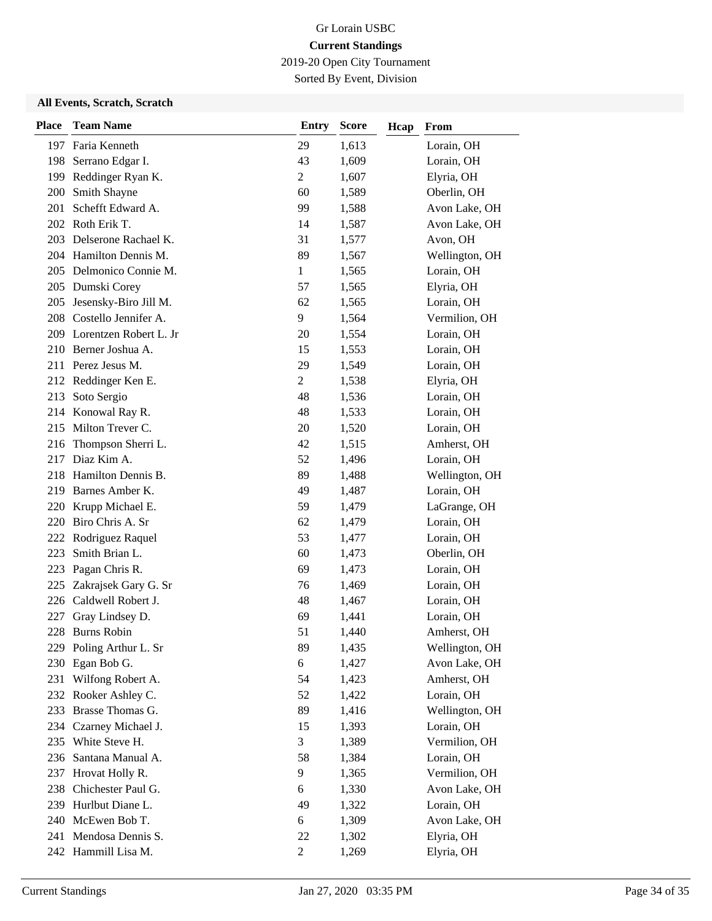Gr Lorain USBC

**Current Standings**

2019-20 Open City Tournament

Sorted By Event, Division

### All Events, Scratch, Scratch

| Place | Team Name | Entry | Score | Hcap | From |
|---|---|---|---|---|---|
| 197 | Faria Kenneth | 29 | 1,613 | | Lorain, OH |
| 198 | Serrano Edgar I. | 43 | 1,609 | | Lorain, OH |
| 199 | Reddinger Ryan K. | 2 | 1,607 | | Elyria, OH |
| 200 | Smith Shayne | 60 | 1,589 | | Oberlin, OH |
| 201 | Schefft Edward A. | 99 | 1,588 | | Avon Lake, OH |
| 202 | Roth Erik T. | 14 | 1,587 | | Avon Lake, OH |
| 203 | Delserone Rachael K. | 31 | 1,577 | | Avon, OH |
| 204 | Hamilton Dennis M. | 89 | 1,567 | | Wellington, OH |
| 205 | Delmonico Connie M. | 1 | 1,565 | | Lorain, OH |
| 205 | Dumski Corey | 57 | 1,565 | | Elyria, OH |
| 205 | Jesensky-Biro Jill M. | 62 | 1,565 | | Lorain, OH |
| 208 | Costello Jennifer A. | 9 | 1,564 | | Vermilion, OH |
| 209 | Lorentzen Robert L. Jr | 20 | 1,554 | | Lorain, OH |
| 210 | Berner Joshua A. | 15 | 1,553 | | Lorain, OH |
| 211 | Perez Jesus M. | 29 | 1,549 | | Lorain, OH |
| 212 | Reddinger Ken E. | 2 | 1,538 | | Elyria, OH |
| 213 | Soto Sergio | 48 | 1,536 | | Lorain, OH |
| 214 | Konowal Ray R. | 48 | 1,533 | | Lorain, OH |
| 215 | Milton Trever C. | 20 | 1,520 | | Lorain, OH |
| 216 | Thompson Sherri L. | 42 | 1,515 | | Amherst, OH |
| 217 | Diaz Kim A. | 52 | 1,496 | | Lorain, OH |
| 218 | Hamilton Dennis B. | 89 | 1,488 | | Wellington, OH |
| 219 | Barnes Amber K. | 49 | 1,487 | | Lorain, OH |
| 220 | Krupp Michael E. | 59 | 1,479 | | LaGrange, OH |
| 220 | Biro Chris A. Sr | 62 | 1,479 | | Lorain, OH |
| 222 | Rodriguez Raquel | 53 | 1,477 | | Lorain, OH |
| 223 | Smith Brian L. | 60 | 1,473 | | Oberlin, OH |
| 223 | Pagan Chris R. | 69 | 1,473 | | Lorain, OH |
| 225 | Zakrajsek Gary G. Sr | 76 | 1,469 | | Lorain, OH |
| 226 | Caldwell Robert J. | 48 | 1,467 | | Lorain, OH |
| 227 | Gray Lindsey D. | 69 | 1,441 | | Lorain, OH |
| 228 | Burns Robin | 51 | 1,440 | | Amherst, OH |
| 229 | Poling Arthur L. Sr | 89 | 1,435 | | Wellington, OH |
| 230 | Egan Bob G. | 6 | 1,427 | | Avon Lake, OH |
| 231 | Wilfong Robert A. | 54 | 1,423 | | Amherst, OH |
| 232 | Rooker Ashley C. | 52 | 1,422 | | Lorain, OH |
| 233 | Brasse Thomas G. | 89 | 1,416 | | Wellington, OH |
| 234 | Czarney Michael J. | 15 | 1,393 | | Lorain, OH |
| 235 | White Steve H. | 3 | 1,389 | | Vermilion, OH |
| 236 | Santana Manual A. | 58 | 1,384 | | Lorain, OH |
| 237 | Hrovat Holly R. | 9 | 1,365 | | Vermilion, OH |
| 238 | Chichester Paul G. | 6 | 1,330 | | Avon Lake, OH |
| 239 | Hurlbut Diane L. | 49 | 1,322 | | Lorain, OH |
| 240 | McEwen Bob T. | 6 | 1,309 | | Avon Lake, OH |
| 241 | Mendosa Dennis S. | 22 | 1,302 | | Elyria, OH |
| 242 | Hammill Lisa M. | 2 | 1,269 | | Elyria, OH |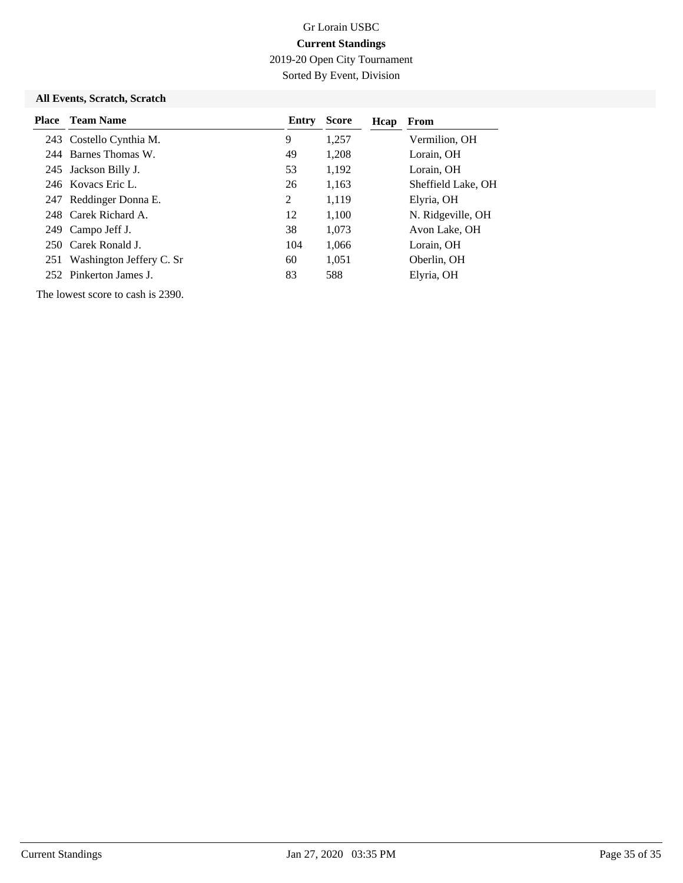Gr Lorain USBC

**Current Standings**

2019-20 Open City Tournament

Sorted By Event, Division

**All Events, Scratch, Scratch**

| Place | Team Name | Entry | Score | Hcap | From |
|---|---|---|---|---|---|
| 243 | Costello Cynthia M. | 9 | 1,257 | | Vermilion, OH |
| 244 | Barnes Thomas W. | 49 | 1,208 | | Lorain, OH |
| 245 | Jackson Billy J. | 53 | 1,192 | | Lorain, OH |
| 246 | Kovacs Eric L. | 26 | 1,163 | | Sheffield Lake, OH |
| 247 | Reddinger Donna E. | 2 | 1,119 | | Elyria, OH |
| 248 | Carek Richard A. | 12 | 1,100 | | N. Ridgeville, OH |
| 249 | Campo Jeff J. | 38 | 1,073 | | Avon Lake, OH |
| 250 | Carek Ronald J. | 104 | 1,066 | | Lorain, OH |
| 251 | Washington Jeffery C. Sr | 60 | 1,051 | | Oberlin, OH |
| 252 | Pinkerton James J. | 83 | 588 | | Elyria, OH |

The lowest score to cash is 2390.